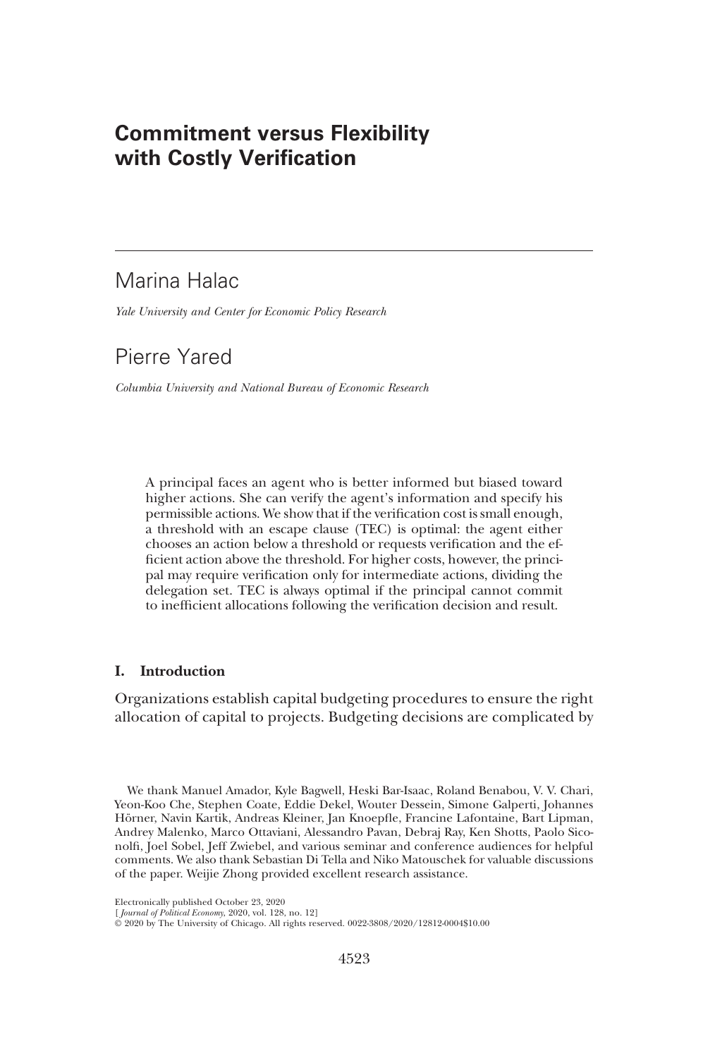# Commitment versus Flexibility with Costly Verification

## Marina Halac

*Yale University and Center for Economic Policy Research*

## Pierre Yared

*Columbia University and National Bureau of Economic Research*

A principal faces an agent who is better informed but biased toward higher actions. She can verify the agent's information and specify his permissible actions. We show that if the verification cost is small enough, a threshold with an escape clause (TEC) is optimal: the agent either chooses an action below a threshold or requests verification and the efficient action above the threshold. For higher costs, however, the principal may require verification only for intermediate actions, dividing the delegation set. TEC is always optimal if the principal cannot commit to inefficient allocations following the verification decision and result.

### I. Introduction

Organizations establish capital budgeting procedures to ensure the right allocation of capital to projects. Budgeting decisions are complicated by

We thank Manuel Amador, Kyle Bagwell, Heski Bar-Isaac, Roland Benabou, V. V. Chari, Yeon-Koo Che, Stephen Coate, Eddie Dekel, Wouter Dessein, Simone Galperti, Johannes Hörner, Navin Kartik, Andreas Kleiner, Jan Knoepfle, Francine Lafontaine, Bart Lipman, Andrey Malenko, Marco Ottaviani, Alessandro Pavan, Debraj Ray, Ken Shotts, Paolo Siconolfi, Joel Sobel, Jeff Zwiebel, and various seminar and conference audiences for helpful comments. We also thank Sebastian Di Tella and Niko Matouschek for valuable discussions of the paper. Weijie Zhong provided excellent research assistance.

Electronically published October 23, 2020
[*Journal of Political Economy*, 2020, vol. 128, no. 12]
© 2020 by The University of Chicago. All rights reserved. 0022-3808/2020/12812-0004$10.00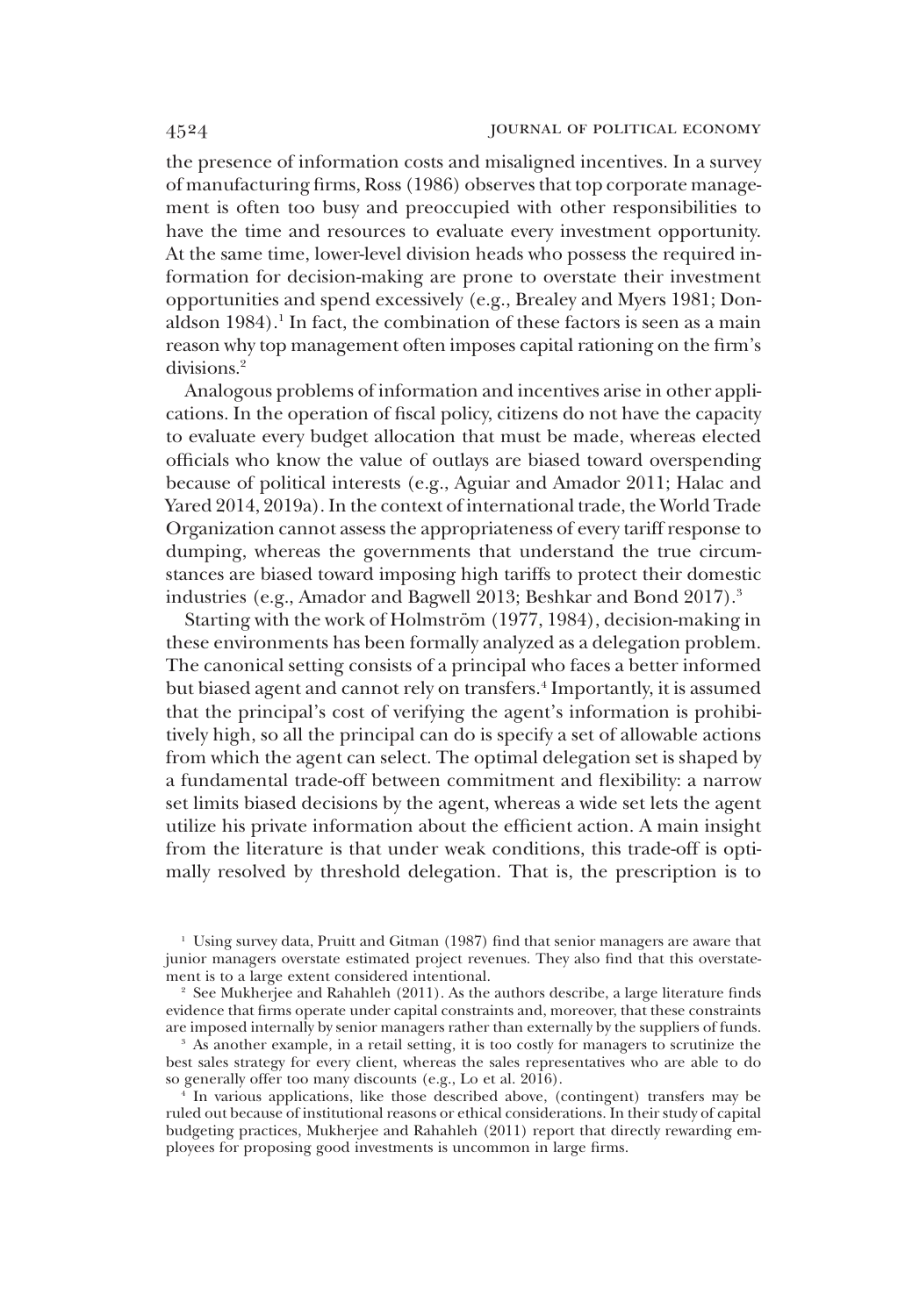the presence of information costs and misaligned incentives. In a survey of manufacturing firms, Ross (1986) observes that top corporate management is often too busy and preoccupied with other responsibilities to have the time and resources to evaluate every investment opportunity. At the same time, lower-level division heads who possess the required information for decision-making are prone to overstate their investment opportunities and spend excessively (e.g., Brealey and Myers 1981; Donaldson 1984).[1] In fact, the combination of these factors is seen as a main reason why top management often imposes capital rationing on the firm's divisions.[2]

Analogous problems of information and incentives arise in other applications. In the operation of fiscal policy, citizens do not have the capacity to evaluate every budget allocation that must be made, whereas elected officials who know the value of outlays are biased toward overspending because of political interests (e.g., Aguiar and Amador 2011; Halac and Yared 2014, 2019a). In the context of international trade, the World Trade Organization cannot assess the appropriateness of every tariff response to dumping, whereas the governments that understand the true circumstances are biased toward imposing high tariffs to protect their domestic industries (e.g., Amador and Bagwell 2013; Beshkar and Bond 2017).[3]

Starting with the work of Holmström (1977, 1984), decision-making in these environments has been formally analyzed as a delegation problem. The canonical setting consists of a principal who faces a better informed but biased agent and cannot rely on transfers.[4] Importantly, it is assumed that the principal's cost of verifying the agent's information is prohibitively high, so all the principal can do is specify a set of allowable actions from which the agent can select. The optimal delegation set is shaped by a fundamental trade-off between commitment and flexibility: a narrow set limits biased decisions by the agent, whereas a wide set lets the agent utilize his private information about the efficient action. A main insight from the literature is that under weak conditions, this trade-off is optimally resolved by threshold delegation. That is, the prescription is to

[1] Using survey data, Pruitt and Gitman (1987) find that senior managers are aware that junior managers overstate estimated project revenues. They also find that this overstatement is to a large extent considered intentional.

[2] See Mukherjee and Rahahleh (2011). As the authors describe, a large literature finds evidence that firms operate under capital constraints and, moreover, that these constraints are imposed internally by senior managers rather than externally by the suppliers of funds.

[3] As another example, in a retail setting, it is too costly for managers to scrutinize the best sales strategy for every client, whereas the sales representatives who are able to do so generally offer too many discounts (e.g., Lo et al. 2016).

[4] In various applications, like those described above, (contingent) transfers may be ruled out because of institutional reasons or ethical considerations. In their study of capital budgeting practices, Mukherjee and Rahahleh (2011) report that directly rewarding employees for proposing good investments is uncommon in large firms.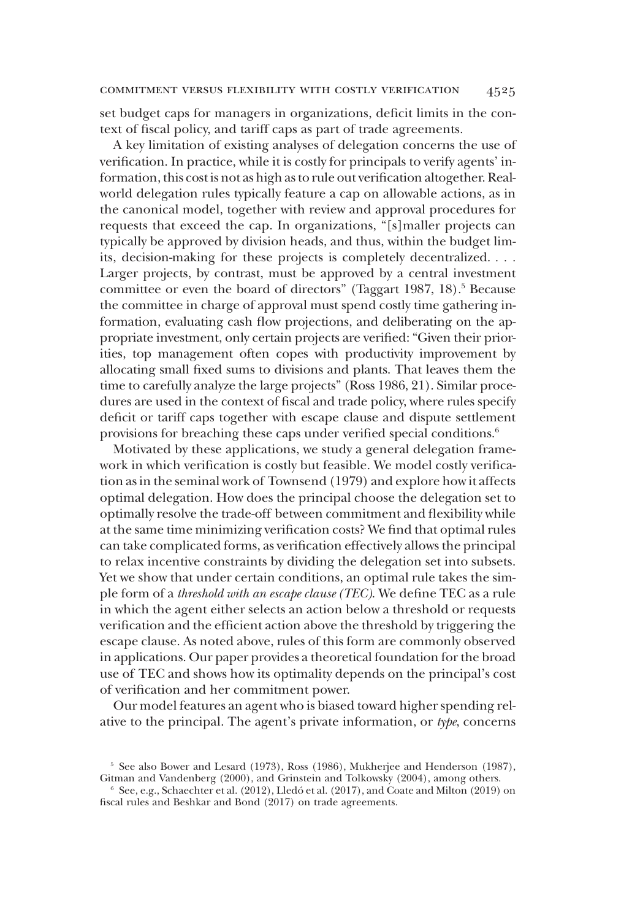set budget caps for managers in organizations, deficit limits in the context of fiscal policy, and tariff caps as part of trade agreements.

A key limitation of existing analyses of delegation concerns the use of verification. In practice, while it is costly for principals to verify agents' information, this cost is not as high as to rule out verification altogether. Real-world delegation rules typically feature a cap on allowable actions, as in the canonical model, together with review and approval procedures for requests that exceed the cap. In organizations, "[s]maller projects can typically be approved by division heads, and thus, within the budget limits, decision-making for these projects is completely decentralized. . . . Larger projects, by contrast, must be approved by a central investment committee or even the board of directors" (Taggart 1987, 18).[5] Because the committee in charge of approval must spend costly time gathering information, evaluating cash flow projections, and deliberating on the appropriate investment, only certain projects are verified: "Given their priorities, top management often copes with productivity improvement by allocating small fixed sums to divisions and plants. That leaves them the time to carefully analyze the large projects" (Ross 1986, 21). Similar procedures are used in the context of fiscal and trade policy, where rules specify deficit or tariff caps together with escape clause and dispute settlement provisions for breaching these caps under verified special conditions.[6]

Motivated by these applications, we study a general delegation framework in which verification is costly but feasible. We model costly verification as in the seminal work of Townsend (1979) and explore how it affects optimal delegation. How does the principal choose the delegation set to optimally resolve the trade-off between commitment and flexibility while at the same time minimizing verification costs? We find that optimal rules can take complicated forms, as verification effectively allows the principal to relax incentive constraints by dividing the delegation set into subsets. Yet we show that under certain conditions, an optimal rule takes the simple form of a *threshold with an escape clause (TEC)*. We define TEC as a rule in which the agent either selects an action below a threshold or requests verification and the efficient action above the threshold by triggering the escape clause. As noted above, rules of this form are commonly observed in applications. Our paper provides a theoretical foundation for the broad use of TEC and shows how its optimality depends on the principal's cost of verification and her commitment power.

Our model features an agent who is biased toward higher spending relative to the principal. The agent's private information, or *type*, concerns

[5] See also Bower and Lesard (1973), Ross (1986), Mukherjee and Henderson (1987), Gitman and Vandenberg (2000), and Grinstein and Tolkowsky (2004), among others.

[6] See, e.g., Schaechter et al. (2012), Lledó et al. (2017), and Coate and Milton (2019) on fiscal rules and Beshkar and Bond (2017) on trade agreements.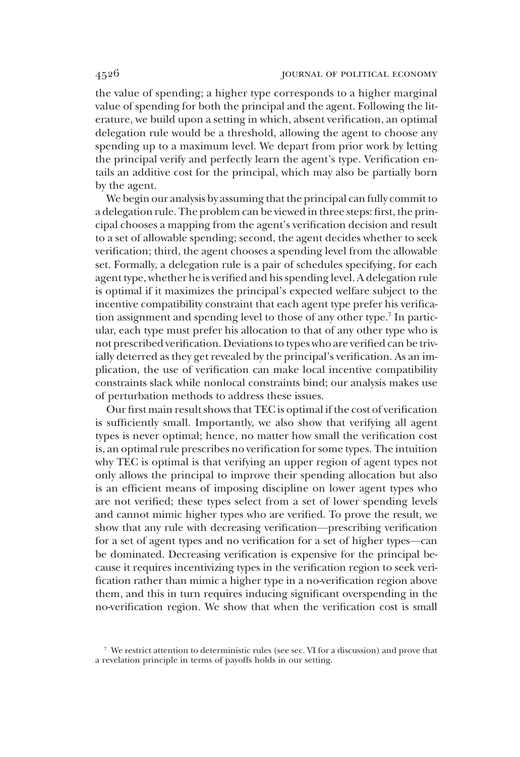the value of spending; a higher type corresponds to a higher marginal value of spending for both the principal and the agent. Following the literature, we build upon a setting in which, absent verification, an optimal delegation rule would be a threshold, allowing the agent to choose any spending up to a maximum level. We depart from prior work by letting the principal verify and perfectly learn the agent's type. Verification entails an additive cost for the principal, which may also be partially born by the agent.

We begin our analysis by assuming that the principal can fully commit to a delegation rule. The problem can be viewed in three steps: first, the principal chooses a mapping from the agent's verification decision and result to a set of allowable spending; second, the agent decides whether to seek verification; third, the agent chooses a spending level from the allowable set. Formally, a delegation rule is a pair of schedules specifying, for each agent type, whether he is verified and his spending level. A delegation rule is optimal if it maximizes the principal's expected welfare subject to the incentive compatibility constraint that each agent type prefer his verification assignment and spending level to those of any other type.[7] In particular, each type must prefer his allocation to that of any other type who is not prescribed verification. Deviations to types who are verified can be trivially deterred as they get revealed by the principal's verification. As an implication, the use of verification can make local incentive compatibility constraints slack while nonlocal constraints bind; our analysis makes use of perturbation methods to address these issues.

Our first main result shows that TEC is optimal if the cost of verification is sufficiently small. Importantly, we also show that verifying all agent types is never optimal; hence, no matter how small the verification cost is, an optimal rule prescribes no verification for some types. The intuition why TEC is optimal is that verifying an upper region of agent types not only allows the principal to improve their spending allocation but also is an efficient means of imposing discipline on lower agent types who are not verified; these types select from a set of lower spending levels and cannot mimic higher types who are verified. To prove the result, we show that any rule with decreasing verification—prescribing verification for a set of agent types and no verification for a set of higher types—can be dominated. Decreasing verification is expensive for the principal because it requires incentivizing types in the verification region to seek verification rather than mimic a higher type in a no-verification region above them, and this in turn requires inducing significant overspending in the no-verification region. We show that when the verification cost is small

[7] We restrict attention to deterministic rules (see sec. VI for a discussion) and prove that a revelation principle in terms of payoffs holds in our setting.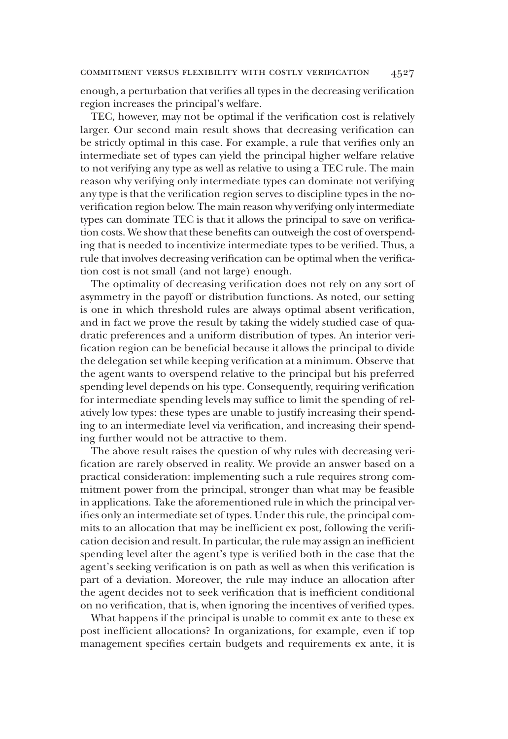enough, a perturbation that verifies all types in the decreasing verification region increases the principal's welfare.

TEC, however, may not be optimal if the verification cost is relatively larger. Our second main result shows that decreasing verification can be strictly optimal in this case. For example, a rule that verifies only an intermediate set of types can yield the principal higher welfare relative to not verifying any type as well as relative to using a TEC rule. The main reason why verifying only intermediate types can dominate not verifying any type is that the verification region serves to discipline types in the no-verification region below. The main reason why verifying only intermediate types can dominate TEC is that it allows the principal to save on verification costs. We show that these benefits can outweigh the cost of overspending that is needed to incentivize intermediate types to be verified. Thus, a rule that involves decreasing verification can be optimal when the verification cost is not small (and not large) enough.

The optimality of decreasing verification does not rely on any sort of asymmetry in the payoff or distribution functions. As noted, our setting is one in which threshold rules are always optimal absent verification, and in fact we prove the result by taking the widely studied case of quadratic preferences and a uniform distribution of types. An interior verification region can be beneficial because it allows the principal to divide the delegation set while keeping verification at a minimum. Observe that the agent wants to overspend relative to the principal but his preferred spending level depends on his type. Consequently, requiring verification for intermediate spending levels may suffice to limit the spending of relatively low types: these types are unable to justify increasing their spending to an intermediate level via verification, and increasing their spending further would not be attractive to them.

The above result raises the question of why rules with decreasing verification are rarely observed in reality. We provide an answer based on a practical consideration: implementing such a rule requires strong commitment power from the principal, stronger than what may be feasible in applications. Take the aforementioned rule in which the principal verifies only an intermediate set of types. Under this rule, the principal commits to an allocation that may be inefficient ex post, following the verification decision and result. In particular, the rule may assign an inefficient spending level after the agent's type is verified both in the case that the agent's seeking verification is on path as well as when this verification is part of a deviation. Moreover, the rule may induce an allocation after the agent decides not to seek verification that is inefficient conditional on no verification, that is, when ignoring the incentives of verified types.

What happens if the principal is unable to commit ex ante to these ex post inefficient allocations? In organizations, for example, even if top management specifies certain budgets and requirements ex ante, it is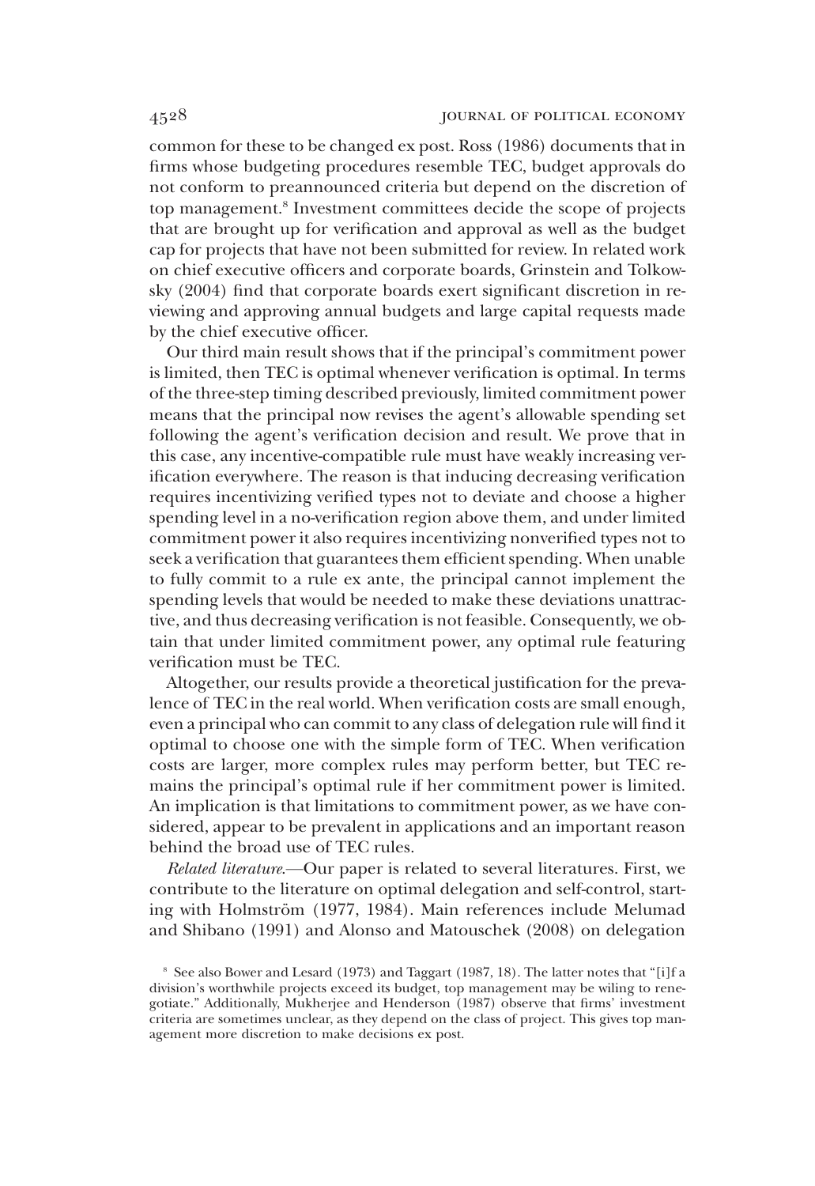common for these to be changed ex post. Ross (1986) documents that in firms whose budgeting procedures resemble TEC, budget approvals do not conform to preannounced criteria but depend on the discretion of top management.[8] Investment committees decide the scope of projects that are brought up for verification and approval as well as the budget cap for projects that have not been submitted for review. In related work on chief executive officers and corporate boards, Grinstein and Tolkowsky (2004) find that corporate boards exert significant discretion in reviewing and approving annual budgets and large capital requests made by the chief executive officer.

Our third main result shows that if the principal's commitment power is limited, then TEC is optimal whenever verification is optimal. In terms of the three-step timing described previously, limited commitment power means that the principal now revises the agent's allowable spending set following the agent's verification decision and result. We prove that in this case, any incentive-compatible rule must have weakly increasing verification everywhere. The reason is that inducing decreasing verification requires incentivizing verified types not to deviate and choose a higher spending level in a no-verification region above them, and under limited commitment power it also requires incentivizing nonverified types not to seek a verification that guarantees them efficient spending. When unable to fully commit to a rule ex ante, the principal cannot implement the spending levels that would be needed to make these deviations unattractive, and thus decreasing verification is not feasible. Consequently, we obtain that under limited commitment power, any optimal rule featuring verification must be TEC.

Altogether, our results provide a theoretical justification for the prevalence of TEC in the real world. When verification costs are small enough, even a principal who can commit to any class of delegation rule will find it optimal to choose one with the simple form of TEC. When verification costs are larger, more complex rules may perform better, but TEC remains the principal's optimal rule if her commitment power is limited. An implication is that limitations to commitment power, as we have considered, appear to be prevalent in applications and an important reason behind the broad use of TEC rules.

*Related literature.*—Our paper is related to several literatures. First, we contribute to the literature on optimal delegation and self-control, starting with Holmström (1977, 1984). Main references include Melumad and Shibano (1991) and Alonso and Matouschek (2008) on delegation

[8] See also Bower and Lesard (1973) and Taggart (1987, 18). The latter notes that "[i]f a division's worthwhile projects exceed its budget, top management may be wiling to renegotiate." Additionally, Mukherjee and Henderson (1987) observe that firms' investment criteria are sometimes unclear, as they depend on the class of project. This gives top management more discretion to make decisions ex post.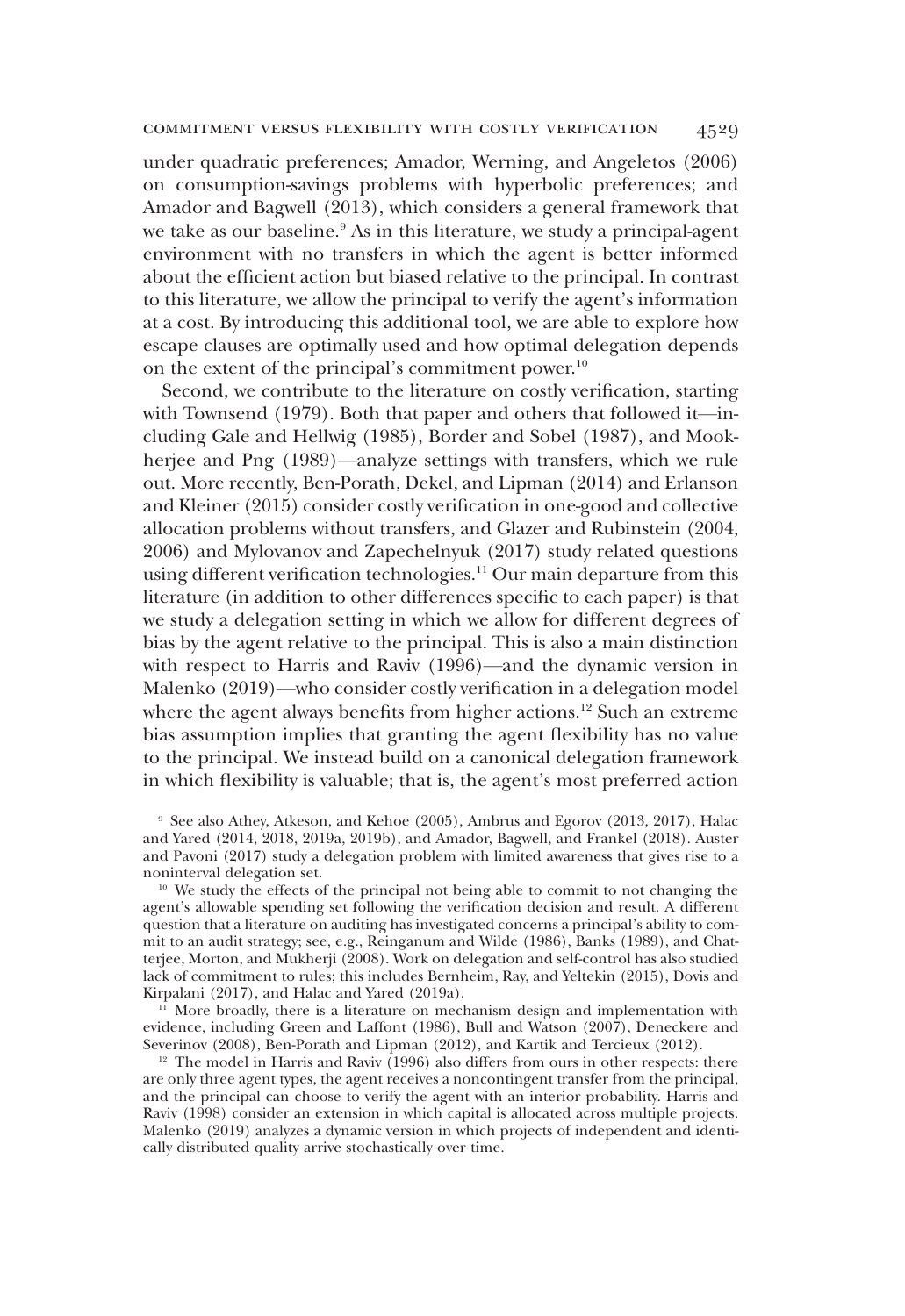under quadratic preferences; Amador, Werning, and Angeletos (2006) on consumption-savings problems with hyperbolic preferences; and Amador and Bagwell (2013), which considers a general framework that we take as our baseline.[9] As in this literature, we study a principal-agent environment with no transfers in which the agent is better informed about the efficient action but biased relative to the principal. In contrast to this literature, we allow the principal to verify the agent's information at a cost. By introducing this additional tool, we are able to explore how escape clauses are optimally used and how optimal delegation depends on the extent of the principal's commitment power.[10]

Second, we contribute to the literature on costly verification, starting with Townsend (1979). Both that paper and others that followed it—including Gale and Hellwig (1985), Border and Sobel (1987), and Mookherjee and Png (1989)—analyze settings with transfers, which we rule out. More recently, Ben-Porath, Dekel, and Lipman (2014) and Erlanson and Kleiner (2015) consider costly verification in one-good and collective allocation problems without transfers, and Glazer and Rubinstein (2004, 2006) and Mylovanov and Zapechelnyuk (2017) study related questions using different verification technologies.[11] Our main departure from this literature (in addition to other differences specific to each paper) is that we study a delegation setting in which we allow for different degrees of bias by the agent relative to the principal. This is also a main distinction with respect to Harris and Raviv (1996)—and the dynamic version in Malenko (2019)—who consider costly verification in a delegation model where the agent always benefits from higher actions.[12] Such an extreme bias assumption implies that granting the agent flexibility has no value to the principal. We instead build on a canonical delegation framework in which flexibility is valuable; that is, the agent's most preferred action

[9] See also Athey, Atkeson, and Kehoe (2005), Ambrus and Egorov (2013, 2017), Halac and Yared (2014, 2018, 2019a, 2019b), and Amador, Bagwell, and Frankel (2018). Auster and Pavoni (2017) study a delegation problem with limited awareness that gives rise to a noninterval delegation set.

[10] We study the effects of the principal not being able to commit to not changing the agent's allowable spending set following the verification decision and result. A different question that a literature on auditing has investigated concerns a principal's ability to commit to an audit strategy; see, e.g., Reinganum and Wilde (1986), Banks (1989), and Chatterjee, Morton, and Mukherji (2008). Work on delegation and self-control has also studied lack of commitment to rules; this includes Bernheim, Ray, and Yeltekin (2015), Dovis and Kirpalani (2017), and Halac and Yared (2019a).

[11] More broadly, there is a literature on mechanism design and implementation with evidence, including Green and Laffont (1986), Bull and Watson (2007), Deneckere and Severinov (2008), Ben-Porath and Lipman (2012), and Kartik and Tercieux (2012).

[12] The model in Harris and Raviv (1996) also differs from ours in other respects: there are only three agent types, the agent receives a noncontingent transfer from the principal, and the principal can choose to verify the agent with an interior probability. Harris and Raviv (1998) consider an extension in which capital is allocated across multiple projects. Malenko (2019) analyzes a dynamic version in which projects of independent and identically distributed quality arrive stochastically over time.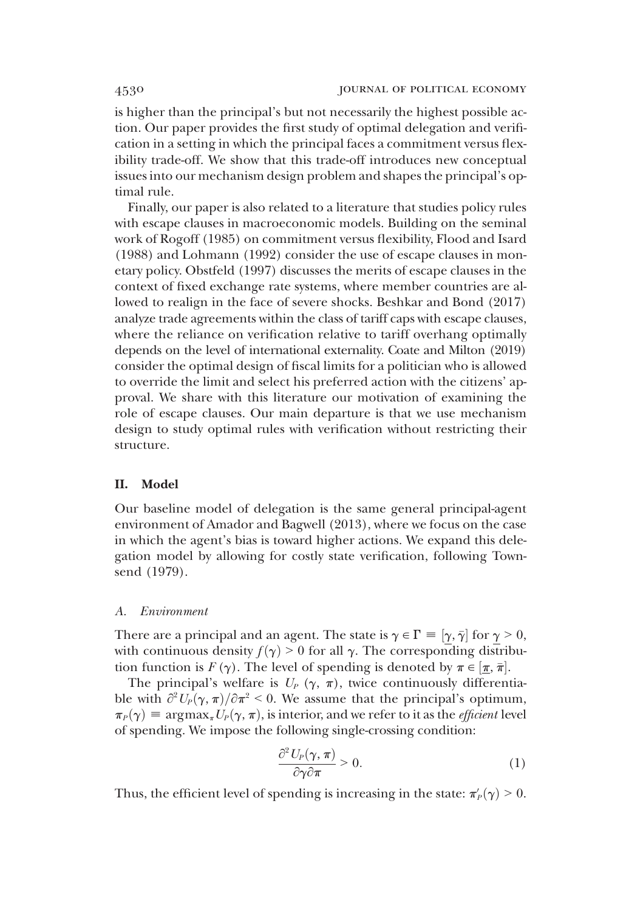is higher than the principal's but not necessarily the highest possible action. Our paper provides the first study of optimal delegation and verification in a setting in which the principal faces a commitment versus flexibility trade-off. We show that this trade-off introduces new conceptual issues into our mechanism design problem and shapes the principal's optimal rule.

Finally, our paper is also related to a literature that studies policy rules with escape clauses in macroeconomic models. Building on the seminal work of Rogoff (1985) on commitment versus flexibility, Flood and Isard (1988) and Lohmann (1992) consider the use of escape clauses in monetary policy. Obstfeld (1997) discusses the merits of escape clauses in the context of fixed exchange rate systems, where member countries are allowed to realign in the face of severe shocks. Beshkar and Bond (2017) analyze trade agreements within the class of tariff caps with escape clauses, where the reliance on verification relative to tariff overhang optimally depends on the level of international externality. Coate and Milton (2019) consider the optimal design of fiscal limits for a politician who is allowed to override the limit and select his preferred action with the citizens' approval. We share with this literature our motivation of examining the role of escape clauses. Our main departure is that we use mechanism design to study optimal rules with verification without restricting their structure.

## II. Model

Our baseline model of delegation is the same general principal-agent environment of Amador and Bagwell (2013), where we focus on the case in which the agent's bias is toward higher actions. We expand this delegation model by allowing for costly state verification, following Townsend (1979).

### A. *Environment*

There are a principal and an agent. The state is $\gamma \in \Gamma \equiv [\underline{\gamma}, \bar{\gamma}]$ for $\underline{\gamma} > 0$, with continuous density $f(\gamma) > 0$ for all $\gamma$. The corresponding distribution function is $F(\gamma)$. The level of spending is denoted by $\pi \in [\underline{\pi}, \bar{\pi}]$.

The principal's welfare is $U_P(\gamma, \pi)$, twice continuously differentiable with $\partial^2 U_P(\gamma, \pi)/\partial \pi^2 < 0$. We assume that the principal's optimum, $\pi_P(\gamma) \equiv \operatorname{argmax}_\pi U_P(\gamma, \pi)$, is interior, and we refer to it as the *efficient* level of spending. We impose the following single-crossing condition:

$$\frac{\partial^2 U_P(\gamma, \pi)}{\partial \gamma \partial \pi} > 0. \tag{1}$$

Thus, the efficient level of spending is increasing in the state: $\pi'_P(\gamma) > 0$.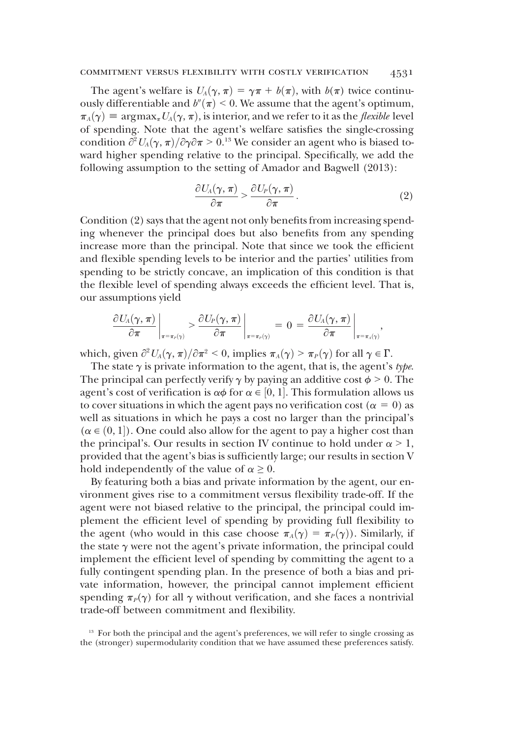The agent's welfare is $U_A(\gamma, \pi) = \gamma\pi + b(\pi)$, with $b(\pi)$ twice continuously differentiable and $b''(\pi) < 0$. We assume that the agent's optimum, $\pi_A(\gamma) \equiv \text{argmax}_\pi U_A(\gamma, \pi)$, is interior, and we refer to it as the *flexible* level of spending. Note that the agent's welfare satisfies the single-crossing condition $\partial^2 U_A(\gamma, \pi)/\partial\gamma\partial\pi > 0$.[13] We consider an agent who is biased toward higher spending relative to the principal. Specifically, we add the following assumption to the setting of Amador and Bagwell (2013):

$$\frac{\partial U_A(\gamma, \pi)}{\partial \pi} > \frac{\partial U_P(\gamma, \pi)}{\partial \pi}. \tag{2}$$

Condition (2) says that the agent not only benefits from increasing spending whenever the principal does but also benefits from any spending increase more than the principal. Note that since we took the efficient and flexible spending levels to be interior and the parties' utilities from spending to be strictly concave, an implication of this condition is that the flexible level of spending always exceeds the efficient level. That is, our assumptions yield

$$\left.\frac{\partial U_A(\gamma, \pi)}{\partial \pi}\right|_{\pi=\pi_P(\gamma)} > \left.\frac{\partial U_P(\gamma, \pi)}{\partial \pi}\right|_{\pi=\pi_P(\gamma)} = 0 = \left.\frac{\partial U_A(\gamma, \pi)}{\partial \pi}\right|_{\pi=\pi_A(\gamma)},$$

which, given $\partial^2 U_A(\gamma, \pi)/\partial\pi^2 < 0$, implies $\pi_A(\gamma) > \pi_P(\gamma)$ for all $\gamma \in \Gamma$.

The state $\gamma$ is private information to the agent, that is, the agent's *type*. The principal can perfectly verify $\gamma$ by paying an additive cost $\phi > 0$. The agent's cost of verification is $\alpha\phi$ for $\alpha \in [0, 1]$. This formulation allows us to cover situations in which the agent pays no verification cost ($\alpha = 0$) as well as situations in which he pays a cost no larger than the principal's ($\alpha \in (0, 1]$). One could also allow for the agent to pay a higher cost than the principal's. Our results in section IV continue to hold under $\alpha > 1$, provided that the agent's bias is sufficiently large; our results in section V hold independently of the value of $\alpha \geq 0$.

By featuring both a bias and private information by the agent, our environment gives rise to a commitment versus flexibility trade-off. If the agent were not biased relative to the principal, the principal could implement the efficient level of spending by providing full flexibility to the agent (who would in this case choose $\pi_A(\gamma) = \pi_P(\gamma)$). Similarly, if the state $\gamma$ were not the agent's private information, the principal could implement the efficient level of spending by committing the agent to a fully contingent spending plan. In the presence of both a bias and private information, however, the principal cannot implement efficient spending $\pi_P(\gamma)$ for all $\gamma$ without verification, and she faces a nontrivial trade-off between commitment and flexibility.

[13] For both the principal and the agent's preferences, we will refer to single crossing as the (stronger) supermodularity condition that we have assumed these preferences satisfy.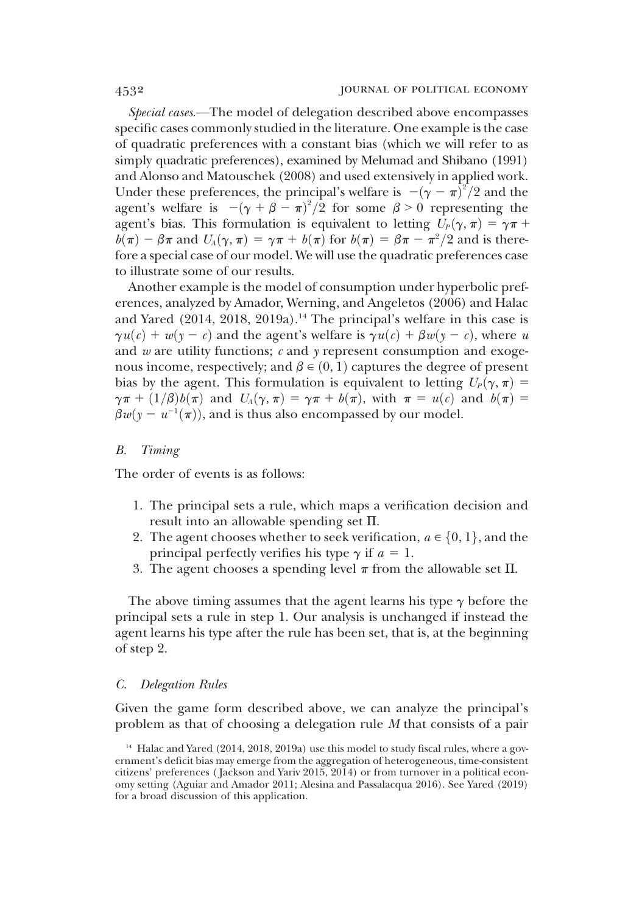*Special cases*.—The model of delegation described above encompasses specific cases commonly studied in the literature. One example is the case of quadratic preferences with a constant bias (which we will refer to as simply quadratic preferences), examined by Melumad and Shibano (1991) and Alonso and Matouschek (2008) and used extensively in applied work. Under these preferences, the principal's welfare is $-(\gamma - \pi)^2/2$ and the agent's welfare is $-(\gamma + \beta - \pi)^2/2$ for some $\beta > 0$ representing the agent's bias. This formulation is equivalent to letting $U_P(\gamma, \pi) = \gamma\pi + b(\pi) - \beta\pi$ and $U_A(\gamma, \pi) = \gamma\pi + b(\pi)$ for $b(\pi) = \beta\pi - \pi^2/2$ and is therefore a special case of our model. We will use the quadratic preferences case to illustrate some of our results.

Another example is the model of consumption under hyperbolic preferences, analyzed by Amador, Werning, and Angeletos (2006) and Halac and Yared (2014, 2018, 2019a).[14] The principal's welfare in this case is $\gamma u(c) + w(y - c)$ and the agent's welfare is $\gamma u(c) + \beta w(y - c)$, where $u$ and $w$ are utility functions; $c$ and $y$ represent consumption and exogenous income, respectively; and $\beta \in (0, 1)$ captures the degree of present bias by the agent. This formulation is equivalent to letting $U_P(\gamma, \pi) = \gamma\pi + (1/\beta)b(\pi)$ and $U_A(\gamma, \pi) = \gamma\pi + b(\pi)$, with $\pi = u(c)$ and $b(\pi) = \beta w(y - u^{-1}(\pi))$, and is thus also encompassed by our model.

## B. Timing

The order of events is as follows:

1. The principal sets a rule, which maps a verification decision and result into an allowable spending set $\Pi$.
2. The agent chooses whether to seek verification, $a \in \{0, 1\}$, and the principal perfectly verifies his type $\gamma$ if $a = 1$.
3. The agent chooses a spending level $\pi$ from the allowable set $\Pi$.

The above timing assumes that the agent learns his type $\gamma$ before the principal sets a rule in step 1. Our analysis is unchanged if instead the agent learns his type after the rule has been set, that is, at the beginning of step 2.

## C. Delegation Rules

Given the game form described above, we can analyze the principal's problem as that of choosing a delegation rule $M$ that consists of a pair

[14] Halac and Yared (2014, 2018, 2019a) use this model to study fiscal rules, where a government's deficit bias may emerge from the aggregation of heterogeneous, time-consistent citizens' preferences (Jackson and Yariv 2015, 2014) or from turnover in a political economy setting (Aguiar and Amador 2011; Alesina and Passalacqua 2016). See Yared (2019) for a broad discussion of this application.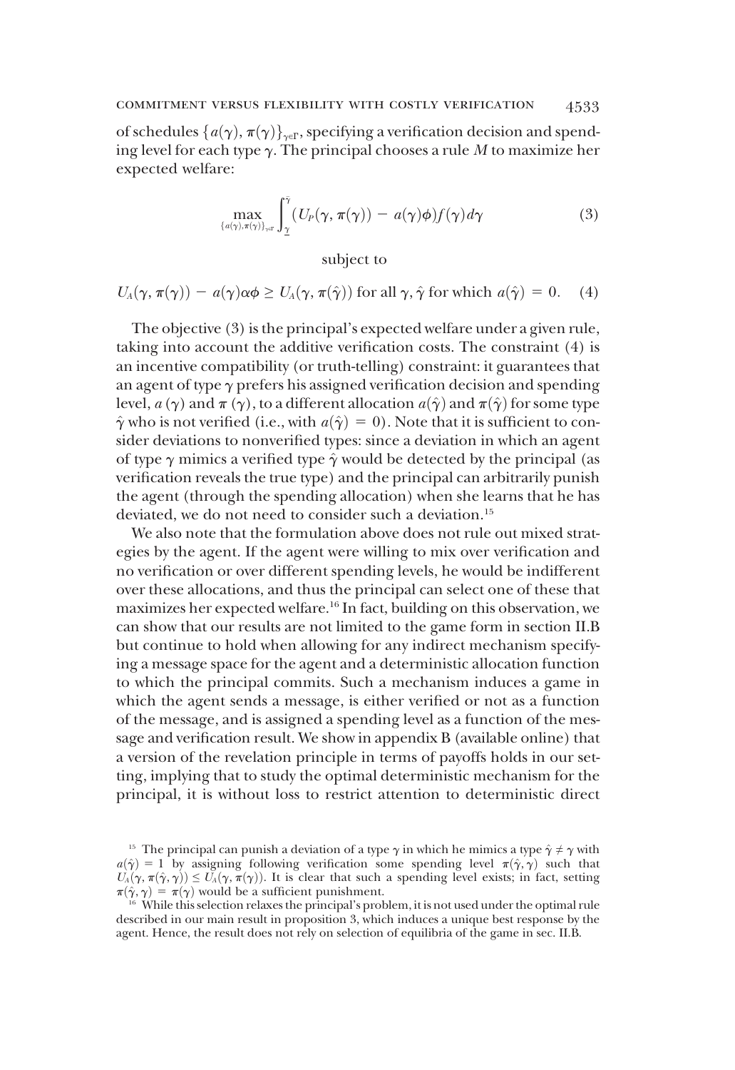of schedules $\{a(\gamma), \pi(\gamma)\}_{\gamma\in\Gamma}$, specifying a verification decision and spending level for each type $\gamma$. The principal chooses a rule $M$ to maximize her expected welfare:

$$\max_{\{a(\gamma),\pi(\gamma)\}_{\gamma\in\Gamma}} \int_{\underline{\gamma}}^{\bar{\gamma}} (U_P(\gamma, \pi(\gamma)) - a(\gamma)\phi) f(\gamma) d\gamma \tag{3}$$

subject to

$$U_A(\gamma, \pi(\gamma)) - a(\gamma)\alpha\phi \geq U_A(\gamma, \pi(\hat{\gamma})) \text{ for all } \gamma, \hat{\gamma} \text{ for which } a(\hat{\gamma}) = 0. \tag{4}$$

The objective (3) is the principal's expected welfare under a given rule, taking into account the additive verification costs. The constraint (4) is an incentive compatibility (or truth-telling) constraint: it guarantees that an agent of type $\gamma$ prefers his assigned verification decision and spending level, $a(\gamma)$ and $\pi(\gamma)$, to a different allocation $a(\hat{\gamma})$ and $\pi(\hat{\gamma})$ for some type $\hat{\gamma}$ who is not verified (i.e., with $a(\hat{\gamma}) = 0$). Note that it is sufficient to consider deviations to nonverified types: since a deviation in which an agent of type $\gamma$ mimics a verified type $\hat{\gamma}$ would be detected by the principal (as verification reveals the true type) and the principal can arbitrarily punish the agent (through the spending allocation) when she learns that he has deviated, we do not need to consider such a deviation.[15]

We also note that the formulation above does not rule out mixed strategies by the agent. If the agent were willing to mix over verification and no verification or over different spending levels, he would be indifferent over these allocations, and thus the principal can select one of these that maximizes her expected welfare.[16] In fact, building on this observation, we can show that our results are not limited to the game form in section II.B but continue to hold when allowing for any indirect mechanism specifying a message space for the agent and a deterministic allocation function to which the principal commits. Such a mechanism induces a game in which the agent sends a message, is either verified or not as a function of the message, and is assigned a spending level as a function of the message and verification result. We show in appendix B (available online) that a version of the revelation principle in terms of payoffs holds in our setting, implying that to study the optimal deterministic mechanism for the principal, it is without loss to restrict attention to deterministic direct

---

[15] The principal can punish a deviation of a type $\gamma$ in which he mimics a type $\hat{\gamma} \neq \gamma$ with $a(\hat{\gamma}) = 1$ by assigning following verification some spending level $\pi(\hat{\gamma}, \gamma)$ such that $U_A(\gamma, \pi(\hat{\gamma}, \gamma)) \leq U_A(\gamma, \pi(\gamma))$. It is clear that such a spending level exists; in fact, setting $\pi(\hat{\gamma}, \gamma) = \pi(\gamma)$ would be a sufficient punishment.

[16] While this selection relaxes the principal's problem, it is not used under the optimal rule described in our main result in proposition 3, which induces a unique best response by the agent. Hence, the result does not rely on selection of equilibria of the game in sec. II.B.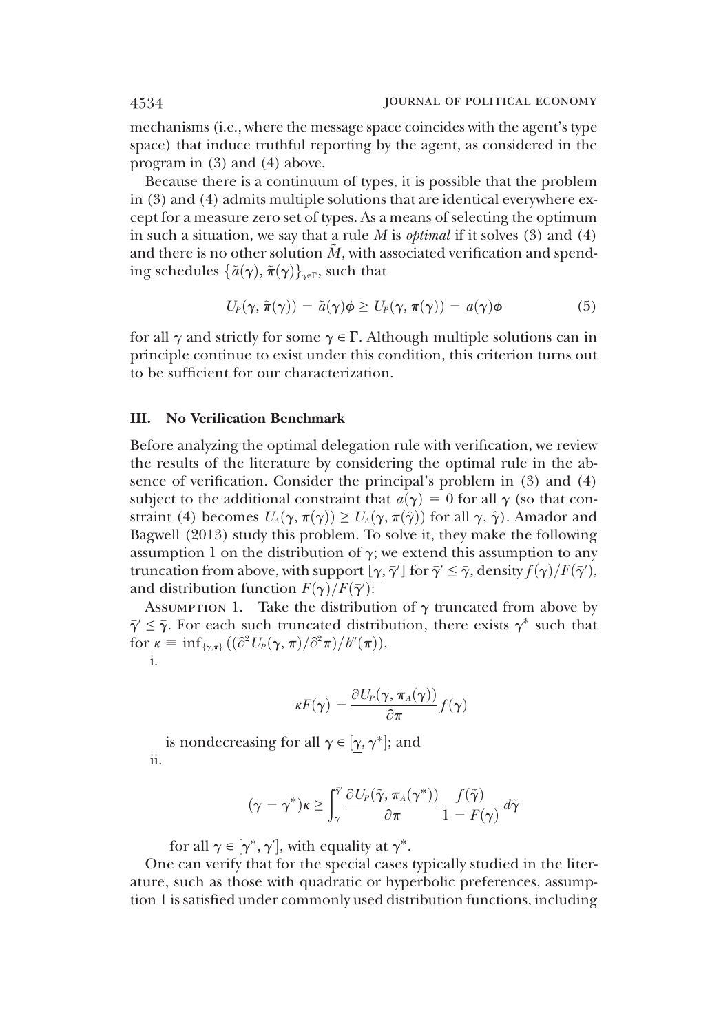mechanisms (i.e., where the message space coincides with the agent's type space) that induce truthful reporting by the agent, as considered in the program in (3) and (4) above.

Because there is a continuum of types, it is possible that the problem in (3) and (4) admits multiple solutions that are identical everywhere except for a measure zero set of types. As a means of selecting the optimum in such a situation, we say that a rule $M$ is *optimal* if it solves (3) and (4) and there is no other solution $\tilde{M}$, with associated verification and spending schedules $\{\tilde{a}(\gamma), \tilde{\pi}(\gamma)\}_{\gamma\in\Gamma}$, such that

$$U_P(\gamma, \tilde{\pi}(\gamma)) - \tilde{a}(\gamma)\phi \geq U_P(\gamma, \pi(\gamma)) - a(\gamma)\phi \tag{5}$$

for all $\gamma$ and strictly for some $\gamma \in \Gamma$. Although multiple solutions can in principle continue to exist under this condition, this criterion turns out to be sufficient for our characterization.

## III. No Verification Benchmark

Before analyzing the optimal delegation rule with verification, we review the results of the literature by considering the optimal rule in the absence of verification. Consider the principal's problem in (3) and (4) subject to the additional constraint that $a(\gamma) = 0$ for all $\gamma$ (so that constraint (4) becomes $U_A(\gamma, \pi(\gamma)) \geq U_A(\gamma, \pi(\hat{\gamma}))$ for all $\gamma, \hat{\gamma}$). Amador and Bagwell (2013) study this problem. To solve it, they make the following assumption 1 on the distribution of $\gamma$; we extend this assumption to any truncation from above, with support $[\underline{\gamma}, \bar{\gamma}']$ for $\bar{\gamma}' \leq \bar{\gamma}$, density $f(\gamma)/F(\bar{\gamma}')$, and distribution function $F(\gamma)/F(\bar{\gamma}')$:

Assumption 1. Take the distribution of $\gamma$ truncated from above by $\bar{\gamma}' \leq \bar{\gamma}$. For each such truncated distribution, there exists $\gamma^*$ such that for $\kappa \equiv \inf_{\{\gamma,\pi\}}((\partial^2 U_P(\gamma, \pi)/\partial^2\pi)/b''(\pi))$,

i.

$$\kappa F(\gamma) - \frac{\partial U_P(\gamma, \pi_A(\gamma))}{\partial \pi} f(\gamma)$$

is nondecreasing for all $\gamma \in [\underline{\gamma}, \gamma^*]$; and

ii.

$$(\gamma - \gamma^*)\kappa \geq \int_{\gamma}^{\bar{\gamma}'} \frac{\partial U_P(\tilde{\gamma}, \pi_A(\gamma^*))}{\partial \pi} \frac{f(\tilde{\gamma})}{1 - F(\gamma)}\, d\tilde{\gamma}$$

for all $\gamma \in [\gamma^*, \bar{\gamma}']$, with equality at $\gamma^*$.

One can verify that for the special cases typically studied in the literature, such as those with quadratic or hyperbolic preferences, assumption 1 is satisfied under commonly used distribution functions, including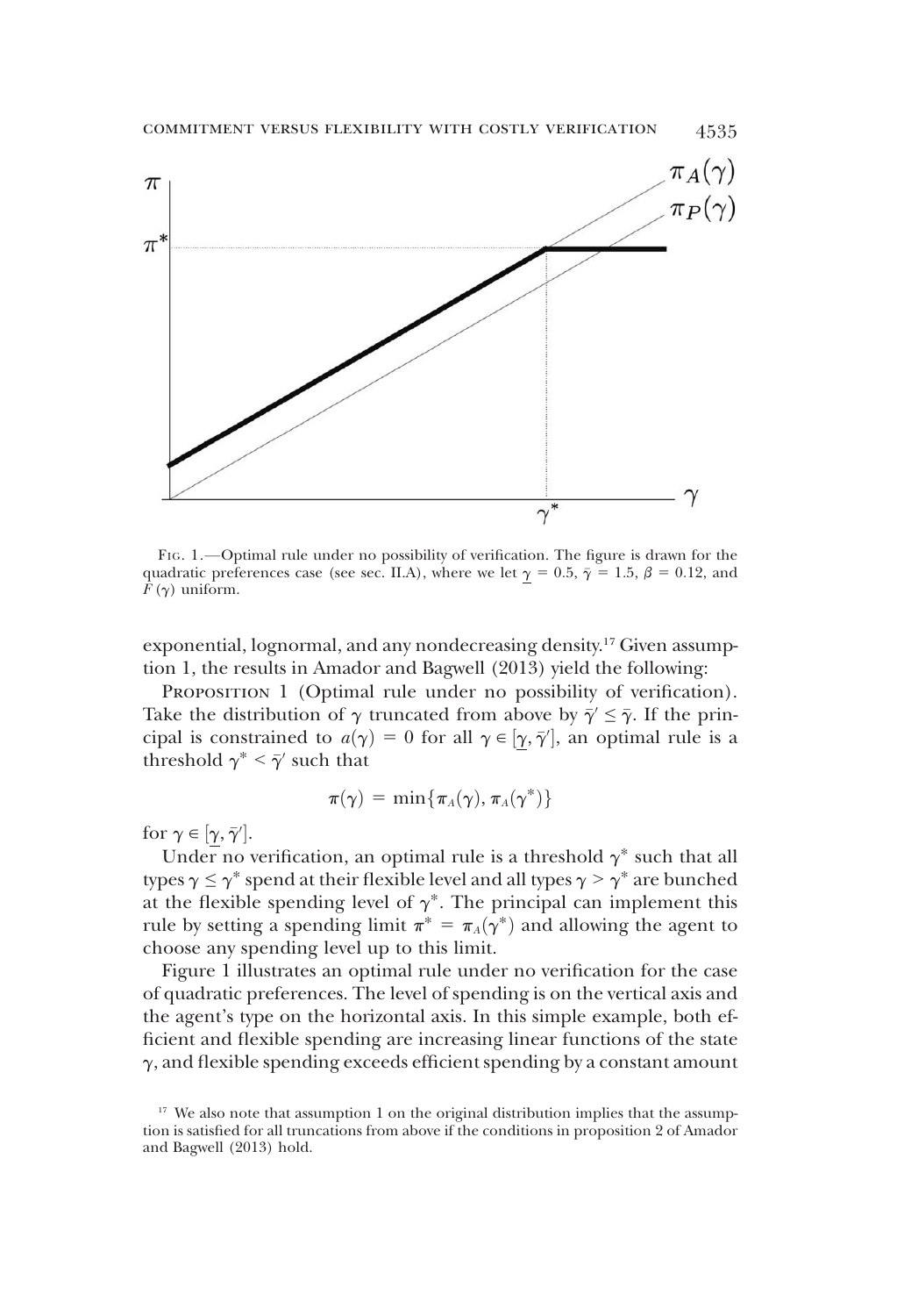Fig. 1.—Optimal rule under no possibility of verification. The figure is drawn for the quadratic preferences case (see sec. II.A), where we let $\underline{\gamma} = 0.5$, $\bar{\gamma} = 1.5$, $\beta = 0.12$, and $F(\gamma)$ uniform.

exponential, lognormal, and any nondecreasing density.[17] Given assumption 1, the results in Amador and Bagwell (2013) yield the following:

Proposition 1 (Optimal rule under no possibility of verification). Take the distribution of $\gamma$ truncated from above by $\bar{\gamma}' \le \bar{\gamma}$. If the principal is constrained to $a(\gamma) = 0$ for all $\gamma \in [\underline{\gamma}, \bar{\gamma}']$, an optimal rule is a threshold $\gamma^* < \bar{\gamma}'$ such that

$$\pi(\gamma) = \min\{\pi_A(\gamma), \pi_A(\gamma^*)\}$$

for $\gamma \in [\underline{\gamma}, \bar{\gamma}']$.

Under no verification, an optimal rule is a threshold $\gamma^*$ such that all types $\gamma \le \gamma^*$ spend at their flexible level and all types $\gamma > \gamma^*$ are bunched at the flexible spending level of $\gamma^*$. The principal can implement this rule by setting a spending limit $\pi^* = \pi_A(\gamma^*)$ and allowing the agent to choose any spending level up to this limit.

Figure 1 illustrates an optimal rule under no verification for the case of quadratic preferences. The level of spending is on the vertical axis and the agent's type on the horizontal axis. In this simple example, both efficient and flexible spending are increasing linear functions of the state $\gamma$, and flexible spending exceeds efficient spending by a constant amount

[17] We also note that assumption 1 on the original distribution implies that the assumption is satisfied for all truncations from above if the conditions in proposition 2 of Amador and Bagwell (2013) hold.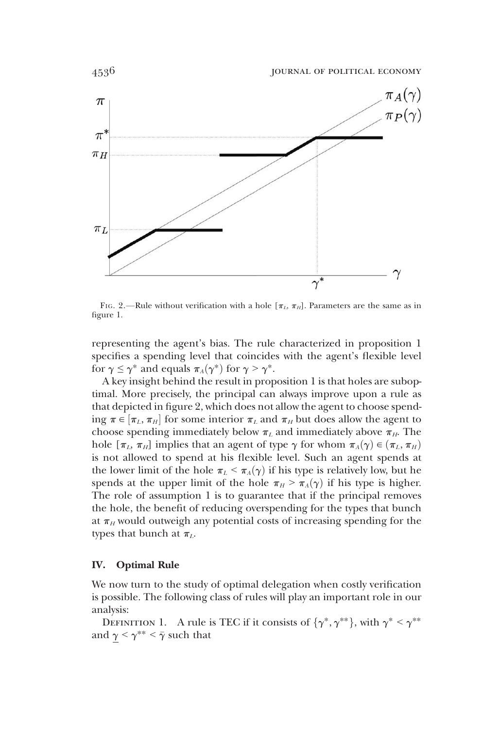FIG. 2.—Rule without verification with a hole $[\pi_L, \pi_H]$. Parameters are the same as in figure 1.

representing the agent's bias. The rule characterized in proposition 1 specifies a spending level that coincides with the agent's flexible level for $\gamma \leq \gamma^*$ and equals $\pi_A(\gamma^*)$ for $\gamma > \gamma^*$.

A key insight behind the result in proposition 1 is that holes are suboptimal. More precisely, the principal can always improve upon a rule as that depicted in figure 2, which does not allow the agent to choose spending $\pi \in [\pi_L, \pi_H]$ for some interior $\pi_L$ and $\pi_H$ but does allow the agent to choose spending immediately below $\pi_L$ and immediately above $\pi_H$. The hole $[\pi_L, \pi_H]$ implies that an agent of type $\gamma$ for whom $\pi_A(\gamma) \in (\pi_L, \pi_H)$ is not allowed to spend at his flexible level. Such an agent spends at the lower limit of the hole $\pi_L < \pi_A(\gamma)$ if his type is relatively low, but he spends at the upper limit of the hole $\pi_H > \pi_A(\gamma)$ if his type is higher. The role of assumption 1 is to guarantee that if the principal removes the hole, the benefit of reducing overspending for the types that bunch at $\pi_H$ would outweigh any potential costs of increasing spending for the types that bunch at $\pi_L$.

## IV. Optimal Rule

We now turn to the study of optimal delegation when costly verification is possible. The following class of rules will play an important role in our analysis:

DEFINITION 1. A rule is TEC if it consists of $\{\gamma^*, \gamma^{**}\}$, with $\gamma^* < \gamma^{**}$ and $\underline{\gamma} < \gamma^{**} < \bar{\gamma}$ such that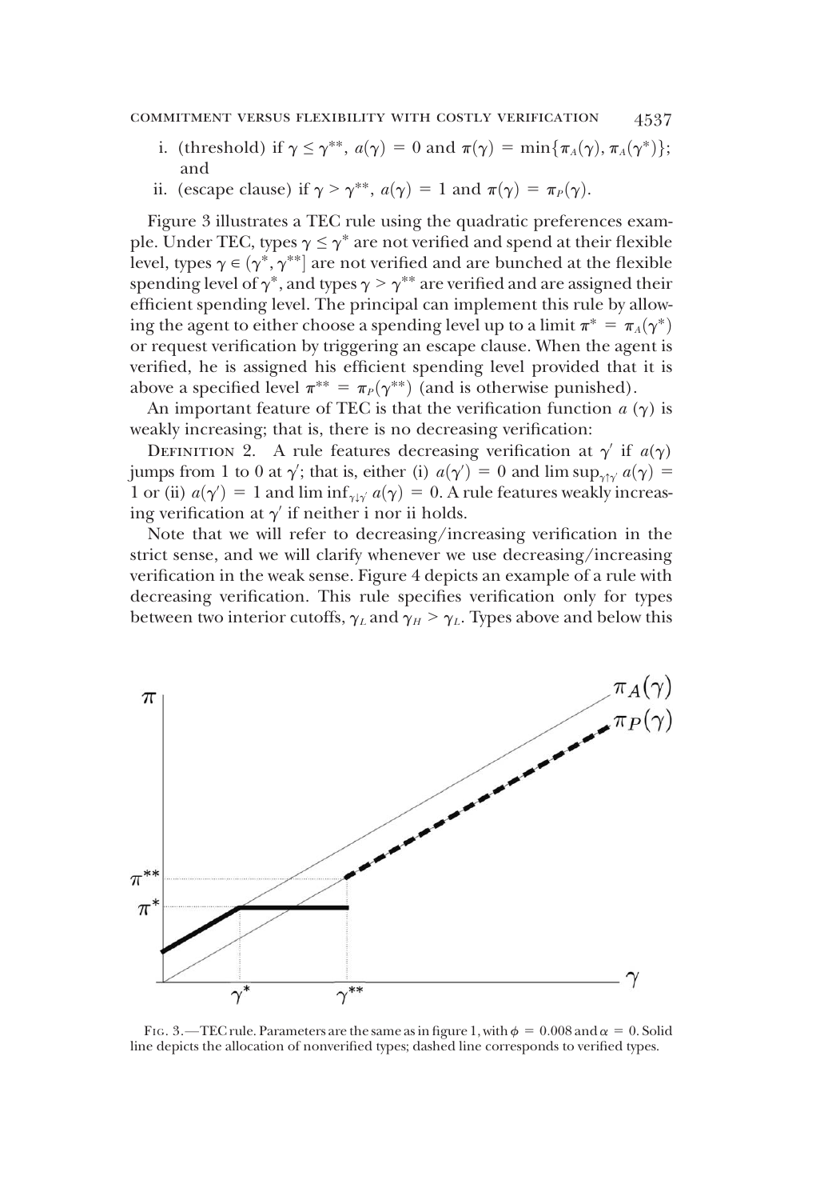i. (threshold) if $\gamma \leq \gamma^{**}$, $a(\gamma) = 0$ and $\pi(\gamma) = \min\{\pi_A(\gamma), \pi_A(\gamma^*)\}$; and

ii. (escape clause) if $\gamma > \gamma^{**}$, $a(\gamma) = 1$ and $\pi(\gamma) = \pi_P(\gamma)$.

Figure 3 illustrates a TEC rule using the quadratic preferences example. Under TEC, types $\gamma \leq \gamma^*$ are not verified and spend at their flexible level, types $\gamma \in (\gamma^*, \gamma^{**}]$ are not verified and are bunched at the flexible spending level of $\gamma^*$, and types $\gamma > \gamma^{**}$ are verified and are assigned their efficient spending level. The principal can implement this rule by allowing the agent to either choose a spending level up to a limit $\pi^* = \pi_A(\gamma^*)$ or request verification by triggering an escape clause. When the agent is verified, he is assigned his efficient spending level provided that it is above a specified level $\pi^{**} = \pi_P(\gamma^{**})$ (and is otherwise punished).

An important feature of TEC is that the verification function $a(\gamma)$ is weakly increasing; that is, there is no decreasing verification:

DEFINITION 2. A rule features decreasing verification at $\gamma'$ if $a(\gamma)$ jumps from 1 to 0 at $\gamma'$; that is, either (i) $a(\gamma') = 0$ and $\limsup_{\gamma \uparrow \gamma'} a(\gamma) = 1$ or (ii) $a(\gamma') = 1$ and $\liminf_{\gamma \downarrow \gamma'} a(\gamma) = 0$. A rule features weakly increasing verification at $\gamma'$ if neither i nor ii holds.

Note that we will refer to decreasing/increasing verification in the strict sense, and we will clarify whenever we use decreasing/increasing verification in the weak sense. Figure 4 depicts an example of a rule with decreasing verification. This rule specifies verification only for types between two interior cutoffs, $\gamma_L$ and $\gamma_H > \gamma_L$. Types above and below this

FIG. 3.—TEC rule. Parameters are the same as in figure 1, with $\phi = 0.008$ and $\alpha = 0$. Solid line depicts the allocation of nonverified types; dashed line corresponds to verified types.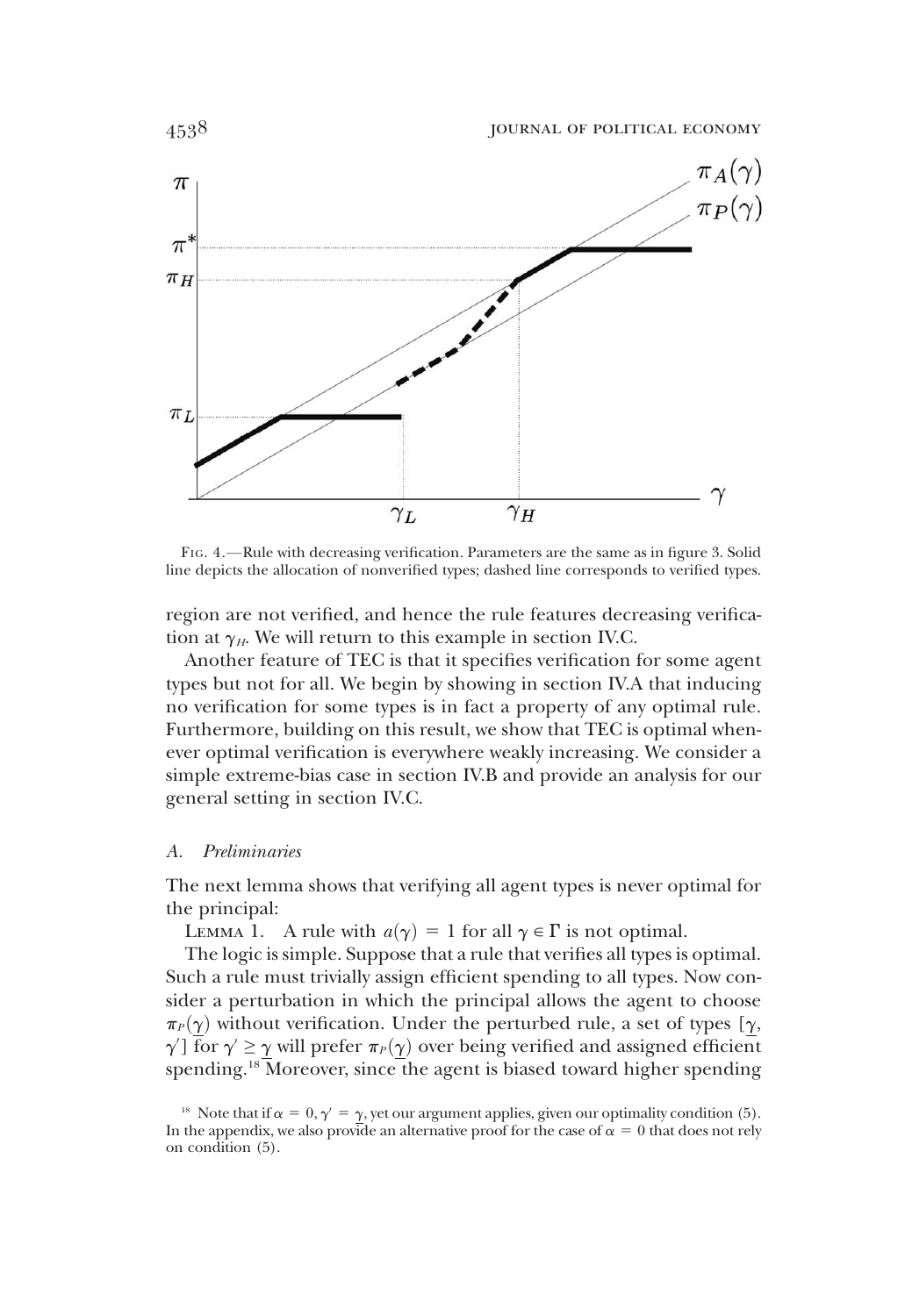Fig. 4.—Rule with decreasing verification. Parameters are the same as in figure 3. Solid line depicts the allocation of nonverified types; dashed line corresponds to verified types.

region are not verified, and hence the rule features decreasing verification at $\gamma_H$. We will return to this example in section IV.C.

Another feature of TEC is that it specifies verification for some agent types but not for all. We begin by showing in section IV.A that inducing no verification for some types is in fact a property of any optimal rule. Furthermore, building on this result, we show that TEC is optimal whenever optimal verification is everywhere weakly increasing. We consider a simple extreme-bias case in section IV.B and provide an analysis for our general setting in section IV.C.

### *A. Preliminaries*

The next lemma shows that verifying all agent types is never optimal for the principal:

Lemma 1. A rule with $a(\gamma) = 1$ for all $\gamma \in \Gamma$ is not optimal.

The logic is simple. Suppose that a rule that verifies all types is optimal. Such a rule must trivially assign efficient spending to all types. Now consider a perturbation in which the principal allows the agent to choose $\pi_P(\underline{\gamma})$ without verification. Under the perturbed rule, a set of types $[\underline{\gamma}, \gamma']$ for $\gamma' \geq \underline{\gamma}$ will prefer $\pi_P(\underline{\gamma})$ over being verified and assigned efficient spending.[18] Moreover, since the agent is biased toward higher spending

[18] Note that if $\alpha = 0, \gamma' = \underline{\gamma}$, yet our argument applies, given our optimality condition (5). In the appendix, we also provide an alternative proof for the case of $\alpha = 0$ that does not rely on condition (5).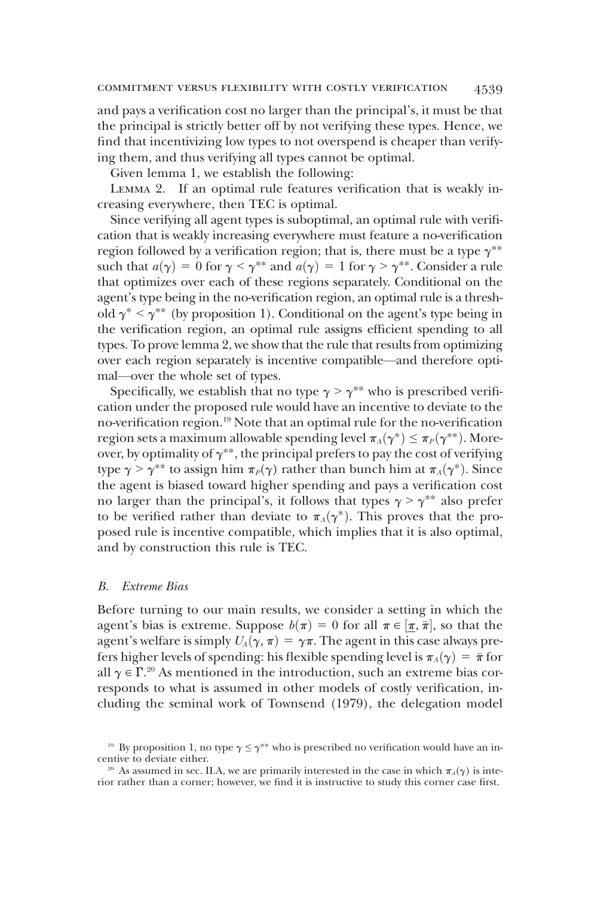and pays a verification cost no larger than the principal's, it must be that the principal is strictly better off by not verifying these types. Hence, we find that incentivizing low types to not overspend is cheaper than verifying them, and thus verifying all types cannot be optimal.

Given lemma 1, we establish the following:

Lemma 2. If an optimal rule features verification that is weakly increasing everywhere, then TEC is optimal.

Since verifying all agent types is suboptimal, an optimal rule with verification that is weakly increasing everywhere must feature a no-verification region followed by a verification region; that is, there must be a type $\gamma^{**}$ such that $a(\gamma) = 0$ for $\gamma < \gamma^{**}$ and $a(\gamma) = 1$ for $\gamma > \gamma^{**}$. Consider a rule that optimizes over each of these regions separately. Conditional on the agent's type being in the no-verification region, an optimal rule is a threshold $\gamma^* < \gamma^{**}$ (by proposition 1). Conditional on the agent's type being in the verification region, an optimal rule assigns efficient spending to all types. To prove lemma 2, we show that the rule that results from optimizing over each region separately is incentive compatible—and therefore optimal—over the whole set of types.

Specifically, we establish that no type $\gamma > \gamma^{**}$ who is prescribed verification under the proposed rule would have an incentive to deviate to the no-verification region.[19] Note that an optimal rule for the no-verification region sets a maximum allowable spending level $\pi_A(\gamma^*) \leq \pi_P(\gamma^{**})$. Moreover, by optimality of $\gamma^{**}$, the principal prefers to pay the cost of verifying type $\gamma > \gamma^{**}$ to assign him $\pi_P(\gamma)$ rather than bunch him at $\pi_A(\gamma^*)$. Since the agent is biased toward higher spending and pays a verification cost no larger than the principal's, it follows that types $\gamma > \gamma^{**}$ also prefer to be verified rather than deviate to $\pi_A(\gamma^*)$. This proves that the proposed rule is incentive compatible, which implies that it is also optimal, and by construction this rule is TEC.

### *B. Extreme Bias*

Before turning to our main results, we consider a setting in which the agent's bias is extreme. Suppose $b(\pi) = 0$ for all $\pi \in [\underline{\pi}, \overline{\pi}]$, so that the agent's welfare is simply $U_A(\gamma, \pi) = \gamma\pi$. The agent in this case always prefers higher levels of spending: his flexible spending level is $\pi_A(\gamma) = \overline{\pi}$ for all $\gamma \in \Gamma$.[20] As mentioned in the introduction, such an extreme bias corresponds to what is assumed in other models of costly verification, including the seminal work of Townsend (1979), the delegation model

[19] By proposition 1, no type $\gamma \leq \gamma^{**}$ who is prescribed no verification would have an incentive to deviate either.

[20] As assumed in sec. II.A, we are primarily interested in the case in which $\pi_A(\gamma)$ is interior rather than a corner; however, we find it is instructive to study this corner case first.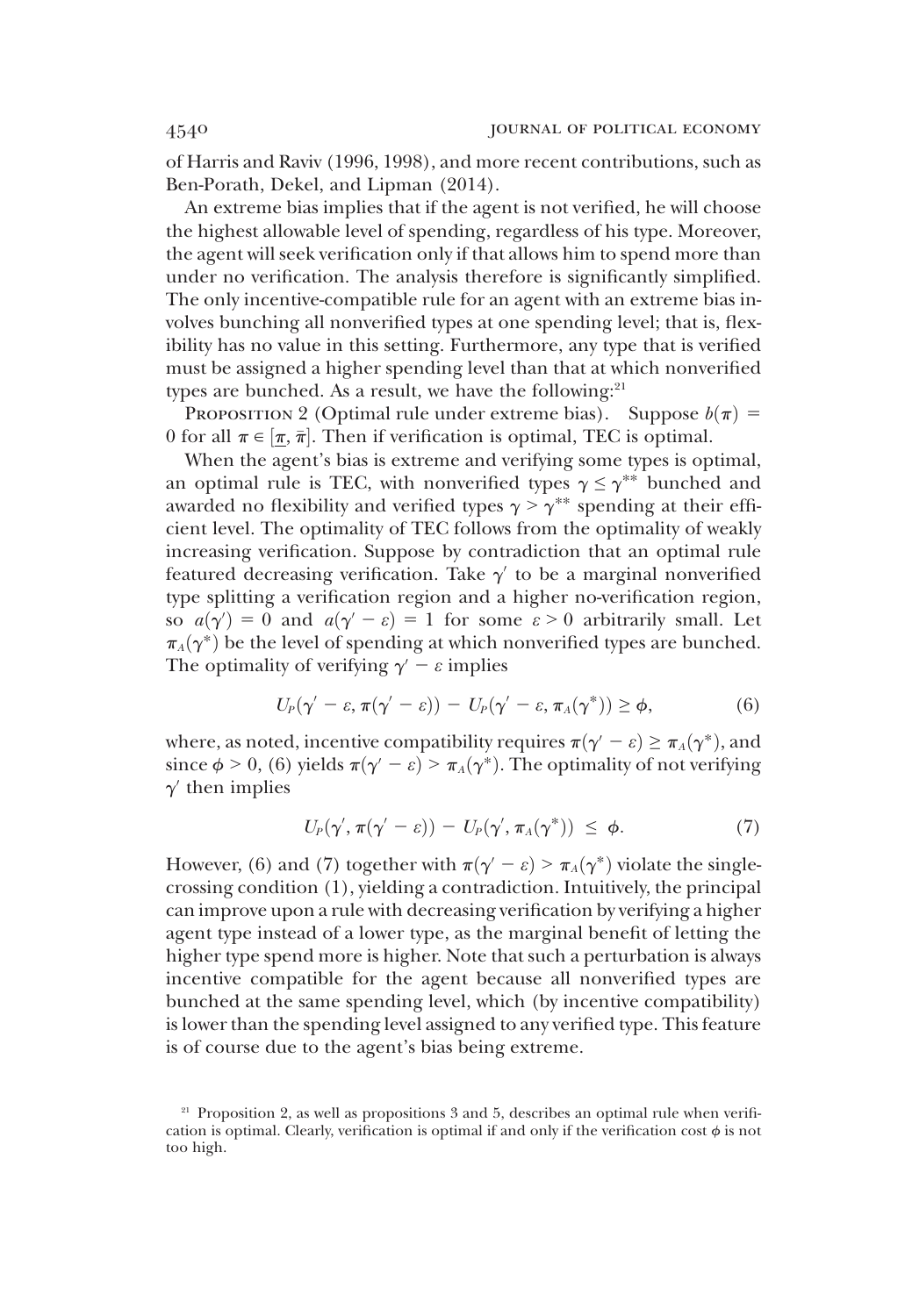of Harris and Raviv (1996, 1998), and more recent contributions, such as Ben-Porath, Dekel, and Lipman (2014).

An extreme bias implies that if the agent is not verified, he will choose the highest allowable level of spending, regardless of his type. Moreover, the agent will seek verification only if that allows him to spend more than under no verification. The analysis therefore is significantly simplified. The only incentive-compatible rule for an agent with an extreme bias involves bunching all nonverified types at one spending level; that is, flexibility has no value in this setting. Furthermore, any type that is verified must be assigned a higher spending level than that at which nonverified types are bunched. As a result, we have the following:[21]

Proposition 2 (Optimal rule under extreme bias). Suppose $b(\pi) = 0$ for all $\pi \in [\underline{\pi}, \bar{\pi}]$. Then if verification is optimal, TEC is optimal.

When the agent's bias is extreme and verifying some types is optimal, an optimal rule is TEC, with nonverified types $\gamma \leq \gamma^{**}$ bunched and awarded no flexibility and verified types $\gamma > \gamma^{**}$ spending at their efficient level. The optimality of TEC follows from the optimality of weakly increasing verification. Suppose by contradiction that an optimal rule featured decreasing verification. Take $\gamma'$ to be a marginal nonverified type splitting a verification region and a higher no-verification region, so $a(\gamma') = 0$ and $a(\gamma' - \varepsilon) = 1$ for some $\varepsilon > 0$ arbitrarily small. Let $\pi_A(\gamma^*)$ be the level of spending at which nonverified types are bunched. The optimality of verifying $\gamma' - \varepsilon$ implies

$$U_P(\gamma' - \varepsilon, \pi(\gamma' - \varepsilon)) - U_P(\gamma' - \varepsilon, \pi_A(\gamma^*)) \geq \phi, \tag{6}$$

where, as noted, incentive compatibility requires $\pi(\gamma' - \varepsilon) \geq \pi_A(\gamma^*)$, and since $\phi > 0$, (6) yields $\pi(\gamma' - \varepsilon) > \pi_A(\gamma^*)$. The optimality of not verifying $\gamma'$ then implies

$$U_P(\gamma', \pi(\gamma' - \varepsilon)) - U_P(\gamma', \pi_A(\gamma^*)) \leq \phi. \tag{7}$$

However, (6) and (7) together with $\pi(\gamma' - \varepsilon) > \pi_A(\gamma^*)$ violate the single-crossing condition (1), yielding a contradiction. Intuitively, the principal can improve upon a rule with decreasing verification by verifying a higher agent type instead of a lower type, as the marginal benefit of letting the higher type spend more is higher. Note that such a perturbation is always incentive compatible for the agent because all nonverified types are bunched at the same spending level, which (by incentive compatibility) is lower than the spending level assigned to any verified type. This feature is of course due to the agent's bias being extreme.

[21] Proposition 2, as well as propositions 3 and 5, describes an optimal rule when verification is optimal. Clearly, verification is optimal if and only if the verification cost $\phi$ is not too high.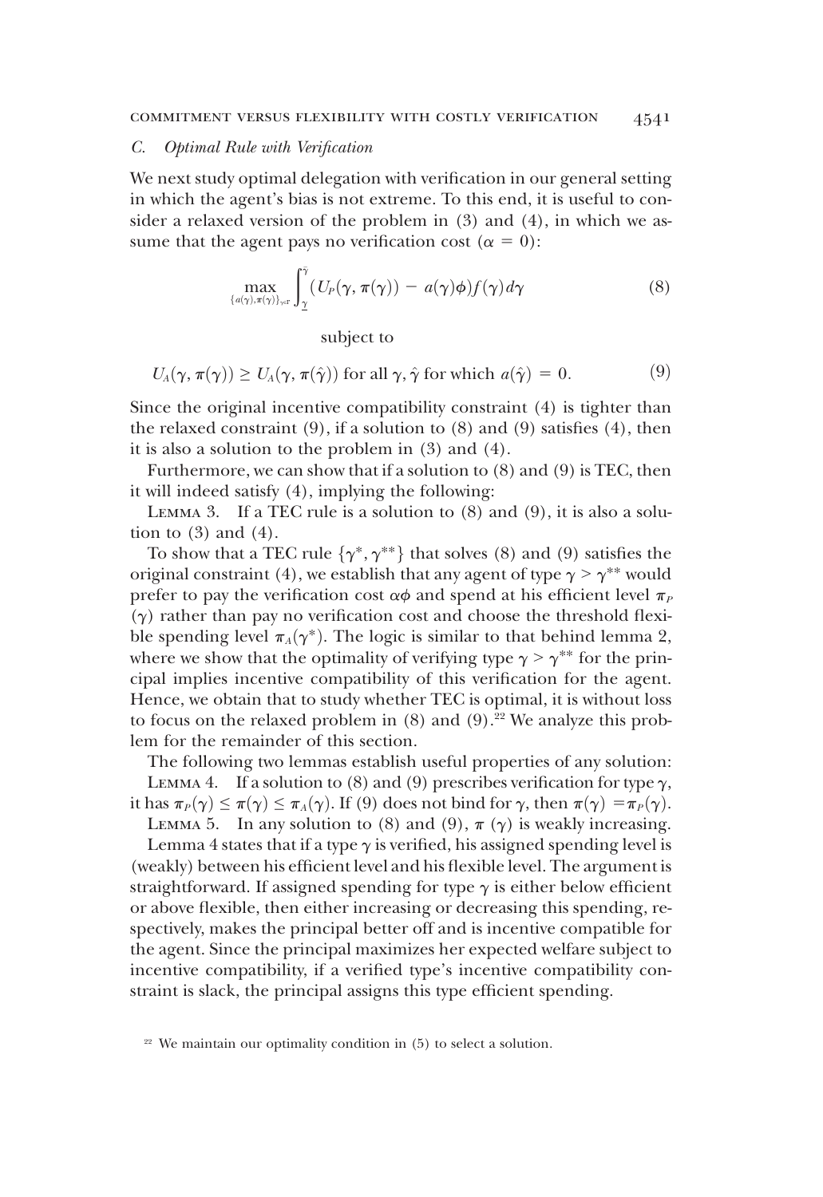### C. *Optimal Rule with Verification*

We next study optimal delegation with verification in our general setting in which the agent's bias is not extreme. To this end, it is useful to consider a relaxed version of the problem in (3) and (4), in which we assume that the agent pays no verification cost ($\alpha = 0$):

$$\max_{\{a(\gamma),\pi(\gamma)\}_{\gamma\in\Gamma}} \int_{\underline{\gamma}}^{\bar{\gamma}} (U_P(\gamma, \pi(\gamma)) - a(\gamma)\phi) f(\gamma) d\gamma \tag{8}$$

subject to

$$U_A(\gamma, \pi(\gamma)) \geq U_A(\gamma, \pi(\hat{\gamma})) \text{ for all } \gamma, \hat{\gamma} \text{ for which } a(\hat{\gamma}) = 0. \tag{9}$$

Since the original incentive compatibility constraint (4) is tighter than the relaxed constraint (9), if a solution to (8) and (9) satisfies (4), then it is also a solution to the problem in (3) and (4).

Furthermore, we can show that if a solution to (8) and (9) is TEC, then it will indeed satisfy (4), implying the following:

Lemma 3. If a TEC rule is a solution to (8) and (9), it is also a solution to (3) and (4).

To show that a TEC rule $\{\gamma^*, \gamma^{**}\}$ that solves (8) and (9) satisfies the original constraint (4), we establish that any agent of type $\gamma > \gamma^{**}$ would prefer to pay the verification cost $\alpha\phi$ and spend at his efficient level $\pi_P(\gamma)$ rather than pay no verification cost and choose the threshold flexible spending level $\pi_A(\gamma^*)$. The logic is similar to that behind lemma 2, where we show that the optimality of verifying type $\gamma > \gamma^{**}$ for the principal implies incentive compatibility of this verification for the agent. Hence, we obtain that to study whether TEC is optimal, it is without loss to focus on the relaxed problem in (8) and (9).[22] We analyze this problem for the remainder of this section.

The following two lemmas establish useful properties of any solution:

Lemma 4. If a solution to (8) and (9) prescribes verification for type $\gamma$, it has $\pi_P(\gamma) \leq \pi(\gamma) \leq \pi_A(\gamma)$. If (9) does not bind for $\gamma$, then $\pi(\gamma) = \pi_P(\gamma)$.

Lemma 5. In any solution to (8) and (9), $\pi(\gamma)$ is weakly increasing.

Lemma 4 states that if a type $\gamma$ is verified, his assigned spending level is (weakly) between his efficient level and his flexible level. The argument is straightforward. If assigned spending for type $\gamma$ is either below efficient or above flexible, then either increasing or decreasing this spending, respectively, makes the principal better off and is incentive compatible for the agent. Since the principal maximizes her expected welfare subject to incentive compatibility, if a verified type's incentive compatibility constraint is slack, the principal assigns this type efficient spending.

[22] We maintain our optimality condition in (5) to select a solution.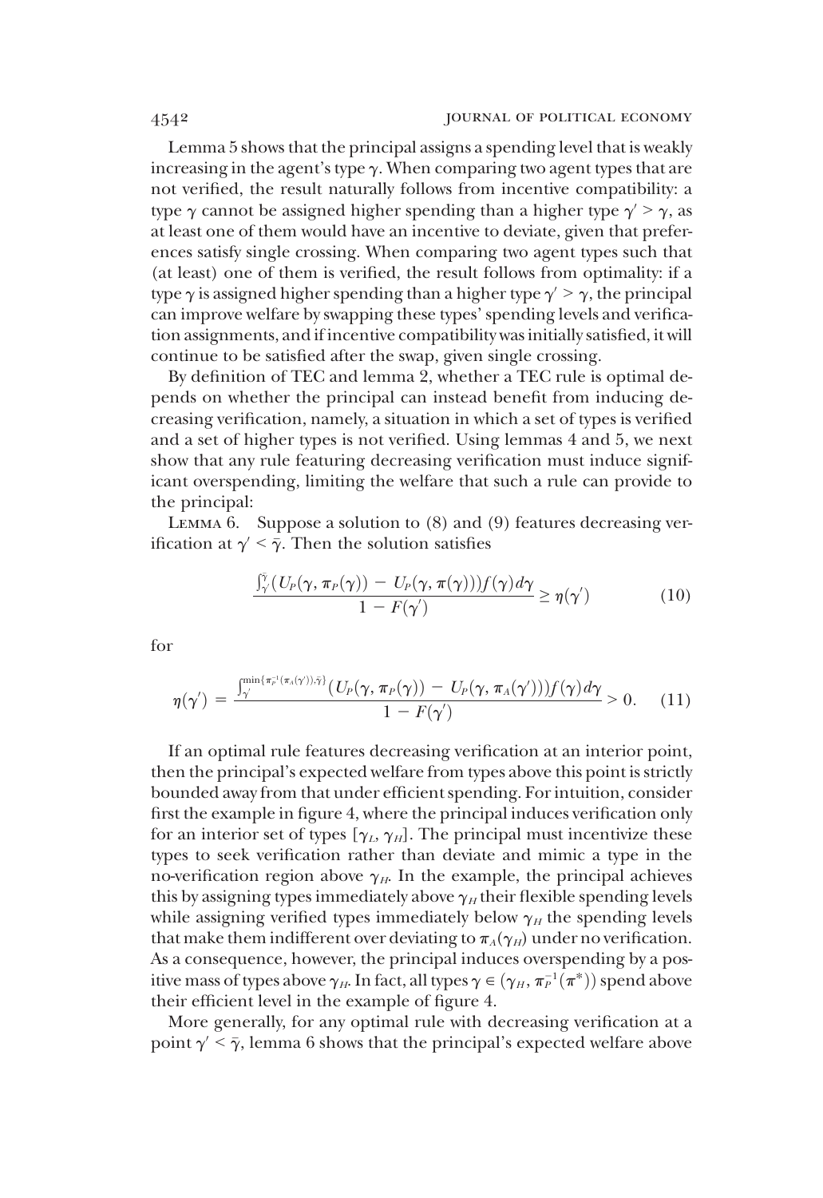Lemma 5 shows that the principal assigns a spending level that is weakly increasing in the agent's type $\gamma$. When comparing two agent types that are not verified, the result naturally follows from incentive compatibility: a type $\gamma$ cannot be assigned higher spending than a higher type $\gamma' > \gamma$, as at least one of them would have an incentive to deviate, given that preferences satisfy single crossing. When comparing two agent types such that (at least) one of them is verified, the result follows from optimality: if a type $\gamma$ is assigned higher spending than a higher type $\gamma' > \gamma$, the principal can improve welfare by swapping these types' spending levels and verification assignments, and if incentive compatibility was initially satisfied, it will continue to be satisfied after the swap, given single crossing.

By definition of TEC and lemma 2, whether a TEC rule is optimal depends on whether the principal can instead benefit from inducing decreasing verification, namely, a situation in which a set of types is verified and a set of higher types is not verified. Using lemmas 4 and 5, we next show that any rule featuring decreasing verification must induce significant overspending, limiting the welfare that such a rule can provide to the principal:

Lemma 6. Suppose a solution to (8) and (9) features decreasing verification at $\gamma' < \bar{\gamma}$. Then the solution satisfies

$$\frac{\int_{\gamma'}^{\bar{\gamma}} (U_P(\gamma, \pi_P(\gamma)) - U_P(\gamma, \pi(\gamma))) f(\gamma) d\gamma}{1 - F(\gamma')} \geq \eta(\gamma') \tag{10}$$

for

$$\eta(\gamma') = \frac{\int_{\gamma'}^{\min\{\pi_P^{-1}(\pi_A(\gamma')), \bar{\gamma}\}} (U_P(\gamma, \pi_P(\gamma)) - U_P(\gamma, \pi_A(\gamma'))) f(\gamma) d\gamma}{1 - F(\gamma')} > 0. \tag{11}$$

If an optimal rule features decreasing verification at an interior point, then the principal's expected welfare from types above this point is strictly bounded away from that under efficient spending. For intuition, consider first the example in figure 4, where the principal induces verification only for an interior set of types $[\gamma_L, \gamma_H]$. The principal must incentivize these types to seek verification rather than deviate and mimic a type in the no-verification region above $\gamma_H$. In the example, the principal achieves this by assigning types immediately above $\gamma_H$ their flexible spending levels while assigning verified types immediately below $\gamma_H$ the spending levels that make them indifferent over deviating to $\pi_A(\gamma_H)$ under no verification. As a consequence, however, the principal induces overspending by a positive mass of types above $\gamma_H$. In fact, all types $\gamma \in (\gamma_H, \pi_P^{-1}(\pi^*))$ spend above their efficient level in the example of figure 4.

More generally, for any optimal rule with decreasing verification at a point $\gamma' < \bar{\gamma}$, lemma 6 shows that the principal's expected welfare above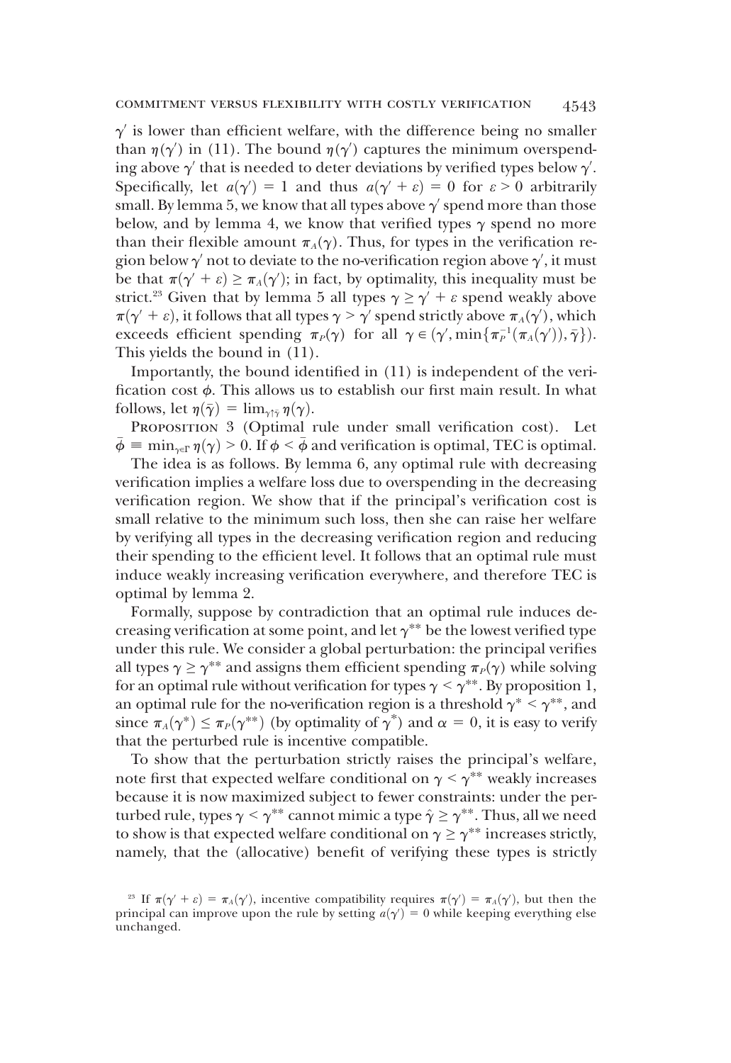$\gamma'$ is lower than efficient welfare, with the difference being no smaller than $\eta(\gamma')$ in (11). The bound $\eta(\gamma')$ captures the minimum overspending above $\gamma'$ that is needed to deter deviations by verified types below $\gamma'$. Specifically, let $a(\gamma') = 1$ and thus $a(\gamma' + \varepsilon) = 0$ for $\varepsilon > 0$ arbitrarily small. By lemma 5, we know that all types above $\gamma'$ spend more than those below, and by lemma 4, we know that verified types $\gamma$ spend no more than their flexible amount $\pi_A(\gamma)$. Thus, for types in the verification region below $\gamma'$ not to deviate to the no-verification region above $\gamma'$, it must be that $\pi(\gamma' + \varepsilon) \geq \pi_A(\gamma')$; in fact, by optimality, this inequality must be strict.[23] Given that by lemma 5 all types $\gamma \geq \gamma' + \varepsilon$ spend weakly above $\pi(\gamma' + \varepsilon)$, it follows that all types $\gamma > \gamma'$ spend strictly above $\pi_A(\gamma')$, which exceeds efficient spending $\pi_P(\gamma)$ for all $\gamma \in (\gamma', \min\{\pi_P^{-1}(\pi_A(\gamma')), \bar{\gamma}\})$. This yields the bound in (11).

Importantly, the bound identified in (11) is independent of the verification cost $\phi$. This allows us to establish our first main result. In what follows, let $\eta(\bar{\gamma}) = \lim_{\gamma \uparrow \bar{\gamma}} \eta(\gamma)$.

Proposition 3 (Optimal rule under small verification cost). Let $\bar{\phi} \equiv \min_{\gamma \in \Gamma} \eta(\gamma) > 0$. If $\phi < \bar{\phi}$ and verification is optimal, TEC is optimal.

The idea is as follows. By lemma 6, any optimal rule with decreasing verification implies a welfare loss due to overspending in the decreasing verification region. We show that if the principal's verification cost is small relative to the minimum such loss, then she can raise her welfare by verifying all types in the decreasing verification region and reducing their spending to the efficient level. It follows that an optimal rule must induce weakly increasing verification everywhere, and therefore TEC is optimal by lemma 2.

Formally, suppose by contradiction that an optimal rule induces decreasing verification at some point, and let $\gamma^{**}$ be the lowest verified type under this rule. We consider a global perturbation: the principal verifies all types $\gamma \geq \gamma^{**}$ and assigns them efficient spending $\pi_P(\gamma)$ while solving for an optimal rule without verification for types $\gamma < \gamma^{**}$. By proposition 1, an optimal rule for the no-verification region is a threshold $\gamma^* < \gamma^{**}$, and since $\pi_A(\gamma^*) \leq \pi_P(\gamma^{**})$ (by optimality of $\gamma^*$) and $\alpha = 0$, it is easy to verify that the perturbed rule is incentive compatible.

To show that the perturbation strictly raises the principal's welfare, note first that expected welfare conditional on $\gamma < \gamma^{**}$ weakly increases because it is now maximized subject to fewer constraints: under the perturbed rule, types $\gamma < \gamma^{**}$ cannot mimic a type $\hat{\gamma} \geq \gamma^{**}$. Thus, all we need to show is that expected welfare conditional on $\gamma \geq \gamma^{**}$ increases strictly, namely, that the (allocative) benefit of verifying these types is strictly

[23] If $\pi(\gamma' + \varepsilon) = \pi_A(\gamma')$, incentive compatibility requires $\pi(\gamma') = \pi_A(\gamma')$, but then the principal can improve upon the rule by setting $a(\gamma') = 0$ while keeping everything else unchanged.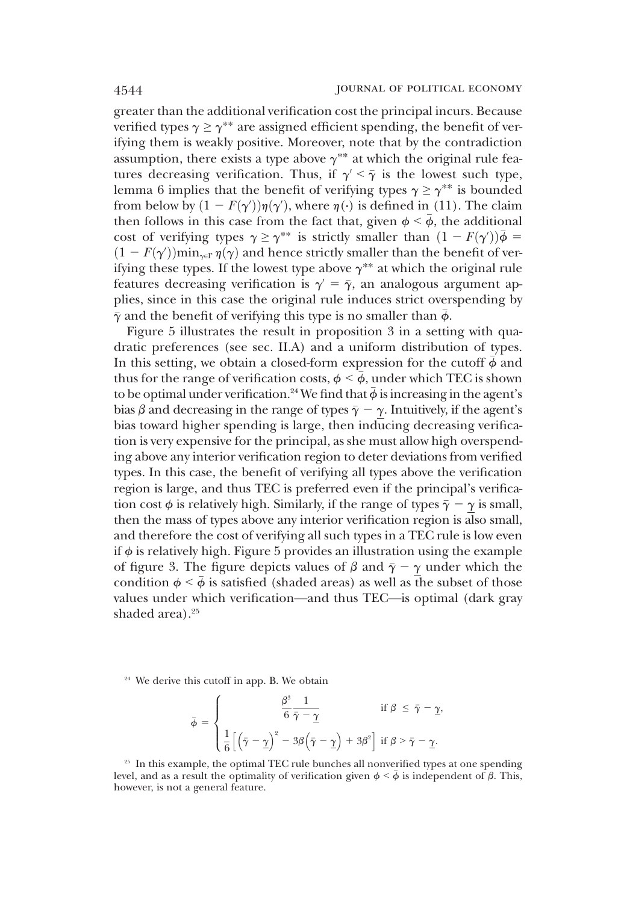greater than the additional verification cost the principal incurs. Because verified types $\gamma \geq \gamma^{**}$ are assigned efficient spending, the benefit of verifying them is weakly positive. Moreover, note that by the contradiction assumption, there exists a type above $\gamma^{**}$ at which the original rule features decreasing verification. Thus, if $\gamma' < \bar{\gamma}$ is the lowest such type, lemma 6 implies that the benefit of verifying types $\gamma \geq \gamma^{**}$ is bounded from below by $(1 - F(\gamma'))\eta(\gamma')$, where $\eta(\cdot)$ is defined in (11). The claim then follows in this case from the fact that, given $\phi < \bar{\phi}$, the additional cost of verifying types $\gamma \geq \gamma^{**}$ is strictly smaller than $(1 - F(\gamma'))\bar{\phi} = (1 - F(\gamma'))\min_{\gamma \in \Gamma} \eta(\gamma)$ and hence strictly smaller than the benefit of verifying these types. If the lowest type above $\gamma^{**}$ at which the original rule features decreasing verification is $\gamma' = \bar{\gamma}$, an analogous argument applies, since in this case the original rule induces strict overspending by $\bar{\gamma}$ and the benefit of verifying this type is no smaller than $\bar{\phi}$.

Figure 5 illustrates the result in proposition 3 in a setting with quadratic preferences (see sec. II.A) and a uniform distribution of types. In this setting, we obtain a closed-form expression for the cutoff $\bar{\phi}$ and thus for the range of verification costs, $\phi < \bar{\phi}$, under which TEC is shown to be optimal under verification.[24] We find that $\bar{\phi}$ is increasing in the agent's bias $\beta$ and decreasing in the range of types $\bar{\gamma} - \underline{\gamma}$. Intuitively, if the agent's bias toward higher spending is large, then inducing decreasing verification is very expensive for the principal, as she must allow high overspending above any interior verification region to deter deviations from verified types. In this case, the benefit of verifying all types above the verification region is large, and thus TEC is preferred even if the principal's verification cost $\phi$ is relatively high. Similarly, if the range of types $\bar{\gamma} - \underline{\gamma}$ is small, then the mass of types above any interior verification region is also small, and therefore the cost of verifying all such types in a TEC rule is low even if $\phi$ is relatively high. Figure 5 provides an illustration using the example of figure 3. The figure depicts values of $\beta$ and $\bar{\gamma} - \underline{\gamma}$ under which the condition $\phi < \bar{\phi}$ is satisfied (shaded areas) as well as the subset of those values under which verification—and thus TEC—is optimal (dark gray shaded area).[25]

[24] We derive this cutoff in app. B. We obtain

$$\bar{\phi} = \begin{cases} \dfrac{\beta^3}{6} \dfrac{1}{\bar{\gamma} - \underline{\gamma}} & \text{if } \beta \leq \bar{\gamma} - \underline{\gamma}, \\[2ex] \dfrac{1}{6}\left[\left(\bar{\gamma} - \underline{\gamma}\right)^2 - 3\beta\left(\bar{\gamma} - \underline{\gamma}\right) + 3\beta^2\right] & \text{if } \beta > \bar{\gamma} - \underline{\gamma}. \end{cases}$$

[25] In this example, the optimal TEC rule bunches all nonverified types at one spending level, and as a result the optimality of verification given $\phi < \bar{\phi}$ is independent of $\beta$. This, however, is not a general feature.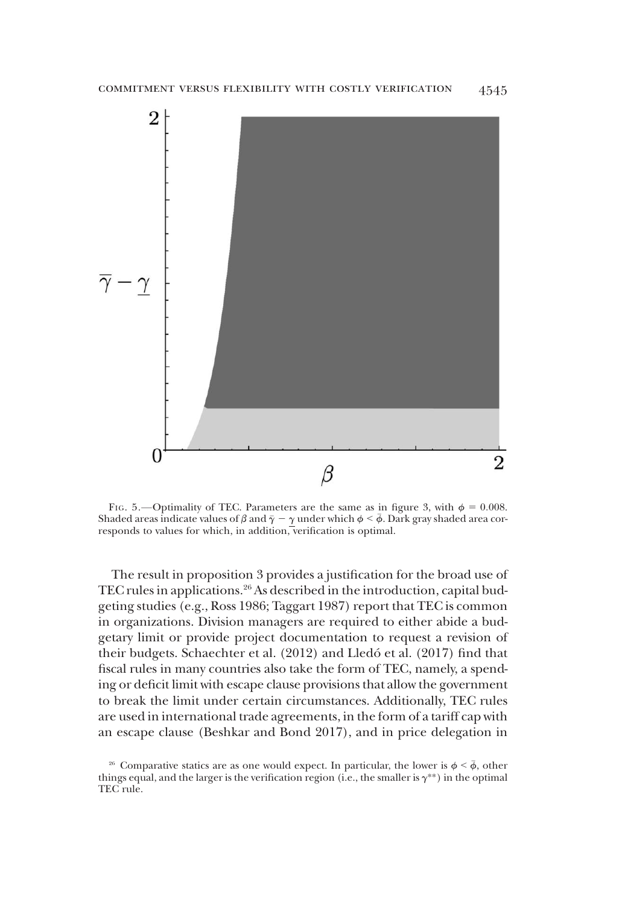Fig. 5.—Optimality of TEC. Parameters are the same as in figure 3, with $\phi = 0.008$. Shaded areas indicate values of $\beta$ and $\bar{\gamma} - \underline{\gamma}$ under which $\phi < \bar{\phi}$. Dark gray shaded area corresponds to values for which, in addition, verification is optimal.

The result in proposition 3 provides a justification for the broad use of TEC rules in applications.[26] As described in the introduction, capital budgeting studies (e.g., Ross 1986; Taggart 1987) report that TEC is common in organizations. Division managers are required to either abide a budgetary limit or provide project documentation to request a revision of their budgets. Schaechter et al. (2012) and Lledó et al. (2017) find that fiscal rules in many countries also take the form of TEC, namely, a spending or deficit limit with escape clause provisions that allow the government to break the limit under certain circumstances. Additionally, TEC rules are used in international trade agreements, in the form of a tariff cap with an escape clause (Beshkar and Bond 2017), and in price delegation in

[26] Comparative statics are as one would expect. In particular, the lower is $\phi < \bar{\phi}$, other things equal, and the larger is the verification region (i.e., the smaller is $\gamma^{**}$) in the optimal TEC rule.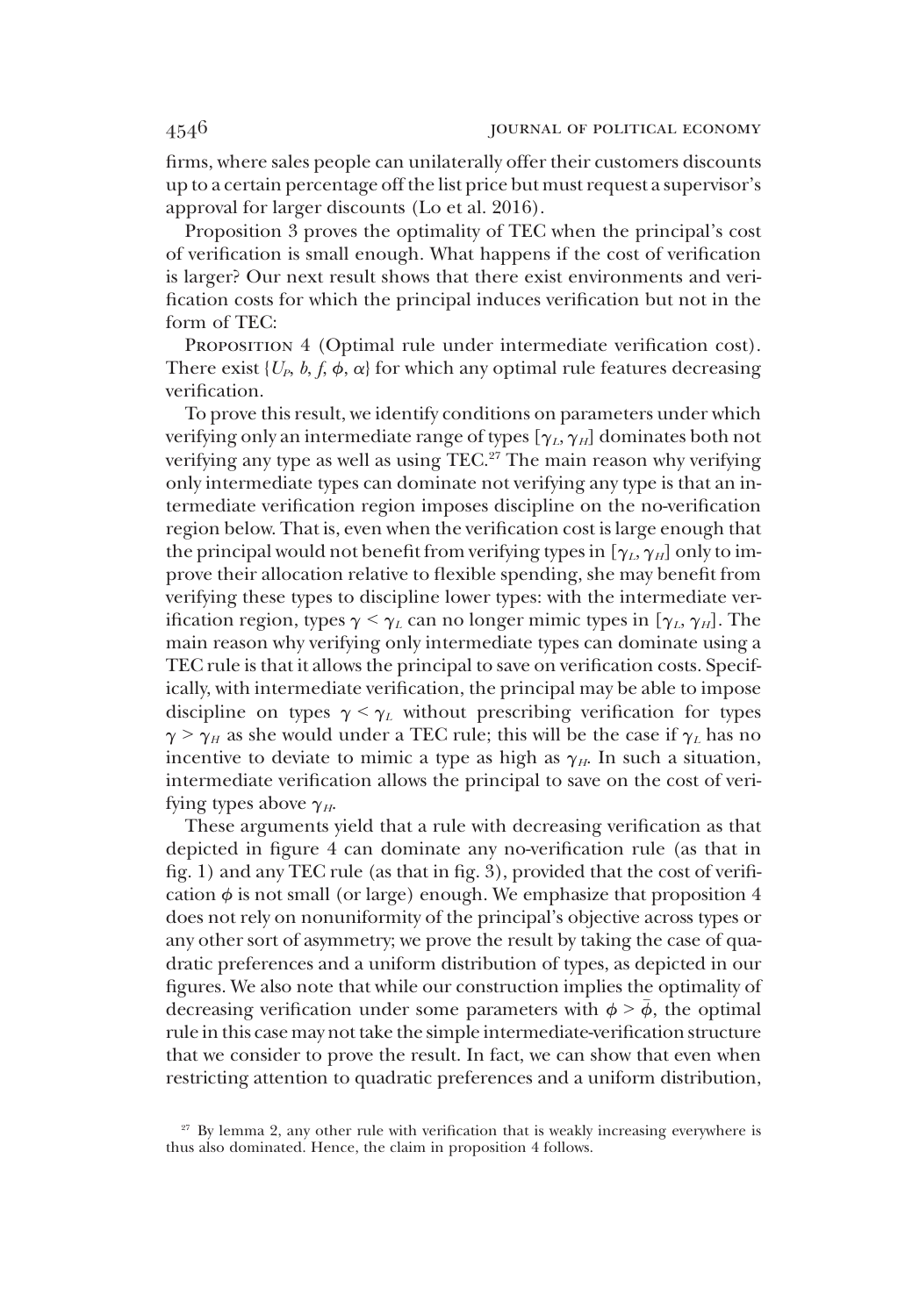firms, where sales people can unilaterally offer their customers discounts up to a certain percentage off the list price but must request a supervisor's approval for larger discounts (Lo et al. 2016).

Proposition 3 proves the optimality of TEC when the principal's cost of verification is small enough. What happens if the cost of verification is larger? Our next result shows that there exist environments and verification costs for which the principal induces verification but not in the form of TEC:

Proposition 4 (Optimal rule under intermediate verification cost). There exist $\{U_P, b, f, \phi, \alpha\}$ for which any optimal rule features decreasing verification.

To prove this result, we identify conditions on parameters under which verifying only an intermediate range of types $[\gamma_L, \gamma_H]$ dominates both not verifying any type as well as using TEC.[27] The main reason why verifying only intermediate types can dominate not verifying any type is that an intermediate verification region imposes discipline on the no-verification region below. That is, even when the verification cost is large enough that the principal would not benefit from verifying types in $[\gamma_L, \gamma_H]$ only to improve their allocation relative to flexible spending, she may benefit from verifying these types to discipline lower types: with the intermediate verification region, types $\gamma < \gamma_L$ can no longer mimic types in $[\gamma_L, \gamma_H]$. The main reason why verifying only intermediate types can dominate using a TEC rule is that it allows the principal to save on verification costs. Specifically, with intermediate verification, the principal may be able to impose discipline on types $\gamma < \gamma_L$ without prescribing verification for types $\gamma > \gamma_H$ as she would under a TEC rule; this will be the case if $\gamma_L$ has no incentive to deviate to mimic a type as high as $\gamma_H$. In such a situation, intermediate verification allows the principal to save on the cost of verifying types above $\gamma_H$.

These arguments yield that a rule with decreasing verification as that depicted in figure 4 can dominate any no-verification rule (as that in fig. 1) and any TEC rule (as that in fig. 3), provided that the cost of verification $\phi$ is not small (or large) enough. We emphasize that proposition 4 does not rely on nonuniformity of the principal's objective across types or any other sort of asymmetry; we prove the result by taking the case of quadratic preferences and a uniform distribution of types, as depicted in our figures. We also note that while our construction implies the optimality of decreasing verification under some parameters with $\phi > \bar{\phi}$, the optimal rule in this case may not take the simple intermediate-verification structure that we consider to prove the result. In fact, we can show that even when restricting attention to quadratic preferences and a uniform distribution,

[27] By lemma 2, any other rule with verification that is weakly increasing everywhere is thus also dominated. Hence, the claim in proposition 4 follows.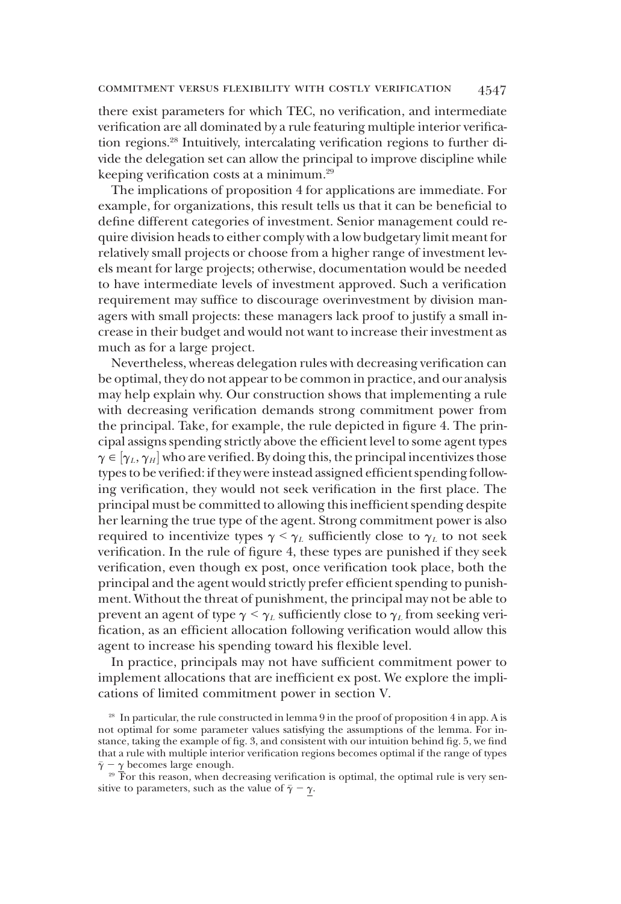there exist parameters for which TEC, no verification, and intermediate verification are all dominated by a rule featuring multiple interior verification regions.[28] Intuitively, intercalating verification regions to further divide the delegation set can allow the principal to improve discipline while keeping verification costs at a minimum.[29]

The implications of proposition 4 for applications are immediate. For example, for organizations, this result tells us that it can be beneficial to define different categories of investment. Senior management could require division heads to either comply with a low budgetary limit meant for relatively small projects or choose from a higher range of investment levels meant for large projects; otherwise, documentation would be needed to have intermediate levels of investment approved. Such a verification requirement may suffice to discourage overinvestment by division managers with small projects: these managers lack proof to justify a small increase in their budget and would not want to increase their investment as much as for a large project.

Nevertheless, whereas delegation rules with decreasing verification can be optimal, they do not appear to be common in practice, and our analysis may help explain why. Our construction shows that implementing a rule with decreasing verification demands strong commitment power from the principal. Take, for example, the rule depicted in figure 4. The principal assigns spending strictly above the efficient level to some agent types $\gamma \in [\gamma_L, \gamma_H]$ who are verified. By doing this, the principal incentivizes those types to be verified: if they were instead assigned efficient spending following verification, they would not seek verification in the first place. The principal must be committed to allowing this inefficient spending despite her learning the true type of the agent. Strong commitment power is also required to incentivize types $\gamma < \gamma_L$ sufficiently close to $\gamma_L$ to not seek verification. In the rule of figure 4, these types are punished if they seek verification, even though ex post, once verification took place, both the principal and the agent would strictly prefer efficient spending to punishment. Without the threat of punishment, the principal may not be able to prevent an agent of type $\gamma < \gamma_L$ sufficiently close to $\gamma_L$ from seeking verification, as an efficient allocation following verification would allow this agent to increase his spending toward his flexible level.

In practice, principals may not have sufficient commitment power to implement allocations that are inefficient ex post. We explore the implications of limited commitment power in section V.

[28] In particular, the rule constructed in lemma 9 in the proof of proposition 4 in app. A is not optimal for some parameter values satisfying the assumptions of the lemma. For instance, taking the example of fig. 3, and consistent with our intuition behind fig. 5, we find that a rule with multiple interior verification regions becomes optimal if the range of types $\bar{\gamma} - \underline{\gamma}$ becomes large enough.

[29] For this reason, when decreasing verification is optimal, the optimal rule is very sensitive to parameters, such as the value of $\bar{\gamma} - \underline{\gamma}$.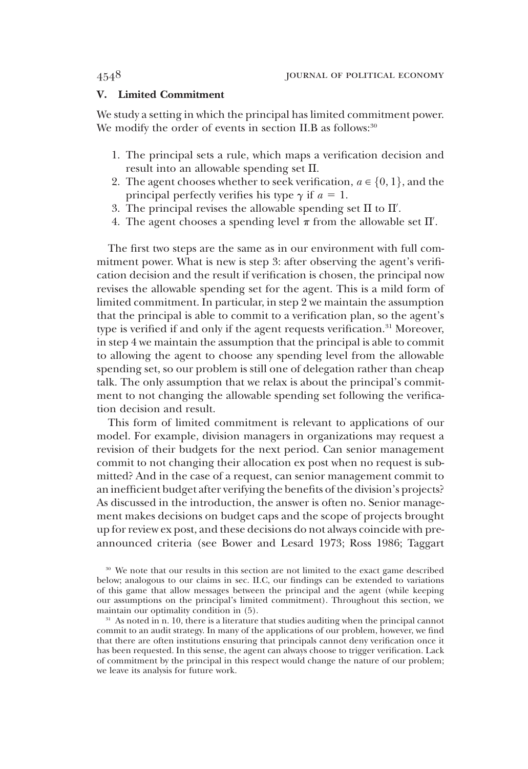## V. Limited Commitment

We study a setting in which the principal has limited commitment power. We modify the order of events in section II.B as follows:[30]

1. The principal sets a rule, which maps a verification decision and result into an allowable spending set $\Pi$.
2. The agent chooses whether to seek verification, $a \in \{0, 1\}$, and the principal perfectly verifies his type $\gamma$ if $a = 1$.
3. The principal revises the allowable spending set $\Pi$ to $\Pi'$.
4. The agent chooses a spending level $\pi$ from the allowable set $\Pi'$.

The first two steps are the same as in our environment with full commitment power. What is new is step 3: after observing the agent's verification decision and the result if verification is chosen, the principal now revises the allowable spending set for the agent. This is a mild form of limited commitment. In particular, in step 2 we maintain the assumption that the principal is able to commit to a verification plan, so the agent's type is verified if and only if the agent requests verification.[31] Moreover, in step 4 we maintain the assumption that the principal is able to commit to allowing the agent to choose any spending level from the allowable spending set, so our problem is still one of delegation rather than cheap talk. The only assumption that we relax is about the principal's commitment to not changing the allowable spending set following the verification decision and result.

This form of limited commitment is relevant to applications of our model. For example, division managers in organizations may request a revision of their budgets for the next period. Can senior management commit to not changing their allocation ex post when no request is submitted? And in the case of a request, can senior management commit to an inefficient budget after verifying the benefits of the division's projects? As discussed in the introduction, the answer is often no. Senior management makes decisions on budget caps and the scope of projects brought up for review ex post, and these decisions do not always coincide with preannounced criteria (see Bower and Lesard 1973; Ross 1986; Taggart

[30] We note that our results in this section are not limited to the exact game described below; analogous to our claims in sec. II.C, our findings can be extended to variations of this game that allow messages between the principal and the agent (while keeping our assumptions on the principal's limited commitment). Throughout this section, we maintain our optimality condition in (5).

[31] As noted in n. 10, there is a literature that studies auditing when the principal cannot commit to an audit strategy. In many of the applications of our problem, however, we find that there are often institutions ensuring that principals cannot deny verification once it has been requested. In this sense, the agent can always choose to trigger verification. Lack of commitment by the principal in this respect would change the nature of our problem; we leave its analysis for future work.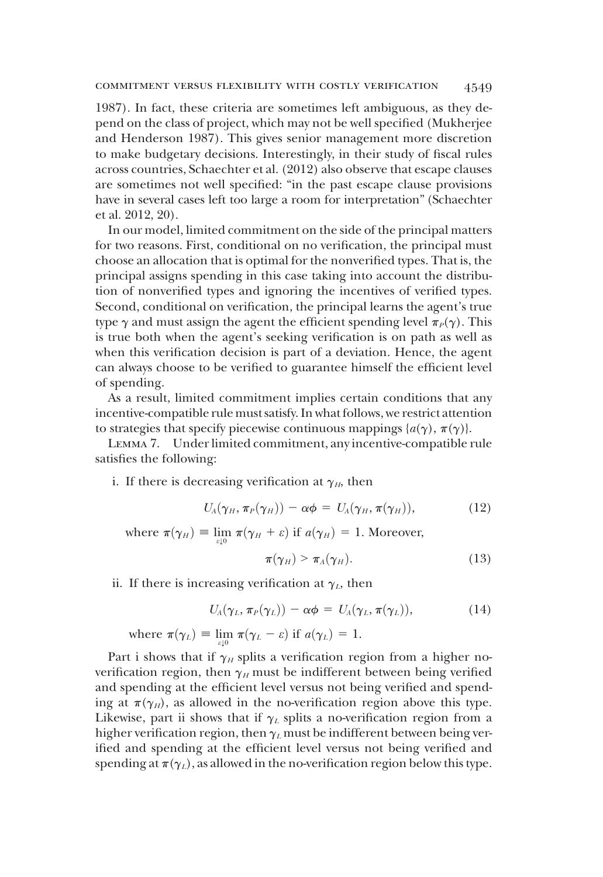1987). In fact, these criteria are sometimes left ambiguous, as they depend on the class of project, which may not be well specified (Mukherjee and Henderson 1987). This gives senior management more discretion to make budgetary decisions. Interestingly, in their study of fiscal rules across countries, Schaechter et al. (2012) also observe that escape clauses are sometimes not well specified: "in the past escape clause provisions have in several cases left too large a room for interpretation" (Schaechter et al. 2012, 20).

In our model, limited commitment on the side of the principal matters for two reasons. First, conditional on no verification, the principal must choose an allocation that is optimal for the nonverified types. That is, the principal assigns spending in this case taking into account the distribution of nonverified types and ignoring the incentives of verified types. Second, conditional on verification, the principal learns the agent's true type $\gamma$ and must assign the agent the efficient spending level $\pi_P(\gamma)$. This is true both when the agent's seeking verification is on path as well as when this verification decision is part of a deviation. Hence, the agent can always choose to be verified to guarantee himself the efficient level of spending.

As a result, limited commitment implies certain conditions that any incentive-compatible rule must satisfy. In what follows, we restrict attention to strategies that specify piecewise continuous mappings $\{a(\gamma), \pi(\gamma)\}$.

LEMMA 7. Under limited commitment, any incentive-compatible rule satisfies the following:

i. If there is decreasing verification at $\gamma_H$, then

$$U_A(\gamma_H, \pi_P(\gamma_H)) - \alpha\phi = U_A(\gamma_H, \pi(\gamma_H)), \tag{12}$$

where $\pi(\gamma_H) \equiv \lim_{\varepsilon \downarrow 0} \pi(\gamma_H + \varepsilon)$ if $a(\gamma_H) = 1$. Moreover,

$$\pi(\gamma_H) > \pi_A(\gamma_H). \tag{13}$$

ii. If there is increasing verification at $\gamma_L$, then

$$U_A(\gamma_L, \pi_P(\gamma_L)) - \alpha\phi = U_A(\gamma_L, \pi(\gamma_L)), \tag{14}$$

where $\pi(\gamma_L) \equiv \lim_{\varepsilon \downarrow 0} \pi(\gamma_L - \varepsilon)$ if $a(\gamma_L) = 1$.

Part i shows that if $\gamma_H$ splits a verification region from a higher no-verification region, then $\gamma_H$ must be indifferent between being verified and spending at the efficient level versus not being verified and spending at $\pi(\gamma_H)$, as allowed in the no-verification region above this type. Likewise, part ii shows that if $\gamma_L$ splits a no-verification region from a higher verification region, then $\gamma_L$ must be indifferent between being verified and spending at the efficient level versus not being verified and spending at $\pi(\gamma_L)$, as allowed in the no-verification region below this type.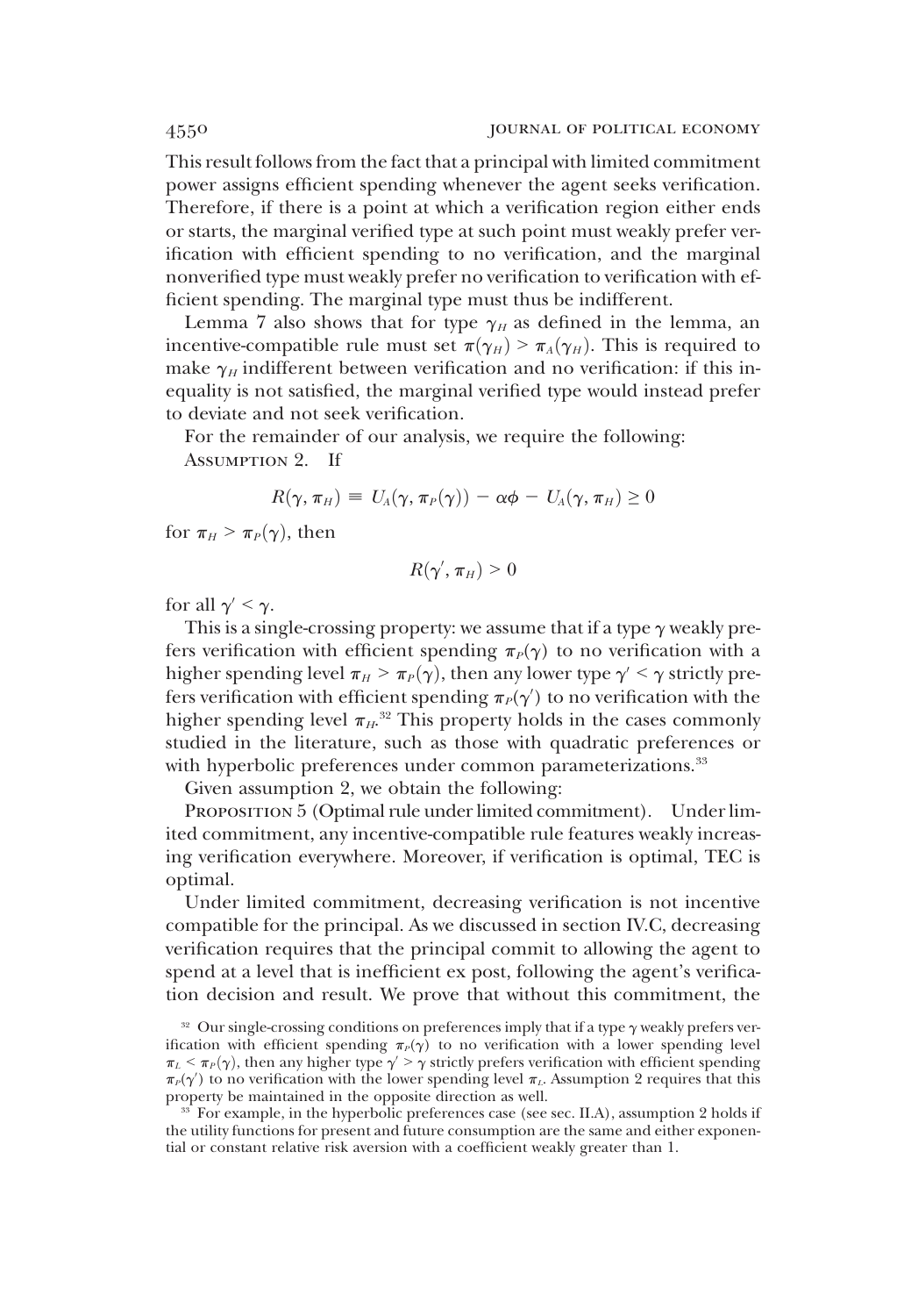This result follows from the fact that a principal with limited commitment power assigns efficient spending whenever the agent seeks verification. Therefore, if there is a point at which a verification region either ends or starts, the marginal verified type at such point must weakly prefer verification with efficient spending to no verification, and the marginal nonverified type must weakly prefer no verification to verification with efficient spending. The marginal type must thus be indifferent.

Lemma 7 also shows that for type $\gamma_H$ as defined in the lemma, an incentive-compatible rule must set $\pi(\gamma_H) > \pi_A(\gamma_H)$. This is required to make $\gamma_H$ indifferent between verification and no verification: if this inequality is not satisfied, the marginal verified type would instead prefer to deviate and not seek verification.

For the remainder of our analysis, we require the following:

Assumption 2. If

$$R(\gamma, \pi_H) \equiv U_A(\gamma, \pi_P(\gamma)) - \alpha\phi - U_A(\gamma, \pi_H) \geq 0$$

for $\pi_H > \pi_P(\gamma)$, then

$$R(\gamma', \pi_H) > 0$$

for all $\gamma' < \gamma$.

This is a single-crossing property: we assume that if a type $\gamma$ weakly prefers verification with efficient spending $\pi_P(\gamma)$ to no verification with a higher spending level $\pi_H > \pi_P(\gamma)$, then any lower type $\gamma' < \gamma$ strictly prefers verification with efficient spending $\pi_P(\gamma')$ to no verification with the higher spending level $\pi_H$.[32] This property holds in the cases commonly studied in the literature, such as those with quadratic preferences or with hyperbolic preferences under common parameterizations.[33]

Given assumption 2, we obtain the following:

Proposition 5 (Optimal rule under limited commitment). Under limited commitment, any incentive-compatible rule features weakly increasing verification everywhere. Moreover, if verification is optimal, TEC is optimal.

Under limited commitment, decreasing verification is not incentive compatible for the principal. As we discussed in section IV.C, decreasing verification requires that the principal commit to allowing the agent to spend at a level that is inefficient ex post, following the agent's verification decision and result. We prove that without this commitment, the

[32] Our single-crossing conditions on preferences imply that if a type $\gamma$ weakly prefers verification with efficient spending $\pi_P(\gamma)$ to no verification with a lower spending level $\pi_L < \pi_P(\gamma)$, then any higher type $\gamma' > \gamma$ strictly prefers verification with efficient spending $\pi_P(\gamma')$ to no verification with the lower spending level $\pi_L$. Assumption 2 requires that this property be maintained in the opposite direction as well.

[33] For example, in the hyperbolic preferences case (see sec. II.A), assumption 2 holds if the utility functions for present and future consumption are the same and either exponential or constant relative risk aversion with a coefficient weakly greater than 1.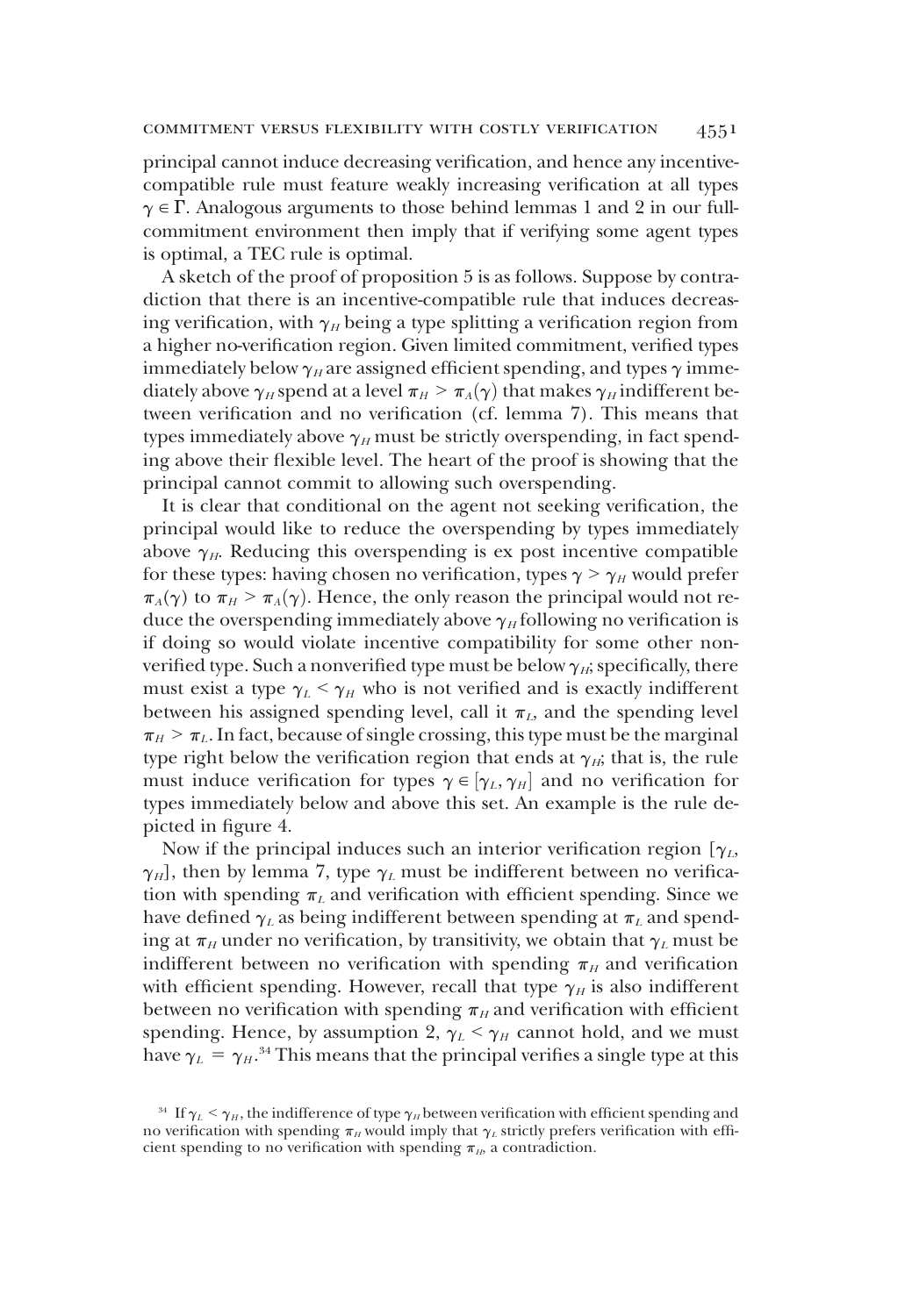principal cannot induce decreasing verification, and hence any incentive-compatible rule must feature weakly increasing verification at all types $\gamma \in \Gamma$. Analogous arguments to those behind lemmas 1 and 2 in our full-commitment environment then imply that if verifying some agent types is optimal, a TEC rule is optimal.

A sketch of the proof of proposition 5 is as follows. Suppose by contradiction that there is an incentive-compatible rule that induces decreasing verification, with $\gamma_H$ being a type splitting a verification region from a higher no-verification region. Given limited commitment, verified types immediately below $\gamma_H$ are assigned efficient spending, and types $\gamma$ immediately above $\gamma_H$ spend at a level $\pi_H > \pi_A(\gamma)$ that makes $\gamma_H$ indifferent between verification and no verification (cf. lemma 7). This means that types immediately above $\gamma_H$ must be strictly overspending, in fact spending above their flexible level. The heart of the proof is showing that the principal cannot commit to allowing such overspending.

It is clear that conditional on the agent not seeking verification, the principal would like to reduce the overspending by types immediately above $\gamma_H$. Reducing this overspending is ex post incentive compatible for these types: having chosen no verification, types $\gamma > \gamma_H$ would prefer $\pi_A(\gamma)$ to $\pi_H > \pi_A(\gamma)$. Hence, the only reason the principal would not reduce the overspending immediately above $\gamma_H$ following no verification is if doing so would violate incentive compatibility for some other nonverified type. Such a nonverified type must be below $\gamma_H$; specifically, there must exist a type $\gamma_L < \gamma_H$ who is not verified and is exactly indifferent between his assigned spending level, call it $\pi_L$, and the spending level $\pi_H > \pi_L$. In fact, because of single crossing, this type must be the marginal type right below the verification region that ends at $\gamma_H$; that is, the rule must induce verification for types $\gamma \in [\gamma_L, \gamma_H]$ and no verification for types immediately below and above this set. An example is the rule depicted in figure 4.

Now if the principal induces such an interior verification region $[\gamma_L, \gamma_H]$, then by lemma 7, type $\gamma_L$ must be indifferent between no verification with spending $\pi_L$ and verification with efficient spending. Since we have defined $\gamma_L$ as being indifferent between spending at $\pi_L$ and spending at $\pi_H$ under no verification, by transitivity, we obtain that $\gamma_L$ must be indifferent between no verification with spending $\pi_H$ and verification with efficient spending. However, recall that type $\gamma_H$ is also indifferent between no verification with spending $\pi_H$ and verification with efficient spending. Hence, by assumption 2, $\gamma_L < \gamma_H$ cannot hold, and we must have $\gamma_L = \gamma_H$.[34] This means that the principal verifies a single type at this

[34] If $\gamma_L < \gamma_H$, the indifference of type $\gamma_H$ between verification with efficient spending and no verification with spending $\pi_H$ would imply that $\gamma_L$ strictly prefers verification with efficient spending to no verification with spending $\pi_H$, a contradiction.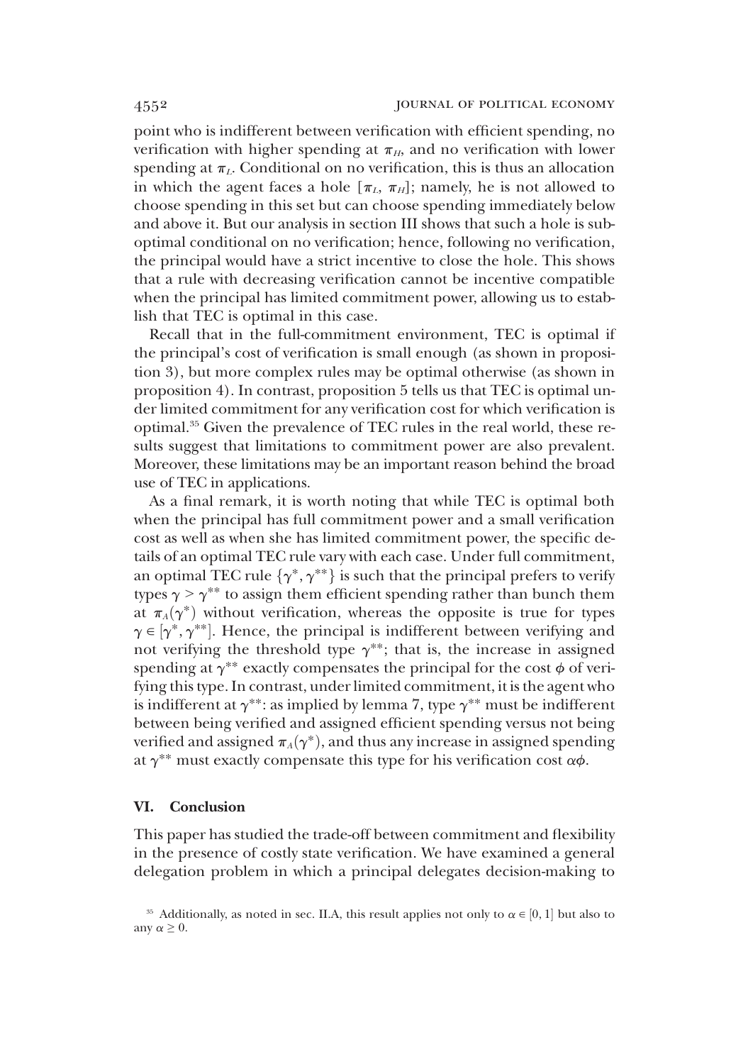point who is indifferent between verification with efficient spending, no verification with higher spending at $\pi_H$, and no verification with lower spending at $\pi_L$. Conditional on no verification, this is thus an allocation in which the agent faces a hole $[\pi_L, \pi_H]$; namely, he is not allowed to choose spending in this set but can choose spending immediately below and above it. But our analysis in section III shows that such a hole is suboptimal conditional on no verification; hence, following no verification, the principal would have a strict incentive to close the hole. This shows that a rule with decreasing verification cannot be incentive compatible when the principal has limited commitment power, allowing us to establish that TEC is optimal in this case.

Recall that in the full-commitment environment, TEC is optimal if the principal's cost of verification is small enough (as shown in proposition 3), but more complex rules may be optimal otherwise (as shown in proposition 4). In contrast, proposition 5 tells us that TEC is optimal under limited commitment for any verification cost for which verification is optimal.[35] Given the prevalence of TEC rules in the real world, these results suggest that limitations to commitment power are also prevalent. Moreover, these limitations may be an important reason behind the broad use of TEC in applications.

As a final remark, it is worth noting that while TEC is optimal both when the principal has full commitment power and a small verification cost as well as when she has limited commitment power, the specific details of an optimal TEC rule vary with each case. Under full commitment, an optimal TEC rule $\{\gamma^*, \gamma^{**}\}$ is such that the principal prefers to verify types $\gamma > \gamma^{**}$ to assign them efficient spending rather than bunch them at $\pi_A(\gamma^*)$ without verification, whereas the opposite is true for types $\gamma \in [\gamma^*, \gamma^{**}]$. Hence, the principal is indifferent between verifying and not verifying the threshold type $\gamma^{**}$; that is, the increase in assigned spending at $\gamma^{**}$ exactly compensates the principal for the cost $\phi$ of verifying this type. In contrast, under limited commitment, it is the agent who is indifferent at $\gamma^{**}$: as implied by lemma 7, type $\gamma^{**}$ must be indifferent between being verified and assigned efficient spending versus not being verified and assigned $\pi_A(\gamma^*)$, and thus any increase in assigned spending at $\gamma^{**}$ must exactly compensate this type for his verification cost $\alpha\phi$.

## VI. Conclusion

This paper has studied the trade-off between commitment and flexibility in the presence of costly state verification. We have examined a general delegation problem in which a principal delegates decision-making to

[35] Additionally, as noted in sec. II.A, this result applies not only to $\alpha \in [0, 1]$ but also to any $\alpha \geq 0$.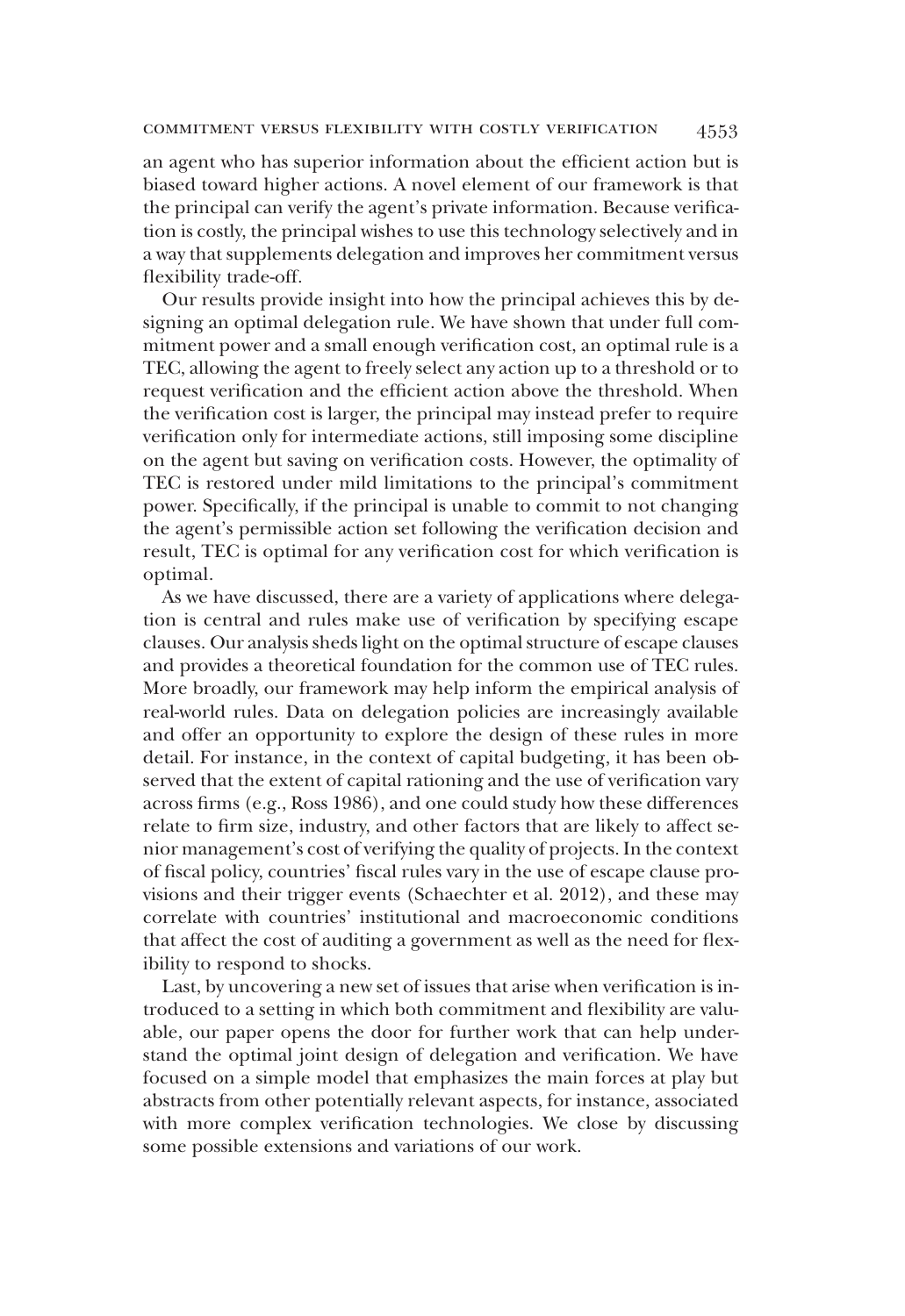an agent who has superior information about the efficient action but is biased toward higher actions. A novel element of our framework is that the principal can verify the agent's private information. Because verification is costly, the principal wishes to use this technology selectively and in a way that supplements delegation and improves her commitment versus flexibility trade-off.

Our results provide insight into how the principal achieves this by designing an optimal delegation rule. We have shown that under full commitment power and a small enough verification cost, an optimal rule is a TEC, allowing the agent to freely select any action up to a threshold or to request verification and the efficient action above the threshold. When the verification cost is larger, the principal may instead prefer to require verification only for intermediate actions, still imposing some discipline on the agent but saving on verification costs. However, the optimality of TEC is restored under mild limitations to the principal's commitment power. Specifically, if the principal is unable to commit to not changing the agent's permissible action set following the verification decision and result, TEC is optimal for any verification cost for which verification is optimal.

As we have discussed, there are a variety of applications where delegation is central and rules make use of verification by specifying escape clauses. Our analysis sheds light on the optimal structure of escape clauses and provides a theoretical foundation for the common use of TEC rules. More broadly, our framework may help inform the empirical analysis of real-world rules. Data on delegation policies are increasingly available and offer an opportunity to explore the design of these rules in more detail. For instance, in the context of capital budgeting, it has been observed that the extent of capital rationing and the use of verification vary across firms (e.g., Ross 1986), and one could study how these differences relate to firm size, industry, and other factors that are likely to affect senior management's cost of verifying the quality of projects. In the context of fiscal policy, countries' fiscal rules vary in the use of escape clause provisions and their trigger events (Schaechter et al. 2012), and these may correlate with countries' institutional and macroeconomic conditions that affect the cost of auditing a government as well as the need for flexibility to respond to shocks.

Last, by uncovering a new set of issues that arise when verification is introduced to a setting in which both commitment and flexibility are valuable, our paper opens the door for further work that can help understand the optimal joint design of delegation and verification. We have focused on a simple model that emphasizes the main forces at play but abstracts from other potentially relevant aspects, for instance, associated with more complex verification technologies. We close by discussing some possible extensions and variations of our work.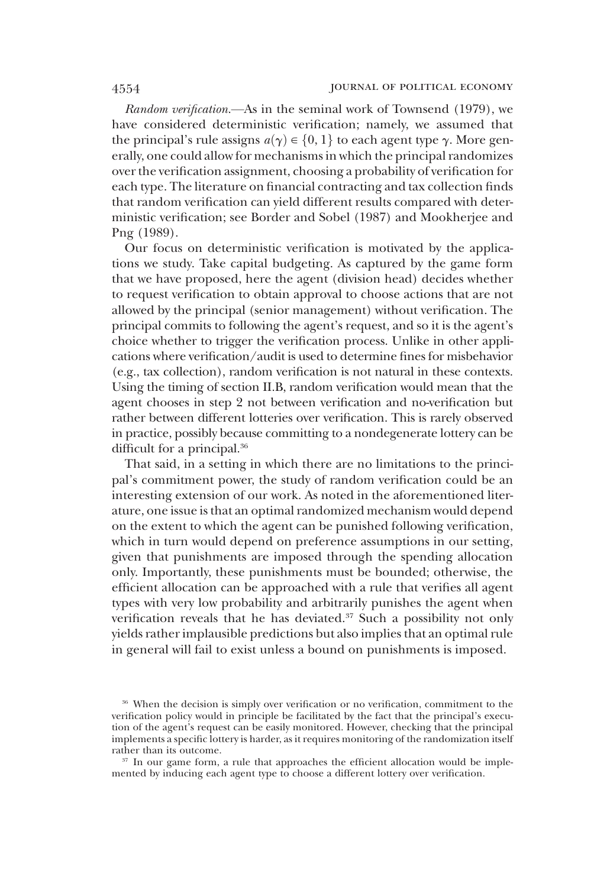*Random verification.*—As in the seminal work of Townsend (1979), we have considered deterministic verification; namely, we assumed that the principal's rule assigns $a(\gamma) \in \{0, 1\}$ to each agent type $\gamma$. More generally, one could allow for mechanisms in which the principal randomizes over the verification assignment, choosing a probability of verification for each type. The literature on financial contracting and tax collection finds that random verification can yield different results compared with deterministic verification; see Border and Sobel (1987) and Mookherjee and Png (1989).

Our focus on deterministic verification is motivated by the applications we study. Take capital budgeting. As captured by the game form that we have proposed, here the agent (division head) decides whether to request verification to obtain approval to choose actions that are not allowed by the principal (senior management) without verification. The principal commits to following the agent's request, and so it is the agent's choice whether to trigger the verification process. Unlike in other applications where verification/audit is used to determine fines for misbehavior (e.g., tax collection), random verification is not natural in these contexts. Using the timing of section II.B, random verification would mean that the agent chooses in step 2 not between verification and no-verification but rather between different lotteries over verification. This is rarely observed in practice, possibly because committing to a nondegenerate lottery can be difficult for a principal.[36]

That said, in a setting in which there are no limitations to the principal's commitment power, the study of random verification could be an interesting extension of our work. As noted in the aforementioned literature, one issue is that an optimal randomized mechanism would depend on the extent to which the agent can be punished following verification, which in turn would depend on preference assumptions in our setting, given that punishments are imposed through the spending allocation only. Importantly, these punishments must be bounded; otherwise, the efficient allocation can be approached with a rule that verifies all agent types with very low probability and arbitrarily punishes the agent when verification reveals that he has deviated.[37] Such a possibility not only yields rather implausible predictions but also implies that an optimal rule in general will fail to exist unless a bound on punishments is imposed.

[36] When the decision is simply over verification or no verification, commitment to the verification policy would in principle be facilitated by the fact that the principal's execution of the agent's request can be easily monitored. However, checking that the principal implements a specific lottery is harder, as it requires monitoring of the randomization itself rather than its outcome.

[37] In our game form, a rule that approaches the efficient allocation would be implemented by inducing each agent type to choose a different lottery over verification.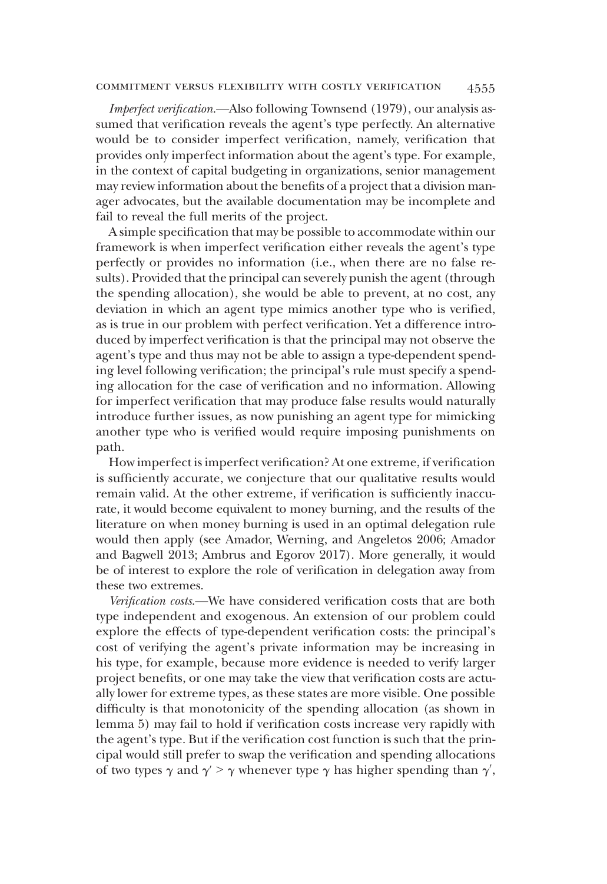*Imperfect verification.*—Also following Townsend (1979), our analysis assumed that verification reveals the agent's type perfectly. An alternative would be to consider imperfect verification, namely, verification that provides only imperfect information about the agent's type. For example, in the context of capital budgeting in organizations, senior management may review information about the benefits of a project that a division manager advocates, but the available documentation may be incomplete and fail to reveal the full merits of the project.

A simple specification that may be possible to accommodate within our framework is when imperfect verification either reveals the agent's type perfectly or provides no information (i.e., when there are no false results). Provided that the principal can severely punish the agent (through the spending allocation), she would be able to prevent, at no cost, any deviation in which an agent type mimics another type who is verified, as is true in our problem with perfect verification. Yet a difference introduced by imperfect verification is that the principal may not observe the agent's type and thus may not be able to assign a type-dependent spending level following verification; the principal's rule must specify a spending allocation for the case of verification and no information. Allowing for imperfect verification that may produce false results would naturally introduce further issues, as now punishing an agent type for mimicking another type who is verified would require imposing punishments on path.

How imperfect is imperfect verification? At one extreme, if verification is sufficiently accurate, we conjecture that our qualitative results would remain valid. At the other extreme, if verification is sufficiently inaccurate, it would become equivalent to money burning, and the results of the literature on when money burning is used in an optimal delegation rule would then apply (see Amador, Werning, and Angeletos 2006; Amador and Bagwell 2013; Ambrus and Egorov 2017). More generally, it would be of interest to explore the role of verification in delegation away from these two extremes.

*Verification costs.*—We have considered verification costs that are both type independent and exogenous. An extension of our problem could explore the effects of type-dependent verification costs: the principal's cost of verifying the agent's private information may be increasing in his type, for example, because more evidence is needed to verify larger project benefits, or one may take the view that verification costs are actually lower for extreme types, as these states are more visible. One possible difficulty is that monotonicity of the spending allocation (as shown in lemma 5) may fail to hold if verification costs increase very rapidly with the agent's type. But if the verification cost function is such that the principal would still prefer to swap the verification and spending allocations of two types $\gamma$ and $\gamma' > \gamma$ whenever type $\gamma$ has higher spending than $\gamma'$,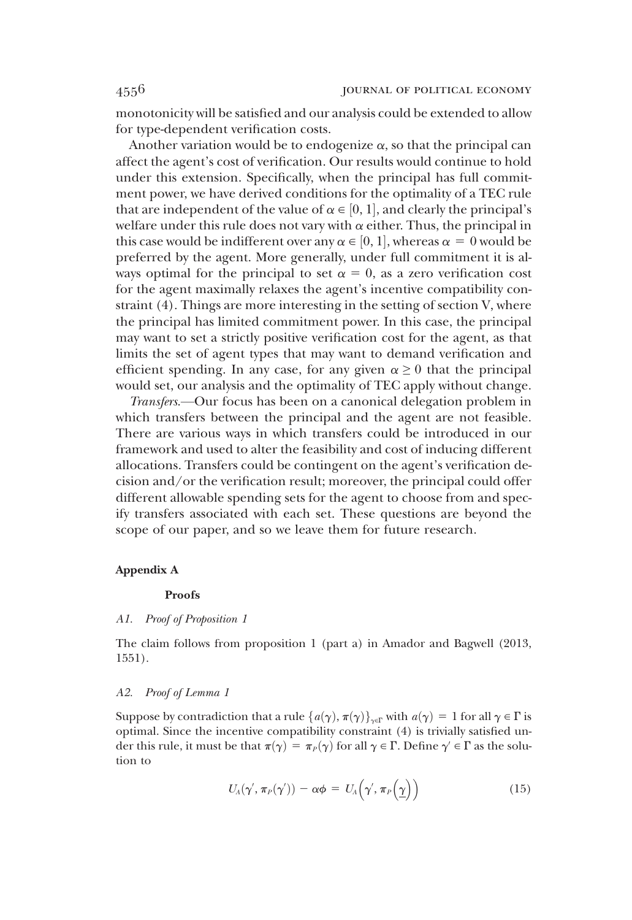monotonicity will be satisfied and our analysis could be extended to allow for type-dependent verification costs.

Another variation would be to endogenize $\alpha$, so that the principal can affect the agent's cost of verification. Our results would continue to hold under this extension. Specifically, when the principal has full commitment power, we have derived conditions for the optimality of a TEC rule that are independent of the value of $\alpha \in [0, 1]$, and clearly the principal's welfare under this rule does not vary with $\alpha$ either. Thus, the principal in this case would be indifferent over any $\alpha \in [0, 1]$, whereas $\alpha = 0$ would be preferred by the agent. More generally, under full commitment it is always optimal for the principal to set $\alpha = 0$, as a zero verification cost for the agent maximally relaxes the agent's incentive compatibility constraint (4). Things are more interesting in the setting of section V, where the principal has limited commitment power. In this case, the principal may want to set a strictly positive verification cost for the agent, as that limits the set of agent types that may want to demand verification and efficient spending. In any case, for any given $\alpha \geq 0$ that the principal would set, our analysis and the optimality of TEC apply without change.

*Transfers.*—Our focus has been on a canonical delegation problem in which transfers between the principal and the agent are not feasible. There are various ways in which transfers could be introduced in our framework and used to alter the feasibility and cost of inducing different allocations. Transfers could be contingent on the agent's verification decision and/or the verification result; moreover, the principal could offer different allowable spending sets for the agent to choose from and specify transfers associated with each set. These questions are beyond the scope of our paper, and so we leave them for future research.

## Appendix A

### Proofs

#### *A1. Proof of Proposition 1*

The claim follows from proposition 1 (part a) in Amador and Bagwell (2013, 1551).

#### *A2. Proof of Lemma 1*

Suppose by contradiction that a rule $\{a(\gamma), \pi(\gamma)\}_{\gamma \in \Gamma}$ with $a(\gamma) = 1$ for all $\gamma \in \Gamma$ is optimal. Since the incentive compatibility constraint (4) is trivially satisfied under this rule, it must be that $\pi(\gamma) = \pi_P(\gamma)$ for all $\gamma \in \Gamma$. Define $\gamma' \in \Gamma$ as the solution to

$$U_A(\gamma', \pi_P(\gamma')) - \alpha\phi = U_A\left(\gamma', \pi_P\left(\underline{\gamma}\right)\right) \tag{15}$$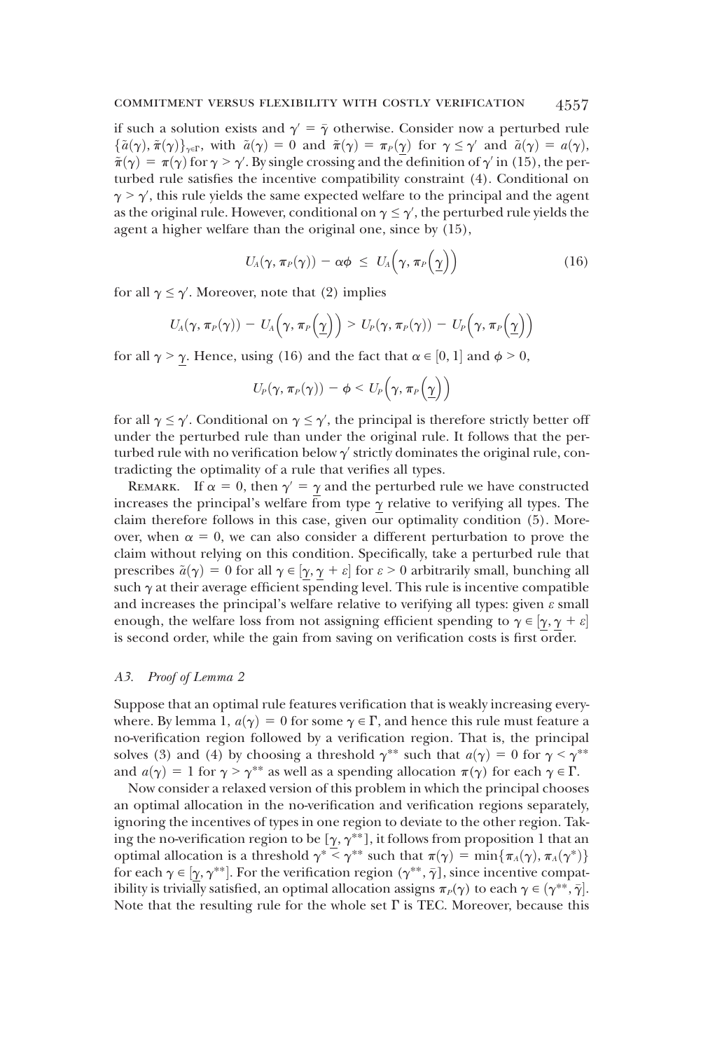if such a solution exists and $\gamma' = \bar{\gamma}$ otherwise. Consider now a perturbed rule $\{\tilde{a}(\gamma), \tilde{\pi}(\gamma)\}_{\gamma\in\Gamma}$, with $\tilde{a}(\gamma) = 0$ and $\tilde{\pi}(\gamma) = \pi_P(\underline{\gamma})$ for $\gamma \leq \gamma'$ and $\tilde{a}(\gamma) = a(\gamma)$, $\tilde{\pi}(\gamma) = \pi(\gamma)$ for $\gamma > \gamma'$. By single crossing and the definition of $\gamma'$ in (15), the perturbed rule satisfies the incentive compatibility constraint (4). Conditional on $\gamma > \gamma'$, this rule yields the same expected welfare to the principal and the agent as the original rule. However, conditional on $\gamma \leq \gamma'$, the perturbed rule yields the agent a higher welfare than the original one, since by (15),

$$U_A(\gamma, \pi_P(\gamma)) - \alpha\phi \ \leq \ U_A\Big(\gamma, \pi_P\Big(\underline{\gamma}\Big)\Big) \tag{16}$$

for all $\gamma \leq \gamma'$. Moreover, note that (2) implies

$$U_A(\gamma, \pi_P(\gamma)) - U_A\Big(\gamma, \pi_P\Big(\underline{\gamma}\Big)\Big) > U_P(\gamma, \pi_P(\gamma)) - U_P\Big(\gamma, \pi_P\Big(\underline{\gamma}\Big)\Big)$$

for all $\gamma > \underline{\gamma}$. Hence, using (16) and the fact that $\alpha \in [0, 1]$ and $\phi > 0$,

$$U_P(\gamma, \pi_P(\gamma)) - \phi < U_P\Big(\gamma, \pi_P\Big(\underline{\gamma}\Big)\Big)$$

for all $\gamma \leq \gamma'$. Conditional on $\gamma \leq \gamma'$, the principal is therefore strictly better off under the perturbed rule than under the original rule. It follows that the perturbed rule with no verification below $\gamma'$ strictly dominates the original rule, contradicting the optimality of a rule that verifies all types.

REMARK. If $\alpha = 0$, then $\gamma' = \underline{\gamma}$ and the perturbed rule we have constructed increases the principal's welfare from type $\underline{\gamma}$ relative to verifying all types. The claim therefore follows in this case, given our optimality condition (5). Moreover, when $\alpha = 0$, we can also consider a different perturbation to prove the claim without relying on this condition. Specifically, take a perturbed rule that prescribes $\tilde{a}(\gamma) = 0$ for all $\gamma \in [\underline{\gamma}, \underline{\gamma} + \varepsilon]$ for $\varepsilon > 0$ arbitrarily small, bunching all such $\gamma$ at their average efficient spending level. This rule is incentive compatible and increases the principal's welfare relative to verifying all types: given $\varepsilon$ small enough, the welfare loss from not assigning efficient spending to $\gamma \in [\underline{\gamma}, \underline{\gamma} + \varepsilon]$ is second order, while the gain from saving on verification costs is first order.

### *A3. Proof of Lemma 2*

Suppose that an optimal rule features verification that is weakly increasing everywhere. By lemma 1, $a(\gamma) = 0$ for some $\gamma \in \Gamma$, and hence this rule must feature a no-verification region followed by a verification region. That is, the principal solves (3) and (4) by choosing a threshold $\gamma^{**}$ such that $a(\gamma) = 0$ for $\gamma < \gamma^{**}$ and $a(\gamma) = 1$ for $\gamma > \gamma^{**}$ as well as a spending allocation $\pi(\gamma)$ for each $\gamma \in \Gamma$.

Now consider a relaxed version of this problem in which the principal chooses an optimal allocation in the no-verification and verification regions separately, ignoring the incentives of types in one region to deviate to the other region. Taking the no-verification region to be $[\underline{\gamma}, \gamma^{**}]$, it follows from proposition 1 that an optimal allocation is a threshold $\gamma^* < \gamma^{**}$ such that $\pi(\gamma) = \min\{\pi_A(\gamma), \pi_A(\gamma^*)\}$ for each $\gamma \in [\underline{\gamma}, \gamma^{**}]$. For the verification region $(\gamma^{**}, \bar{\gamma}]$, since incentive compatibility is trivially satisfied, an optimal allocation assigns $\pi_P(\gamma)$ to each $\gamma \in (\gamma^{**}, \bar{\gamma}]$. Note that the resulting rule for the whole set $\Gamma$ is TEC. Moreover, because this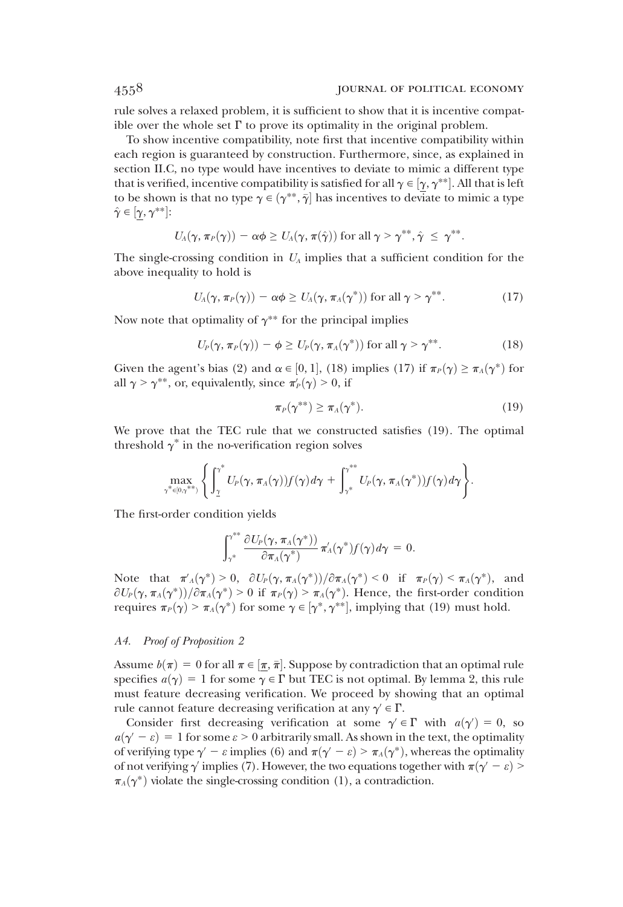rule solves a relaxed problem, it is sufficient to show that it is incentive compatible over the whole set $\Gamma$ to prove its optimality in the original problem.

To show incentive compatibility, note first that incentive compatibility within each region is guaranteed by construction. Furthermore, since, as explained in section II.C, no type would have incentives to deviate to mimic a different type that is verified, incentive compatibility is satisfied for all $\gamma \in [\underline{\gamma}, \gamma^{**}]$. All that is left to be shown is that no type $\gamma \in (\gamma^{**}, \bar{\gamma}]$ has incentives to deviate to mimic a type $\hat{\gamma} \in [\underline{\gamma}, \gamma^{**}]$:

$$U_A(\gamma, \pi_P(\gamma)) - \alpha\phi \geq U_A(\gamma, \pi(\hat{\gamma})) \text{ for all } \gamma > \gamma^{**}, \hat{\gamma} \leq \gamma^{**}.$$

The single-crossing condition in $U_A$ implies that a sufficient condition for the above inequality to hold is

$$U_A(\gamma, \pi_P(\gamma)) - \alpha\phi \geq U_A(\gamma, \pi_A(\gamma^*)) \text{ for all } \gamma > \gamma^{**}. \tag{17}$$

Now note that optimality of $\gamma^{**}$ for the principal implies

$$U_P(\gamma, \pi_P(\gamma)) - \phi \geq U_P(\gamma, \pi_A(\gamma^*)) \text{ for all } \gamma > \gamma^{**}. \tag{18}$$

Given the agent's bias (2) and $\alpha \in [0, 1]$, (18) implies (17) if $\pi_P(\gamma) \geq \pi_A(\gamma^*)$ for all $\gamma > \gamma^{**}$, or, equivalently, since $\pi'_P(\gamma) > 0$, if

$$\pi_P(\gamma^{**}) \geq \pi_A(\gamma^*). \tag{19}$$

We prove that the TEC rule that we constructed satisfies (19). The optimal threshold $\gamma^*$ in the no-verification region solves

$$\max_{\gamma^* \in [0, \gamma^{**})} \left\{ \int_{\underline{\gamma}}^{\gamma^*} U_P(\gamma, \pi_A(\gamma)) f(\gamma) d\gamma + \int_{\gamma^*}^{\gamma^{**}} U_P(\gamma, \pi_A(\gamma^*)) f(\gamma) d\gamma \right\}.$$

The first-order condition yields

$$\int_{\gamma^*}^{\gamma^{**}} \frac{\partial U_P(\gamma, \pi_A(\gamma^*))}{\partial \pi_A(\gamma^*)} \pi'_A(\gamma^*) f(\gamma) d\gamma = 0.$$

Note that $\pi'_A(\gamma^*) > 0$, $\partial U_P(\gamma, \pi_A(\gamma^*))/\partial \pi_A(\gamma^*) < 0$ if $\pi_P(\gamma) < \pi_A(\gamma^*)$, and $\partial U_P(\gamma, \pi_A(\gamma^*))/\partial \pi_A(\gamma^*) > 0$ if $\pi_P(\gamma) > \pi_A(\gamma^*)$. Hence, the first-order condition requires $\pi_P(\gamma) > \pi_A(\gamma^*)$ for some $\gamma \in [\gamma^*, \gamma^{**}]$, implying that (19) must hold.

### A4. *Proof of Proposition 2*

Assume $b(\pi) = 0$ for all $\pi \in [\underline{\pi}, \bar{\pi}]$. Suppose by contradiction that an optimal rule specifies $a(\gamma) = 1$ for some $\gamma \in \Gamma$ but TEC is not optimal. By lemma 2, this rule must feature decreasing verification. We proceed by showing that an optimal rule cannot feature decreasing verification at any $\gamma' \in \Gamma$.

Consider first decreasing verification at some $\gamma' \in \Gamma$ with $a(\gamma') = 0$, so $a(\gamma' - \varepsilon) = 1$ for some $\varepsilon > 0$ arbitrarily small. As shown in the text, the optimality of verifying type $\gamma' - \varepsilon$ implies (6) and $\pi(\gamma' - \varepsilon) > \pi_A(\gamma^*)$, whereas the optimality of not verifying $\gamma'$ implies (7). However, the two equations together with $\pi(\gamma' - \varepsilon) > \pi_A(\gamma^*)$ violate the single-crossing condition (1), a contradiction.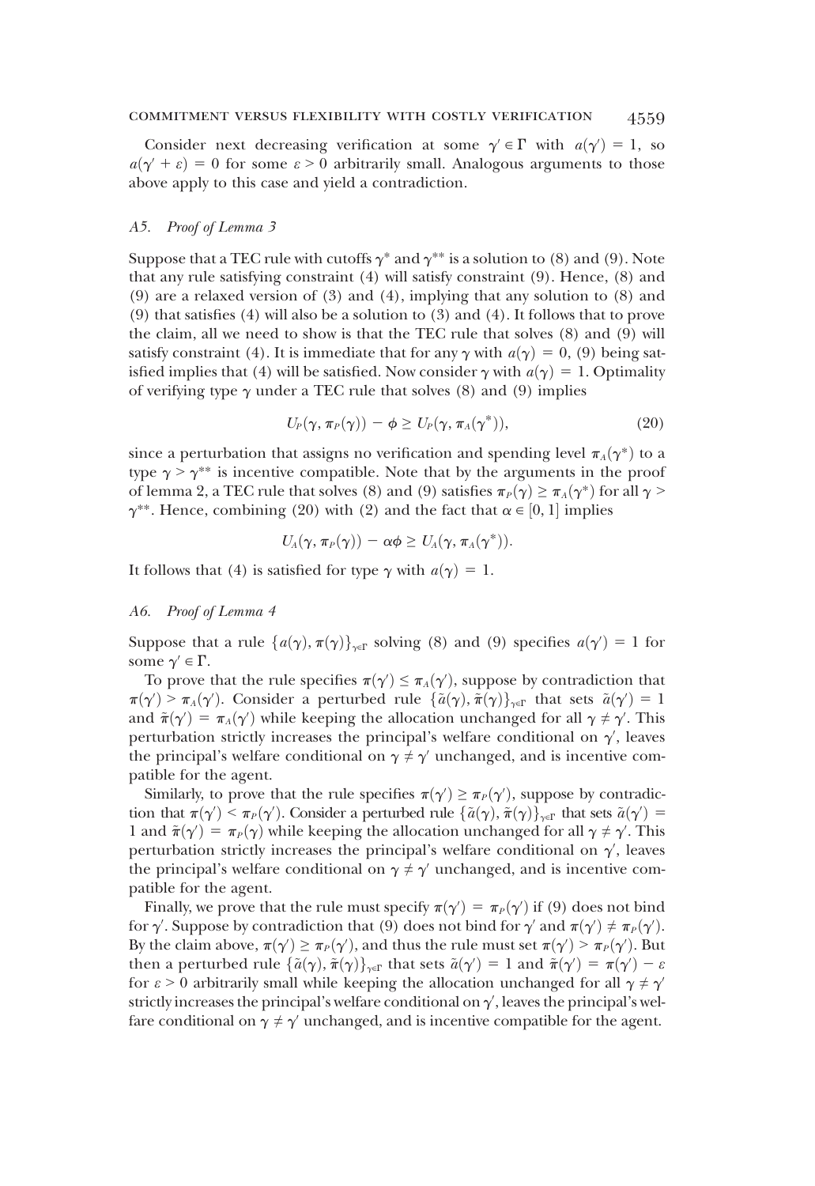Consider next decreasing verification at some $\gamma' \in \Gamma$ with $a(\gamma') = 1$, so $a(\gamma' + \varepsilon) = 0$ for some $\varepsilon > 0$ arbitrarily small. Analogous arguments to those above apply to this case and yield a contradiction.

### *A5. Proof of Lemma 3*

Suppose that a TEC rule with cutoffs $\gamma^*$ and $\gamma^{**}$ is a solution to (8) and (9). Note that any rule satisfying constraint (4) will satisfy constraint (9). Hence, (8) and (9) are a relaxed version of (3) and (4), implying that any solution to (8) and (9) that satisfies (4) will also be a solution to (3) and (4). It follows that to prove the claim, all we need to show is that the TEC rule that solves (8) and (9) will satisfy constraint (4). It is immediate that for any $\gamma$ with $a(\gamma) = 0$, (9) being satisfied implies that (4) will be satisfied. Now consider $\gamma$ with $a(\gamma) = 1$. Optimality of verifying type $\gamma$ under a TEC rule that solves (8) and (9) implies

$$U_P(\gamma, \pi_P(\gamma)) - \phi \geq U_P(\gamma, \pi_A(\gamma^*)), \tag{20}$$

since a perturbation that assigns no verification and spending level $\pi_A(\gamma^*)$ to a type $\gamma > \gamma^{**}$ is incentive compatible. Note that by the arguments in the proof of lemma 2, a TEC rule that solves (8) and (9) satisfies $\pi_P(\gamma) \geq \pi_A(\gamma^*)$ for all $\gamma > \gamma^{**}$. Hence, combining (20) with (2) and the fact that $\alpha \in [0, 1]$ implies

$$U_A(\gamma, \pi_P(\gamma)) - \alpha\phi \geq U_A(\gamma, \pi_A(\gamma^*)).$$

It follows that (4) is satisfied for type $\gamma$ with $a(\gamma) = 1$.

### *A6. Proof of Lemma 4*

Suppose that a rule $\{a(\gamma), \pi(\gamma)\}_{\gamma \in \Gamma}$ solving (8) and (9) specifies $a(\gamma') = 1$ for some $\gamma' \in \Gamma$.

To prove that the rule specifies $\pi(\gamma') \leq \pi_A(\gamma')$, suppose by contradiction that $\pi(\gamma') > \pi_A(\gamma')$. Consider a perturbed rule $\{\tilde{a}(\gamma), \tilde{\pi}(\gamma)\}_{\gamma \in \Gamma}$ that sets $\tilde{a}(\gamma') = 1$ and $\tilde{\pi}(\gamma') = \pi_A(\gamma')$ while keeping the allocation unchanged for all $\gamma \neq \gamma'$. This perturbation strictly increases the principal's welfare conditional on $\gamma'$, leaves the principal's welfare conditional on $\gamma \neq \gamma'$ unchanged, and is incentive compatible for the agent.

Similarly, to prove that the rule specifies $\pi(\gamma') \geq \pi_P(\gamma')$, suppose by contradiction that $\pi(\gamma') < \pi_P(\gamma')$. Consider a perturbed rule $\{\tilde{a}(\gamma), \tilde{\pi}(\gamma)\}_{\gamma \in \Gamma}$ that sets $\tilde{a}(\gamma') = 1$ and $\tilde{\pi}(\gamma') = \pi_P(\gamma)$ while keeping the allocation unchanged for all $\gamma \neq \gamma'$. This perturbation strictly increases the principal's welfare conditional on $\gamma'$, leaves the principal's welfare conditional on $\gamma \neq \gamma'$ unchanged, and is incentive compatible for the agent.

Finally, we prove that the rule must specify $\pi(\gamma') = \pi_P(\gamma')$ if (9) does not bind for $\gamma'$. Suppose by contradiction that (9) does not bind for $\gamma'$ and $\pi(\gamma') \neq \pi_P(\gamma')$. By the claim above, $\pi(\gamma') \geq \pi_P(\gamma')$, and thus the rule must set $\pi(\gamma') > \pi_P(\gamma')$. But then a perturbed rule $\{\tilde{a}(\gamma), \tilde{\pi}(\gamma)\}_{\gamma \in \Gamma}$ that sets $\tilde{a}(\gamma') = 1$ and $\tilde{\pi}(\gamma') = \pi(\gamma') - \varepsilon$ for $\varepsilon > 0$ arbitrarily small while keeping the allocation unchanged for all $\gamma \neq \gamma'$ strictly increases the principal's welfare conditional on $\gamma'$, leaves the principal's welfare conditional on $\gamma \neq \gamma'$ unchanged, and is incentive compatible for the agent.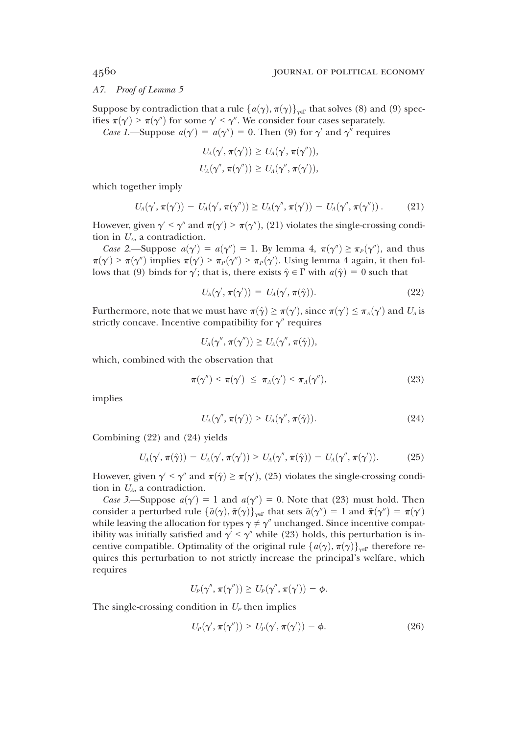### A7. *Proof of Lemma 5*

Suppose by contradiction that a rule $\{a(\gamma), \pi(\gamma)\}_{\gamma\in\Gamma}$ that solves (8) and (9) specifies $\pi(\gamma') > \pi(\gamma'')$ for some $\gamma' < \gamma''$. We consider four cases separately.

*Case 1.*—Suppose $a(\gamma') = a(\gamma'') = 0$. Then (9) for $\gamma'$ and $\gamma''$ requires

$$U_A(\gamma', \pi(\gamma')) \geq U_A(\gamma', \pi(\gamma'')),$$
$$U_A(\gamma'', \pi(\gamma'')) \geq U_A(\gamma'', \pi(\gamma')),$$

which together imply

$$U_A(\gamma', \pi(\gamma')) - U_A(\gamma', \pi(\gamma'')) \geq U_A(\gamma'', \pi(\gamma')) - U_A(\gamma'', \pi(\gamma'')) . \tag{21}$$

However, given $\gamma' < \gamma''$ and $\pi(\gamma') > \pi(\gamma'')$, (21) violates the single-crossing condition in $U_A$, a contradiction.

*Case 2.*—Suppose $a(\gamma') = a(\gamma'') = 1$. By lemma 4, $\pi(\gamma'') \geq \pi_P(\gamma'')$, and thus $\pi(\gamma') > \pi(\gamma'')$ implies $\pi(\gamma') > \pi_P(\gamma'') > \pi_P(\gamma')$. Using lemma 4 again, it then follows that (9) binds for $\gamma'$; that is, there exists $\hat{\gamma} \in \Gamma$ with $a(\hat{\gamma}) = 0$ such that

$$U_A(\gamma', \pi(\gamma')) = U_A(\gamma', \pi(\hat{\gamma})). \tag{22}$$

Furthermore, note that we must have $\pi(\hat{\gamma}) \geq \pi(\gamma')$, since $\pi(\gamma') \leq \pi_A(\gamma')$ and $U_A$ is strictly concave. Incentive compatibility for $\gamma''$ requires

$$U_A(\gamma'', \pi(\gamma'')) \geq U_A(\gamma'', \pi(\hat{\gamma})),$$

which, combined with the observation that

$$\pi(\gamma'') < \pi(\gamma') \leq \pi_A(\gamma') < \pi_A(\gamma''), \tag{23}$$

implies

$$U_A(\gamma'', \pi(\gamma')) > U_A(\gamma'', \pi(\hat{\gamma})). \tag{24}$$

Combining (22) and (24) yields

$$U_A(\gamma', \pi(\hat{\gamma})) - U_A(\gamma', \pi(\gamma')) > U_A(\gamma'', \pi(\hat{\gamma})) - U_A(\gamma'', \pi(\gamma')). \tag{25}$$

However, given $\gamma' < \gamma''$ and $\pi(\hat{\gamma}) \geq \pi(\gamma')$, (25) violates the single-crossing condition in $U_A$, a contradiction.

*Case 3.*—Suppose $a(\gamma') = 1$ and $a(\gamma'') = 0$. Note that (23) must hold. Then consider a perturbed rule $\{\tilde{a}(\gamma), \tilde{\pi}(\gamma)\}_{\gamma\in\Gamma}$ that sets $\tilde{a}(\gamma'') = 1$ and $\tilde{\pi}(\gamma'') = \pi(\gamma')$ while leaving the allocation for types $\gamma \neq \gamma''$ unchanged. Since incentive compatibility was initially satisfied and $\gamma' < \gamma''$ while (23) holds, this perturbation is incentive compatible. Optimality of the original rule $\{a(\gamma), \pi(\gamma)\}_{\gamma\in\Gamma}$ therefore requires this perturbation to not strictly increase the principal's welfare, which requires

$$U_P(\gamma'', \pi(\gamma'')) \geq U_P(\gamma'', \pi(\gamma')) - \phi.$$

The single-crossing condition in $U_P$ then implies

$$U_P(\gamma', \pi(\gamma'')) > U_P(\gamma', \pi(\gamma')) - \phi. \tag{26}$$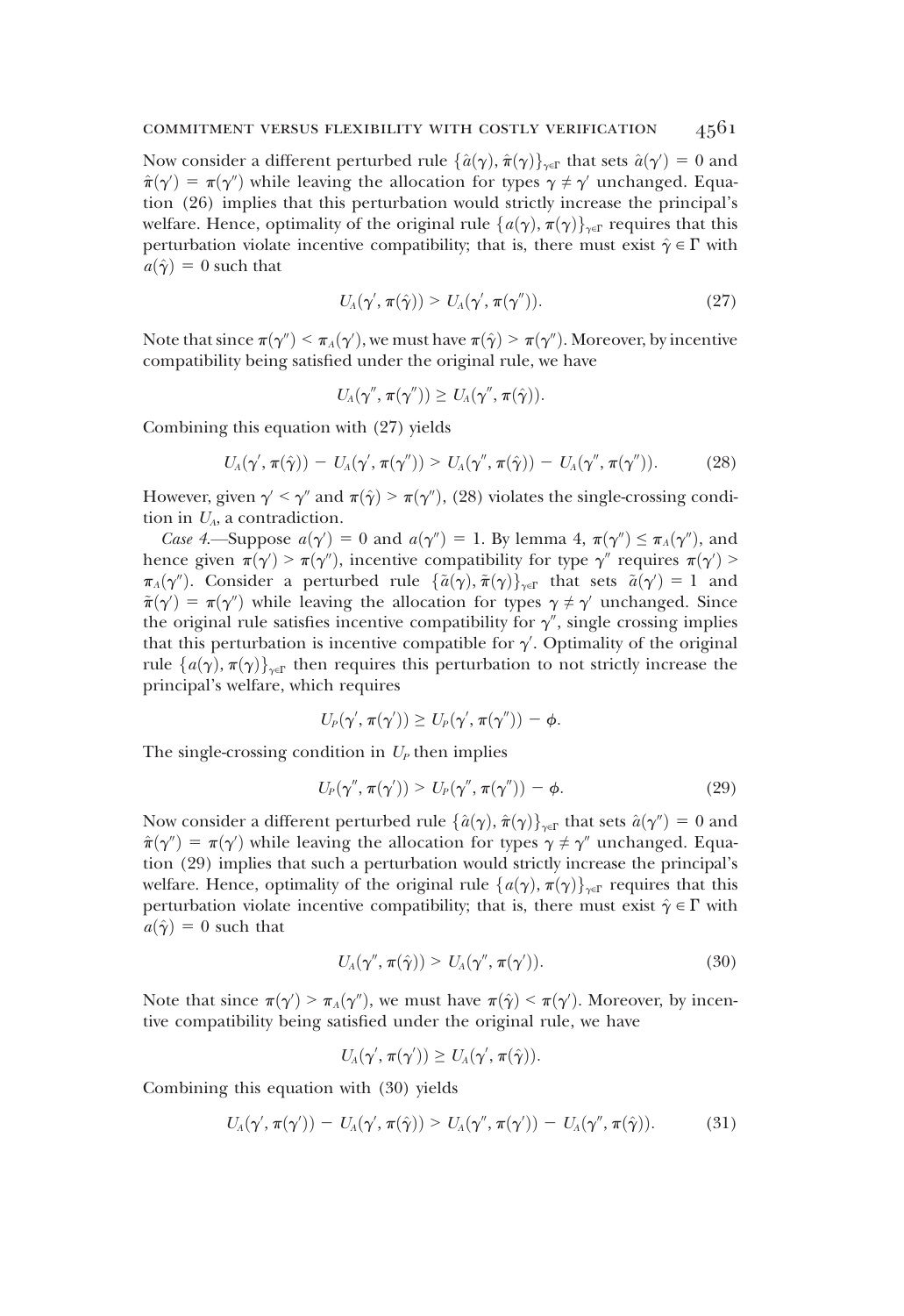Now consider a different perturbed rule $\{\hat{a}(\gamma), \hat{\pi}(\gamma)\}_{\gamma \in \Gamma}$ that sets $\hat{a}(\gamma') = 0$ and $\hat{\pi}(\gamma') = \pi(\gamma'')$ while leaving the allocation for types $\gamma \neq \gamma'$ unchanged. Equation (26) implies that this perturbation would strictly increase the principal's welfare. Hence, optimality of the original rule $\{a(\gamma), \pi(\gamma)\}_{\gamma \in \Gamma}$ requires that this perturbation violate incentive compatibility; that is, there must exist $\hat{\gamma} \in \Gamma$ with $a(\hat{\gamma}) = 0$ such that

$$U_A(\gamma', \pi(\hat{\gamma})) > U_A(\gamma', \pi(\gamma'')). \tag{27}$$

Note that since $\pi(\gamma'') < \pi_A(\gamma')$, we must have $\pi(\hat{\gamma}) > \pi(\gamma'')$. Moreover, by incentive compatibility being satisfied under the original rule, we have

$$U_A(\gamma'', \pi(\gamma'')) \geq U_A(\gamma'', \pi(\hat{\gamma})).$$

Combining this equation with (27) yields

$$U_A(\gamma', \pi(\hat{\gamma})) - U_A(\gamma', \pi(\gamma'')) > U_A(\gamma'', \pi(\hat{\gamma})) - U_A(\gamma'', \pi(\gamma'')). \tag{28}$$

However, given $\gamma' < \gamma''$ and $\pi(\hat{\gamma}) > \pi(\gamma'')$, (28) violates the single-crossing condition in $U_A$, a contradiction.

*Case 4.*—Suppose $a(\gamma') = 0$ and $a(\gamma'') = 1$. By lemma 4, $\pi(\gamma'') \leq \pi_A(\gamma'')$, and hence given $\pi(\gamma') > \pi(\gamma'')$, incentive compatibility for type $\gamma''$ requires $\pi(\gamma') > \pi_A(\gamma'')$. Consider a perturbed rule $\{\tilde{a}(\gamma), \tilde{\pi}(\gamma)\}_{\gamma \in \Gamma}$ that sets $\tilde{a}(\gamma') = 1$ and $\tilde{\pi}(\gamma') = \pi(\gamma'')$ while leaving the allocation for types $\gamma \neq \gamma'$ unchanged. Since the original rule satisfies incentive compatibility for $\gamma''$, single crossing implies that this perturbation is incentive compatible for $\gamma'$. Optimality of the original rule $\{a(\gamma), \pi(\gamma)\}_{\gamma \in \Gamma}$ then requires this perturbation to not strictly increase the principal's welfare, which requires

$$U_P(\gamma', \pi(\gamma')) \geq U_P(\gamma', \pi(\gamma'')) - \phi.$$

The single-crossing condition in $U_P$ then implies

$$U_P(\gamma'', \pi(\gamma')) > U_P(\gamma'', \pi(\gamma'')) - \phi. \tag{29}$$

Now consider a different perturbed rule $\{\hat{a}(\gamma), \hat{\pi}(\gamma)\}_{\gamma \in \Gamma}$ that sets $\hat{a}(\gamma'') = 0$ and $\hat{\pi}(\gamma'') = \pi(\gamma')$ while leaving the allocation for types $\gamma \neq \gamma''$ unchanged. Equation (29) implies that such a perturbation would strictly increase the principal's welfare. Hence, optimality of the original rule $\{a(\gamma), \pi(\gamma)\}_{\gamma \in \Gamma}$ requires that this perturbation violate incentive compatibility; that is, there must exist $\hat{\gamma} \in \Gamma$ with $a(\hat{\gamma}) = 0$ such that

$$U_A(\gamma'', \pi(\hat{\gamma})) > U_A(\gamma'', \pi(\gamma')). \tag{30}$$

Note that since $\pi(\gamma') > \pi_A(\gamma'')$, we must have $\pi(\hat{\gamma}) < \pi(\gamma')$. Moreover, by incentive compatibility being satisfied under the original rule, we have

$$U_A(\gamma', \pi(\gamma')) \geq U_A(\gamma', \pi(\hat{\gamma})).$$

Combining this equation with (30) yields

$$U_A(\gamma', \pi(\gamma')) - U_A(\gamma', \pi(\hat{\gamma})) > U_A(\gamma'', \pi(\gamma')) - U_A(\gamma'', \pi(\hat{\gamma})). \tag{31}$$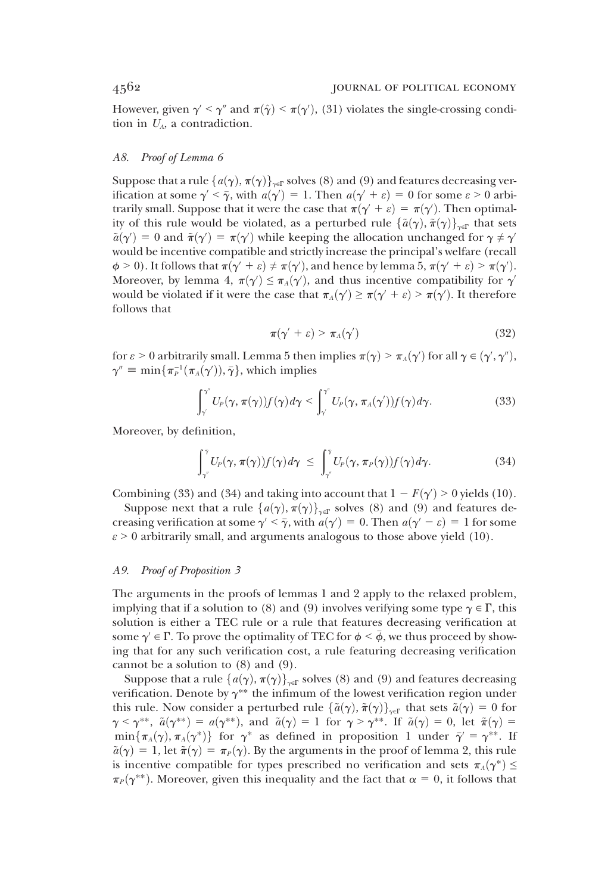However, given $\gamma' < \gamma''$ and $\pi(\hat{\gamma}) < \pi(\gamma')$, (31) violates the single-crossing condition in $U_A$, a contradiction.

### *A8. Proof of Lemma 6*

Suppose that a rule $\{a(\gamma), \pi(\gamma)\}_{\gamma\in\Gamma}$ solves (8) and (9) and features decreasing verification at some $\gamma' < \bar{\gamma}$, with $a(\gamma') = 1$. Then $a(\gamma' + \varepsilon) = 0$ for some $\varepsilon > 0$ arbitrarily small. Suppose that it were the case that $\pi(\gamma' + \varepsilon) = \pi(\gamma')$. Then optimality of this rule would be violated, as a perturbed rule $\{\tilde{a}(\gamma), \tilde{\pi}(\gamma)\}_{\gamma\in\Gamma}$ that sets $\tilde{a}(\gamma') = 0$ and $\tilde{\pi}(\gamma') = \pi(\gamma')$ while keeping the allocation unchanged for $\gamma \neq \gamma'$ would be incentive compatible and strictly increase the principal's welfare (recall $\phi > 0$). It follows that $\pi(\gamma' + \varepsilon) \neq \pi(\gamma')$, and hence by lemma 5, $\pi(\gamma' + \varepsilon) > \pi(\gamma')$. Moreover, by lemma 4, $\pi(\gamma') \leq \pi_A(\gamma')$, and thus incentive compatibility for $\gamma'$ would be violated if it were the case that $\pi_A(\gamma') \geq \pi(\gamma' + \varepsilon) > \pi(\gamma')$. It therefore follows that

$$\pi(\gamma' + \varepsilon) > \pi_A(\gamma') \tag{32}$$

for $\varepsilon > 0$ arbitrarily small. Lemma 5 then implies $\pi(\gamma) > \pi_A(\gamma')$ for all $\gamma \in (\gamma', \gamma'')$, $\gamma'' \equiv \min\{\pi_P^{-1}(\pi_A(\gamma')), \bar{\gamma}\}$, which implies

$$\int_{\gamma'}^{\gamma''} U_P(\gamma, \pi(\gamma)) f(\gamma) d\gamma < \int_{\gamma'}^{\gamma''} U_P(\gamma, \pi_A(\gamma')) f(\gamma) d\gamma. \tag{33}$$

Moreover, by definition,

$$\int_{\gamma''}^{\bar{\gamma}} U_P(\gamma, \pi(\gamma)) f(\gamma) d\gamma \leq \int_{\gamma''}^{\bar{\gamma}} U_P(\gamma, \pi_P(\gamma)) f(\gamma) d\gamma. \tag{34}$$

Combining (33) and (34) and taking into account that $1 - F(\gamma') > 0$ yields (10).

Suppose next that a rule $\{a(\gamma), \pi(\gamma)\}_{\gamma\in\Gamma}$ solves (8) and (9) and features decreasing verification at some $\gamma' < \bar{\gamma}$, with $a(\gamma') = 0$. Then $a(\gamma' - \varepsilon) = 1$ for some $\varepsilon > 0$ arbitrarily small, and arguments analogous to those above yield (10).

### *A9. Proof of Proposition 3*

The arguments in the proofs of lemmas 1 and 2 apply to the relaxed problem, implying that if a solution to (8) and (9) involves verifying some type $\gamma \in \Gamma$, this solution is either a TEC rule or a rule that features decreasing verification at some $\gamma' \in \Gamma$. To prove the optimality of TEC for $\phi < \bar{\phi}$, we thus proceed by showing that for any such verification cost, a rule featuring decreasing verification cannot be a solution to (8) and (9).

Suppose that a rule $\{a(\gamma), \pi(\gamma)\}_{\gamma\in\Gamma}$ solves (8) and (9) and features decreasing verification. Denote by $\gamma^{**}$ the infimum of the lowest verification region under this rule. Now consider a perturbed rule $\{\tilde{a}(\gamma), \tilde{\pi}(\gamma)\}_{\gamma\in\Gamma}$ that sets $\tilde{a}(\gamma) = 0$ for $\gamma < \gamma^{**}$, $\tilde{a}(\gamma^{**}) = a(\gamma^{**})$, and $\tilde{a}(\gamma) = 1$ for $\gamma > \gamma^{**}$. If $\tilde{a}(\gamma) = 0$, let $\tilde{\pi}(\gamma) = \min\{\pi_A(\gamma), \pi_A(\gamma^*)\}$ for $\gamma^*$ as defined in proposition 1 under $\bar{\gamma}' = \gamma^{**}$. If $\tilde{a}(\gamma) = 1$, let $\tilde{\pi}(\gamma) = \pi_P(\gamma)$. By the arguments in the proof of lemma 2, this rule is incentive compatible for types prescribed no verification and sets $\pi_A(\gamma^*) \leq \pi_P(\gamma^{**})$. Moreover, given this inequality and the fact that $\alpha = 0$, it follows that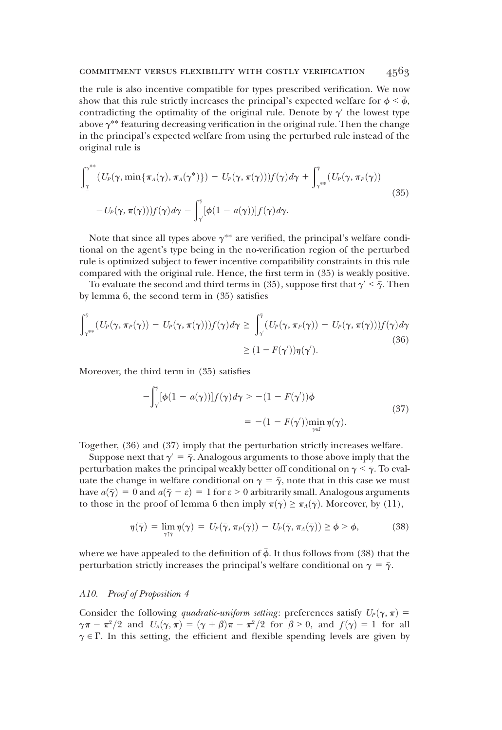the rule is also incentive compatible for types prescribed verification. We now show that this rule strictly increases the principal's expected welfare for $\phi < \bar{\phi}$, contradicting the optimality of the original rule. Denote by $\gamma'$ the lowest type above $\gamma^{**}$ featuring decreasing verification in the original rule. Then the change in the principal's expected welfare from using the perturbed rule instead of the original rule is

$$\int_{\underline{\gamma}}^{\gamma^{**}} (U_P(\gamma, \min\{\pi_A(\gamma), \pi_A(\gamma^*)\}) - U_P(\gamma, \pi(\gamma)))f(\gamma)d\gamma + \int_{\gamma^{**}}^{\bar{\gamma}} (U_P(\gamma, \pi_P(\gamma)) - U_P(\gamma, \pi(\gamma)))f(\gamma)d\gamma - \int_{\gamma'}^{\bar{\gamma}} [\phi(1 - a(\gamma))]f(\gamma)d\gamma. \tag{35}$$

Note that since all types above $\gamma^{**}$ are verified, the principal's welfare conditional on the agent's type being in the no-verification region of the perturbed rule is optimized subject to fewer incentive compatibility constraints in this rule compared with the original rule. Hence, the first term in (35) is weakly positive.

To evaluate the second and third terms in (35), suppose first that $\gamma' < \bar{\gamma}$. Then by lemma 6, the second term in (35) satisfies

$$\int_{\gamma^{**}}^{\bar{\gamma}} (U_P(\gamma, \pi_P(\gamma)) - U_P(\gamma, \pi(\gamma)))f(\gamma)d\gamma \geq \int_{\gamma'}^{\bar{\gamma}} (U_P(\gamma, \pi_P(\gamma)) - U_P(\gamma, \pi(\gamma)))f(\gamma)d\gamma \geq (1 - F(\gamma'))\eta(\gamma'). \tag{36}$$

Moreover, the third term in (35) satisfies

$$-\int_{\gamma'}^{\bar{\gamma}} [\phi(1 - a(\gamma))]f(\gamma)d\gamma > -(1 - F(\gamma'))\bar{\phi} = -(1 - F(\gamma'))\min_{\gamma \in \Gamma} \eta(\gamma). \tag{37}$$

Together, (36) and (37) imply that the perturbation strictly increases welfare.

Suppose next that $\gamma' = \bar{\gamma}$. Analogous arguments to those above imply that the perturbation makes the principal weakly better off conditional on $\gamma < \bar{\gamma}$. To evaluate the change in welfare conditional on $\gamma = \bar{\gamma}$, note that in this case we must have $a(\bar{\gamma}) = 0$ and $a(\bar{\gamma} - \varepsilon) = 1$ for $\varepsilon > 0$ arbitrarily small. Analogous arguments to those in the proof of lemma 6 then imply $\pi(\bar{\gamma}) \geq \pi_A(\bar{\gamma})$. Moreover, by (11),

$$\eta(\bar{\gamma}) = \lim_{\gamma \uparrow \bar{\gamma}} \eta(\gamma) = U_P(\bar{\gamma}, \pi_P(\bar{\gamma})) - U_P(\bar{\gamma}, \pi_A(\bar{\gamma})) \geq \bar{\phi} > \phi, \tag{38}$$

where we have appealed to the definition of $\bar{\phi}$. It thus follows from (38) that the perturbation strictly increases the principal's welfare conditional on $\gamma = \bar{\gamma}$.

### *A10. Proof of Proposition 4*

Consider the following *quadratic-uniform setting*: preferences satisfy $U_P(\gamma, \pi) = \gamma\pi - \pi^2/2$ and $U_A(\gamma, \pi) = (\gamma + \beta)\pi - \pi^2/2$ for $\beta > 0$, and $f(\gamma) = 1$ for all $\gamma \in \Gamma$. In this setting, the efficient and flexible spending levels are given by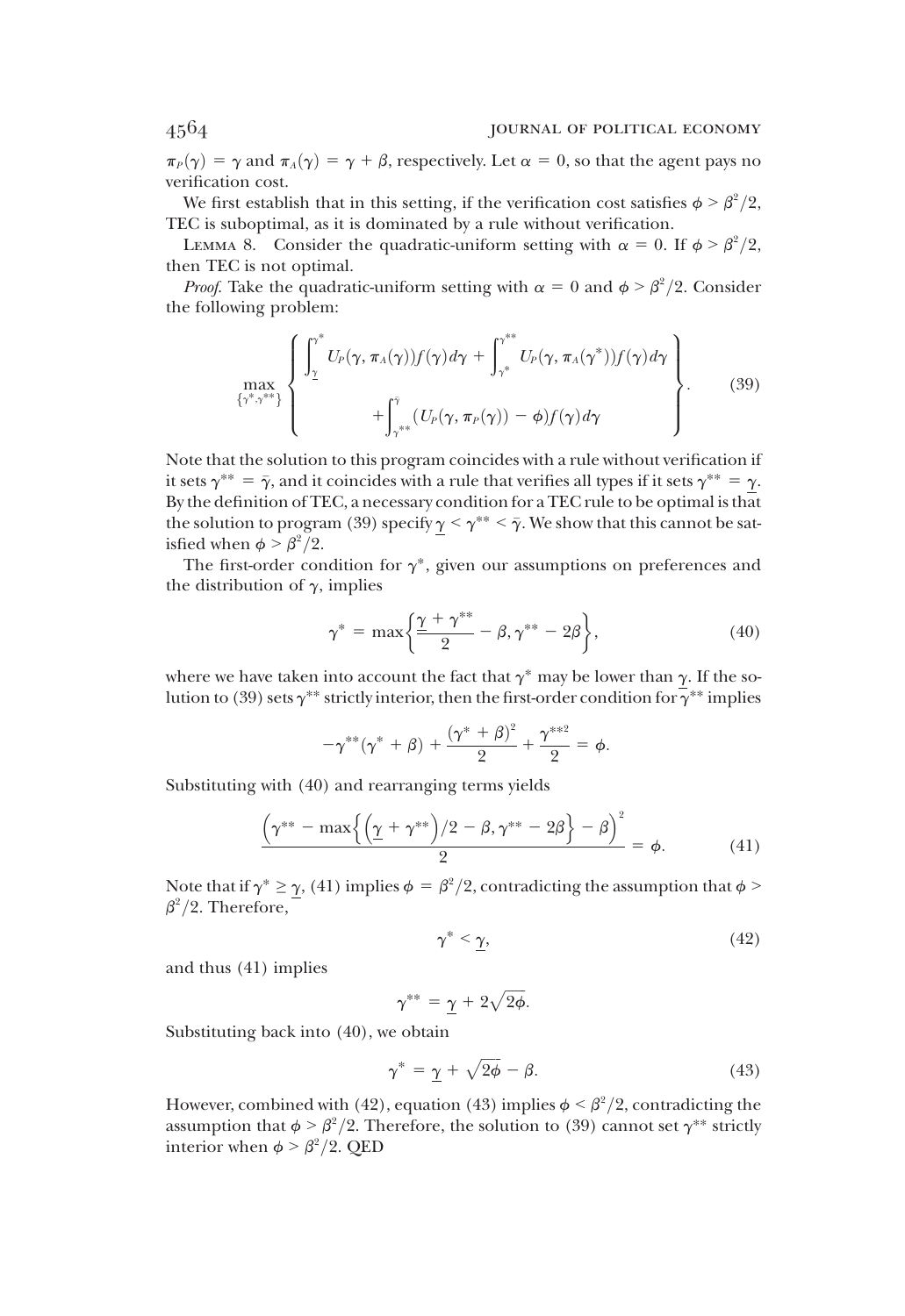$\pi_P(\gamma) = \gamma$ and $\pi_A(\gamma) = \gamma + \beta$, respectively. Let $\alpha = 0$, so that the agent pays no verification cost.

We first establish that in this setting, if the verification cost satisfies $\phi > \beta^2/2$, TEC is suboptimal, as it is dominated by a rule without verification.

Lemma 8. Consider the quadratic-uniform setting with $\alpha = 0$. If $\phi > \beta^2/2$, then TEC is not optimal.

*Proof.* Take the quadratic-uniform setting with $\alpha = 0$ and $\phi > \beta^2/2$. Consider the following problem:

$$\max_{\{\gamma^*,\gamma^{**}\}} \left\{ \begin{array}{c} \int_{\underline{\gamma}}^{\gamma^*} U_P(\gamma, \pi_A(\gamma)) f(\gamma) d\gamma + \int_{\gamma^*}^{\gamma^{**}} U_P(\gamma, \pi_A(\gamma^*)) f(\gamma) d\gamma \\ + \int_{\gamma^{**}}^{\bar{\gamma}} (U_P(\gamma, \pi_P(\gamma)) - \phi) f(\gamma) d\gamma \end{array} \right\}. \quad (39)$$

Note that the solution to this program coincides with a rule without verification if it sets $\gamma^{**} = \bar{\gamma}$, and it coincides with a rule that verifies all types if it sets $\gamma^{**} = \underline{\gamma}$. By the definition of TEC, a necessary condition for a TEC rule to be optimal is that the solution to program (39) specify $\underline{\gamma} < \gamma^{**} < \bar{\gamma}$. We show that this cannot be satisfied when $\phi > \beta^2/2$.

The first-order condition for $\gamma^*$, given our assumptions on preferences and the distribution of $\gamma$, implies

$$\gamma^* = \max\left\{\frac{\underline{\gamma} + \gamma^{**}}{2} - \beta, \gamma^{**} - 2\beta\right\}, \quad (40)$$

where we have taken into account the fact that $\gamma^*$ may be lower than $\underline{\gamma}$. If the solution to (39) sets $\gamma^{**}$ strictly interior, then the first-order condition for $\gamma^{**}$ implies

$$-\gamma^{**}(\gamma^* + \beta) + \frac{(\gamma^* + \beta)^2}{2} + \frac{\gamma^{**2}}{2} = \phi.$$

Substituting with (40) and rearranging terms yields

$$\frac{\left(\gamma^{**} - \max\left\{\left(\underline{\gamma} + \gamma^{**}\right)/2 - \beta, \gamma^{**} - 2\beta\right\} - \beta\right)^2}{2} = \phi. \quad (41)$$

Note that if $\gamma^* \geq \underline{\gamma}$, (41) implies $\phi = \beta^2/2$, contradicting the assumption that $\phi > \beta^2/2$. Therefore,

$$\gamma^* < \underline{\gamma}, \quad (42)$$

and thus (41) implies

$$\gamma^{**} = \underline{\gamma} + 2\sqrt{2\phi}.$$

Substituting back into (40), we obtain

$$\gamma^* = \underline{\gamma} + \sqrt{2\phi} - \beta. \quad (43)$$

However, combined with (42), equation (43) implies $\phi < \beta^2/2$, contradicting the assumption that $\phi > \beta^2/2$. Therefore, the solution to (39) cannot set $\gamma^{**}$ strictly interior when $\phi > \beta^2/2$. QED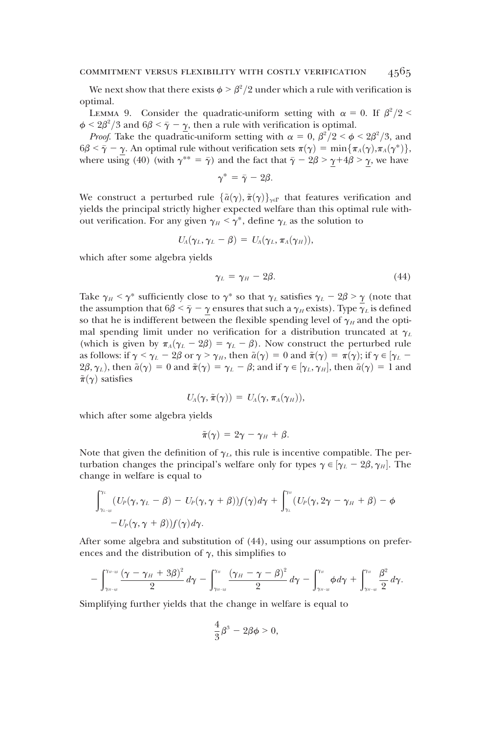We next show that there exists $\phi > \beta^2/2$ under which a rule with verification is optimal.

LEMMA 9. Consider the quadratic-uniform setting with $\alpha = 0$. If $\beta^2/2 < \phi < 2\beta^2/3$ and $6\beta < \bar{\gamma} - \underline{\gamma}$, then a rule with verification is optimal.

*Proof.* Take the quadratic-uniform setting with $\alpha = 0$, $\beta^2/2 < \phi < 2\beta^2/3$, and $6\beta < \bar{\gamma} - \underline{\gamma}$. An optimal rule without verification sets $\pi(\gamma) = \min\{\pi_A(\gamma), \pi_A(\gamma^*)\}$, where using (40) (with $\gamma^{**} = \bar{\gamma}$) and the fact that $\bar{\gamma} - 2\beta > \underline{\gamma} + 4\beta > \underline{\gamma}$, we have

$$\gamma^* = \bar{\gamma} - 2\beta.$$

We construct a perturbed rule $\{\tilde{a}(\gamma), \tilde{\pi}(\gamma)\}_{\gamma \in \Gamma}$ that features verification and yields the principal strictly higher expected welfare than this optimal rule without verification. For any given $\gamma_H < \gamma^*$, define $\gamma_L$ as the solution to

$$U_A(\gamma_L, \gamma_L - \beta) = U_A(\gamma_L, \pi_A(\gamma_H)),$$

which after some algebra yields

$$\gamma_L = \gamma_H - 2\beta. \tag{44}$$

Take $\gamma_H < \gamma^*$ sufficiently close to $\gamma^*$ so that $\gamma_L$ satisfies $\gamma_L - 2\beta > \underline{\gamma}$ (note that the assumption that $6\beta < \bar{\gamma} - \underline{\gamma}$ ensures that such a $\gamma_H$ exists). Type $\gamma_L$ is defined so that he is indifferent between the flexible spending level of $\gamma_H$ and the optimal spending limit under no verification for a distribution truncated at $\gamma_L$ (which is given by $\pi_A(\gamma_L - 2\beta) = \gamma_L - \beta$). Now construct the perturbed rule as follows: if $\gamma < \gamma_L - 2\beta$ or $\gamma > \gamma_H$, then $\tilde{a}(\gamma) = 0$ and $\tilde{\pi}(\gamma) = \pi(\gamma)$; if $\gamma \in [\gamma_L - 2\beta, \gamma_L)$, then $\tilde{a}(\gamma) = 0$ and $\tilde{\pi}(\gamma) = \gamma_L - \beta$; and if $\gamma \in [\gamma_L, \gamma_H]$, then $\tilde{a}(\gamma) = 1$ and $\tilde{\pi}(\gamma)$ satisfies

$$U_A(\gamma, \tilde{\pi}(\gamma)) = U_A(\gamma, \pi_A(\gamma_H)),$$

which after some algebra yields

$$\tilde{\pi}(\gamma) = 2\gamma - \gamma_H + \beta.$$

Note that given the definition of $\gamma_L$, this rule is incentive compatible. The perturbation changes the principal's welfare only for types $\gamma \in [\gamma_L - 2\beta, \gamma_H]$. The change in welfare is equal to

$$\int_{\gamma_L - 2\beta}^{\gamma_L} (U_P(\gamma, \gamma_L - \beta) - U_P(\gamma, \gamma + \beta)) f(\gamma) d\gamma + \int_{\gamma_L}^{\gamma_H} (U_P(\gamma, 2\gamma - \gamma_H + \beta) - \phi - U_P(\gamma, \gamma + \beta)) f(\gamma) d\gamma.$$

After some algebra and substitution of (44), using our assumptions on preferences and the distribution of $\gamma$, this simplifies to

$$-\int_{\gamma_H - 4\beta}^{\gamma_H - 2\beta} \frac{(\gamma - \gamma_H + 3\beta)^2}{2} d\gamma - \int_{\gamma_H - 2\beta}^{\gamma_H} \frac{(\gamma_H - \gamma - \beta)^2}{2} d\gamma - \int_{\gamma_H - 2\beta}^{\gamma_H} \phi d\gamma + \int_{\gamma_H - 4\beta}^{\gamma_H} \frac{\beta^2}{2} d\gamma.$$

Simplifying further yields that the change in welfare is equal to

$$\frac{4}{3}\beta^3 - 2\beta\phi > 0,$$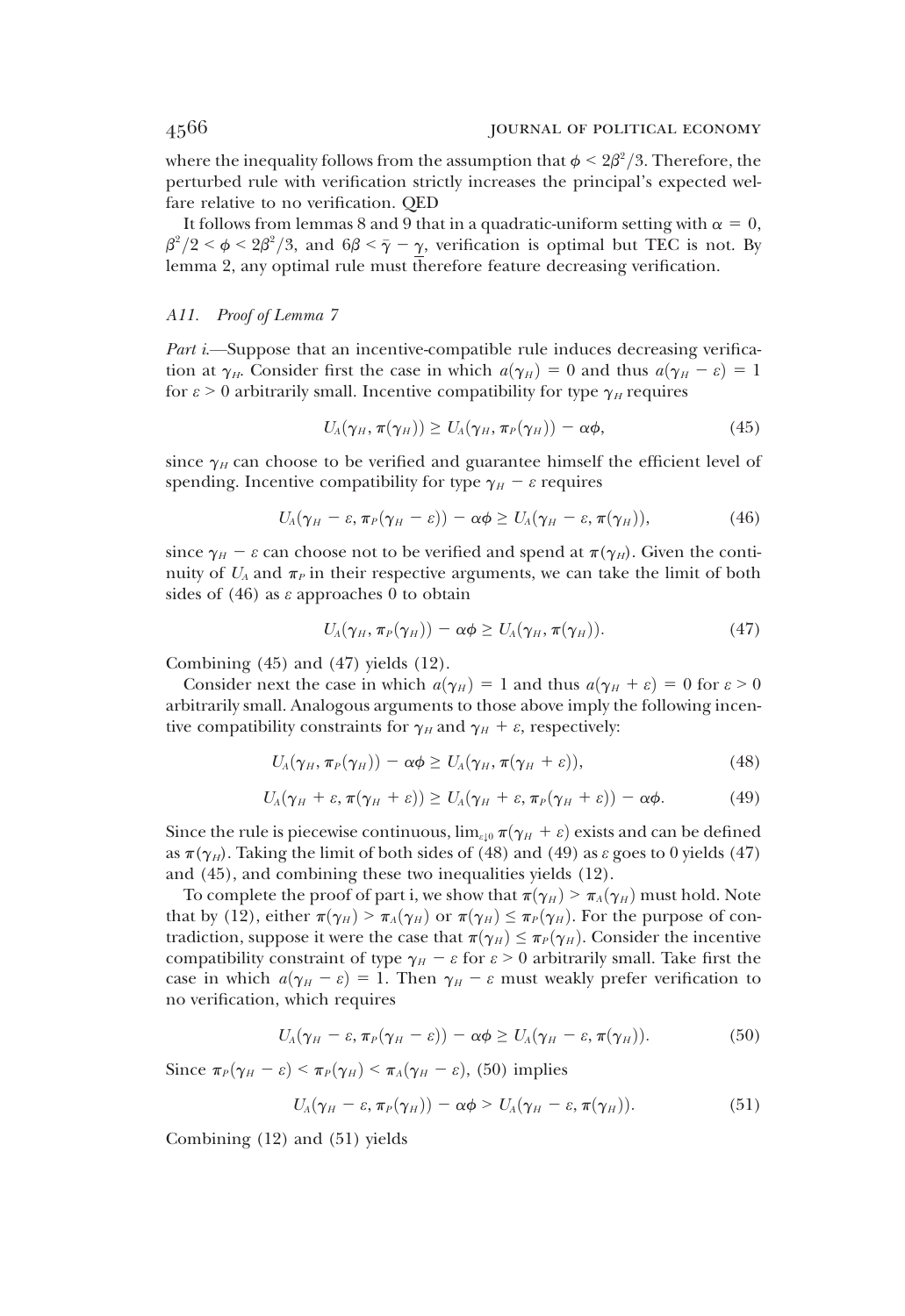where the inequality follows from the assumption that $\phi < 2\beta^2/3$. Therefore, the perturbed rule with verification strictly increases the principal's expected welfare relative to no verification. QED

It follows from lemmas 8 and 9 that in a quadratic-uniform setting with $\alpha = 0$, $\beta^2/2 < \phi < 2\beta^2/3$, and $6\beta < \bar{\gamma} - \underline{\gamma}$, verification is optimal but TEC is not. By lemma 2, any optimal rule must therefore feature decreasing verification.

### A11. Proof of Lemma 7

*Part i.*—Suppose that an incentive-compatible rule induces decreasing verification at $\gamma_H$. Consider first the case in which $a(\gamma_H) = 0$ and thus $a(\gamma_H - \varepsilon) = 1$ for $\varepsilon > 0$ arbitrarily small. Incentive compatibility for type $\gamma_H$ requires

$$U_A(\gamma_H, \pi(\gamma_H)) \geq U_A(\gamma_H, \pi_P(\gamma_H)) - \alpha\phi, \tag{45}$$

since $\gamma_H$ can choose to be verified and guarantee himself the efficient level of spending. Incentive compatibility for type $\gamma_H - \varepsilon$ requires

$$U_A(\gamma_H - \varepsilon, \pi_P(\gamma_H - \varepsilon)) - \alpha\phi \geq U_A(\gamma_H - \varepsilon, \pi(\gamma_H)), \tag{46}$$

since $\gamma_H - \varepsilon$ can choose not to be verified and spend at $\pi(\gamma_H)$. Given the continuity of $U_A$ and $\pi_P$ in their respective arguments, we can take the limit of both sides of (46) as $\varepsilon$ approaches 0 to obtain

$$U_A(\gamma_H, \pi_P(\gamma_H)) - \alpha\phi \geq U_A(\gamma_H, \pi(\gamma_H)). \tag{47}$$

Combining (45) and (47) yields (12).

Consider next the case in which $a(\gamma_H) = 1$ and thus $a(\gamma_H + \varepsilon) = 0$ for $\varepsilon > 0$ arbitrarily small. Analogous arguments to those above imply the following incentive compatibility constraints for $\gamma_H$ and $\gamma_H + \varepsilon$, respectively:

$$U_A(\gamma_H, \pi_P(\gamma_H)) - \alpha\phi \geq U_A(\gamma_H, \pi(\gamma_H + \varepsilon)), \tag{48}$$

$$U_A(\gamma_H + \varepsilon, \pi(\gamma_H + \varepsilon)) \geq U_A(\gamma_H + \varepsilon, \pi_P(\gamma_H + \varepsilon)) - \alpha\phi. \tag{49}$$

Since the rule is piecewise continuous, $\lim_{\varepsilon \downarrow 0} \pi(\gamma_H + \varepsilon)$ exists and can be defined as $\pi(\gamma_H)$. Taking the limit of both sides of (48) and (49) as $\varepsilon$ goes to 0 yields (47) and (45), and combining these two inequalities yields (12).

To complete the proof of part i, we show that $\pi(\gamma_H) > \pi_A(\gamma_H)$ must hold. Note that by (12), either $\pi(\gamma_H) > \pi_A(\gamma_H)$ or $\pi(\gamma_H) \leq \pi_P(\gamma_H)$. For the purpose of contradiction, suppose it were the case that $\pi(\gamma_H) \leq \pi_P(\gamma_H)$. Consider the incentive compatibility constraint of type $\gamma_H - \varepsilon$ for $\varepsilon > 0$ arbitrarily small. Take first the case in which $a(\gamma_H - \varepsilon) = 1$. Then $\gamma_H - \varepsilon$ must weakly prefer verification to no verification, which requires

$$U_A(\gamma_H - \varepsilon, \pi_P(\gamma_H - \varepsilon)) - \alpha\phi \geq U_A(\gamma_H - \varepsilon, \pi(\gamma_H)). \tag{50}$$

Since $\pi_P(\gamma_H - \varepsilon) < \pi_P(\gamma_H) < \pi_A(\gamma_H - \varepsilon)$, (50) implies

$$U_A(\gamma_H - \varepsilon, \pi_P(\gamma_H)) - \alpha\phi > U_A(\gamma_H - \varepsilon, \pi(\gamma_H)). \tag{51}$$

Combining (12) and (51) yields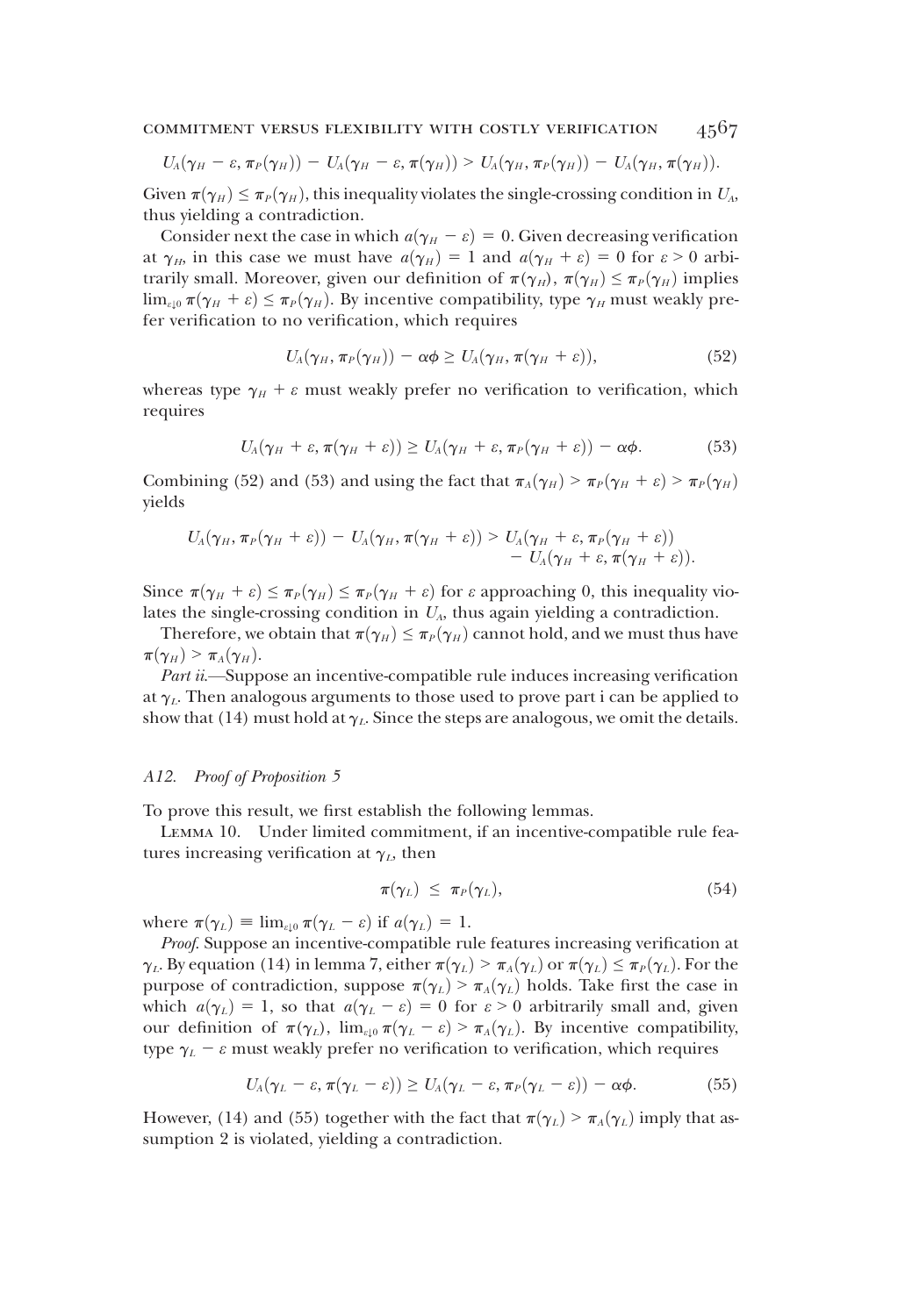$$U_A(\gamma_H - \varepsilon, \pi_P(\gamma_H)) - U_A(\gamma_H - \varepsilon, \pi(\gamma_H)) > U_A(\gamma_H, \pi_P(\gamma_H)) - U_A(\gamma_H, \pi(\gamma_H)).$$

Given $\pi(\gamma_H) \leq \pi_P(\gamma_H)$, this inequality violates the single-crossing condition in $U_A$, thus yielding a contradiction.

Consider next the case in which $a(\gamma_H - \varepsilon) = 0$. Given decreasing verification at $\gamma_H$, in this case we must have $a(\gamma_H) = 1$ and $a(\gamma_H + \varepsilon) = 0$ for $\varepsilon > 0$ arbitrarily small. Moreover, given our definition of $\pi(\gamma_H)$, $\pi(\gamma_H) \leq \pi_P(\gamma_H)$ implies $\lim_{\varepsilon \downarrow 0} \pi(\gamma_H + \varepsilon) \leq \pi_P(\gamma_H)$. By incentive compatibility, type $\gamma_H$ must weakly prefer verification to no verification, which requires

$$U_A(\gamma_H, \pi_P(\gamma_H)) - \alpha\phi \geq U_A(\gamma_H, \pi(\gamma_H + \varepsilon)), \tag{52}$$

whereas type $\gamma_H + \varepsilon$ must weakly prefer no verification to verification, which requires

$$U_A(\gamma_H + \varepsilon, \pi(\gamma_H + \varepsilon)) \geq U_A(\gamma_H + \varepsilon, \pi_P(\gamma_H + \varepsilon)) - \alpha\phi. \tag{53}$$

Combining (52) and (53) and using the fact that $\pi_A(\gamma_H) > \pi_P(\gamma_H + \varepsilon) > \pi_P(\gamma_H)$ yields

$$U_A(\gamma_H, \pi_P(\gamma_H + \varepsilon)) - U_A(\gamma_H, \pi(\gamma_H + \varepsilon)) > U_A(\gamma_H + \varepsilon, \pi_P(\gamma_H + \varepsilon)) - U_A(\gamma_H + \varepsilon, \pi(\gamma_H + \varepsilon)).$$

Since $\pi(\gamma_H + \varepsilon) \leq \pi_P(\gamma_H) \leq \pi_P(\gamma_H + \varepsilon)$ for $\varepsilon$ approaching 0, this inequality violates the single-crossing condition in $U_A$, thus again yielding a contradiction.

Therefore, we obtain that $\pi(\gamma_H) \leq \pi_P(\gamma_H)$ cannot hold, and we must thus have $\pi(\gamma_H) > \pi_A(\gamma_H)$.

*Part ii.*—Suppose an incentive-compatible rule induces increasing verification at $\gamma_L$. Then analogous arguments to those used to prove part i can be applied to show that (14) must hold at $\gamma_L$. Since the steps are analogous, we omit the details.

### *A12. Proof of Proposition 5*

To prove this result, we first establish the following lemmas.

Lemma 10. Under limited commitment, if an incentive-compatible rule features increasing verification at $\gamma_L$, then

$$\pi(\gamma_L) \leq \pi_P(\gamma_L), \tag{54}$$

where $\pi(\gamma_L) \equiv \lim_{\varepsilon \downarrow 0} \pi(\gamma_L - \varepsilon)$ if $a(\gamma_L) = 1$.

*Proof.* Suppose an incentive-compatible rule features increasing verification at $\gamma_L$. By equation (14) in lemma 7, either $\pi(\gamma_L) > \pi_A(\gamma_L)$ or $\pi(\gamma_L) \leq \pi_P(\gamma_L)$. For the purpose of contradiction, suppose $\pi(\gamma_L) > \pi_A(\gamma_L)$ holds. Take first the case in which $a(\gamma_L) = 1$, so that $a(\gamma_L - \varepsilon) = 0$ for $\varepsilon > 0$ arbitrarily small and, given our definition of $\pi(\gamma_L)$, $\lim_{\varepsilon \downarrow 0} \pi(\gamma_L - \varepsilon) > \pi_A(\gamma_L)$. By incentive compatibility, type $\gamma_L - \varepsilon$ must weakly prefer no verification to verification, which requires

$$U_A(\gamma_L - \varepsilon, \pi(\gamma_L - \varepsilon)) \geq U_A(\gamma_L - \varepsilon, \pi_P(\gamma_L - \varepsilon)) - \alpha\phi. \tag{55}$$

However, (14) and (55) together with the fact that $\pi(\gamma_L) > \pi_A(\gamma_L)$ imply that assumption 2 is violated, yielding a contradiction.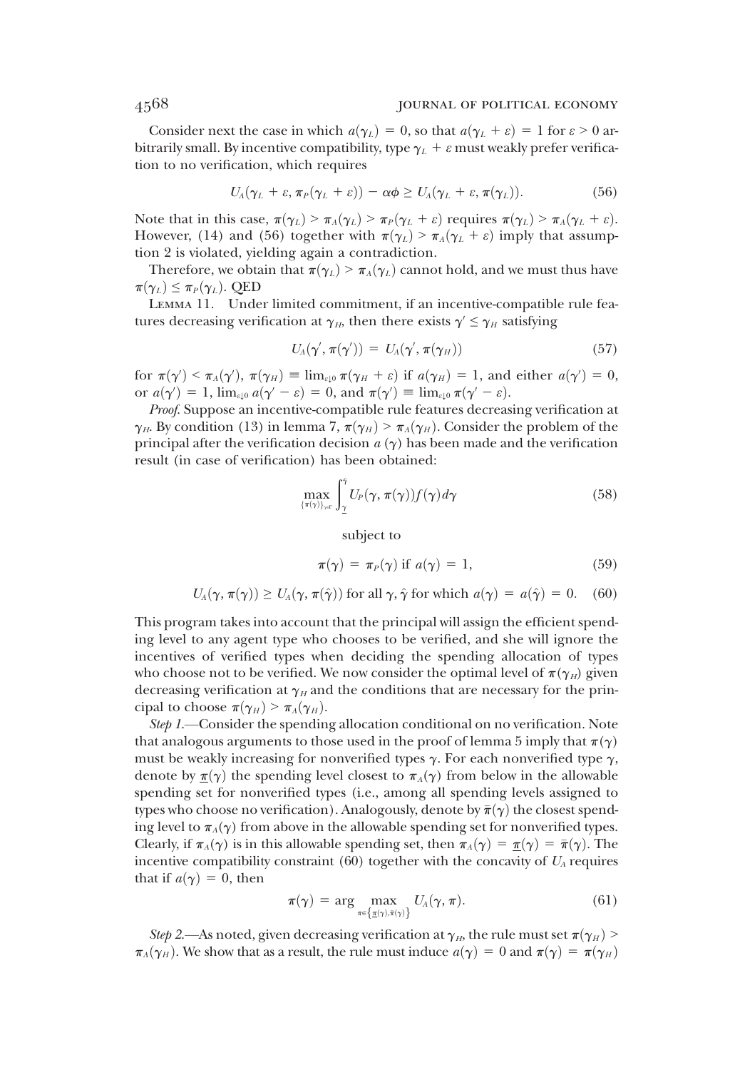Consider next the case in which $a(\gamma_L) = 0$, so that $a(\gamma_L + \varepsilon) = 1$ for $\varepsilon > 0$ arbitrarily small. By incentive compatibility, type $\gamma_L + \varepsilon$ must weakly prefer verification to no verification, which requires

$$U_A(\gamma_L + \varepsilon, \pi_P(\gamma_L + \varepsilon)) - \alpha\phi \geq U_A(\gamma_L + \varepsilon, \pi(\gamma_L)). \tag{56}$$

Note that in this case, $\pi(\gamma_L) > \pi_A(\gamma_L) > \pi_P(\gamma_L + \varepsilon)$ requires $\pi(\gamma_L) > \pi_A(\gamma_L + \varepsilon)$. However, (14) and (56) together with $\pi(\gamma_L) > \pi_A(\gamma_L + \varepsilon)$ imply that assumption 2 is violated, yielding again a contradiction.

Therefore, we obtain that $\pi(\gamma_L) > \pi_A(\gamma_L)$ cannot hold, and we must thus have $\pi(\gamma_L) \leq \pi_P(\gamma_L)$. QED

Lemma 11. Under limited commitment, if an incentive-compatible rule features decreasing verification at $\gamma_H$, then there exists $\gamma' \leq \gamma_H$ satisfying

$$U_A(\gamma', \pi(\gamma')) = U_A(\gamma', \pi(\gamma_H)) \tag{57}$$

for $\pi(\gamma') < \pi_A(\gamma')$, $\pi(\gamma_H) \equiv \lim_{\varepsilon \downarrow 0} \pi(\gamma_H + \varepsilon)$ if $a(\gamma_H) = 1$, and either $a(\gamma') = 0$, or $a(\gamma') = 1$, $\lim_{\varepsilon \downarrow 0} a(\gamma' - \varepsilon) = 0$, and $\pi(\gamma') \equiv \lim_{\varepsilon \downarrow 0} \pi(\gamma' - \varepsilon)$.

*Proof.* Suppose an incentive-compatible rule features decreasing verification at $\gamma_H$. By condition (13) in lemma 7, $\pi(\gamma_H) > \pi_A(\gamma_H)$. Consider the problem of the principal after the verification decision $a(\gamma)$ has been made and the verification result (in case of verification) has been obtained:

$$\max_{\{\pi(\gamma)\}_{\gamma \in \Gamma}} \int_{\underline{\gamma}}^{\bar{\gamma}} U_P(\gamma, \pi(\gamma)) f(\gamma) d\gamma \tag{58}$$

subject to

$$\pi(\gamma) = \pi_P(\gamma) \text{ if } a(\gamma) = 1, \tag{59}$$

$$U_A(\gamma, \pi(\gamma)) \geq U_A(\gamma, \pi(\hat{\gamma})) \text{ for all } \gamma, \hat{\gamma} \text{ for which } a(\gamma) = a(\hat{\gamma}) = 0. \tag{60}$$

This program takes into account that the principal will assign the efficient spending level to any agent type who chooses to be verified, and she will ignore the incentives of verified types when deciding the spending allocation of types who choose not to be verified. We now consider the optimal level of $\pi(\gamma_H)$ given decreasing verification at $\gamma_H$ and the conditions that are necessary for the principal to choose $\pi(\gamma_H) > \pi_A(\gamma_H)$.

*Step 1.*—Consider the spending allocation conditional on no verification. Note that analogous arguments to those used in the proof of lemma 5 imply that $\pi(\gamma)$ must be weakly increasing for nonverified types $\gamma$. For each nonverified type $\gamma$, denote by $\underline{\pi}(\gamma)$ the spending level closest to $\pi_A(\gamma)$ from below in the allowable spending set for nonverified types (i.e., among all spending levels assigned to types who choose no verification). Analogously, denote by $\bar{\pi}(\gamma)$ the closest spending level to $\pi_A(\gamma)$ from above in the allowable spending set for nonverified types. Clearly, if $\pi_A(\gamma)$ is in this allowable spending set, then $\pi_A(\gamma) = \underline{\pi}(\gamma) = \bar{\pi}(\gamma)$. The incentive compatibility constraint (60) together with the concavity of $U_A$ requires that if $a(\gamma) = 0$, then

$$\pi(\gamma) = \arg \max_{\pi \in \{\underline{\pi}(\gamma), \bar{\pi}(\gamma)\}} U_A(\gamma, \pi). \tag{61}$$

*Step 2.*—As noted, given decreasing verification at $\gamma_H$, the rule must set $\pi(\gamma_H) > \pi_A(\gamma_H)$. We show that as a result, the rule must induce $a(\gamma) = 0$ and $\pi(\gamma) = \pi(\gamma_H)$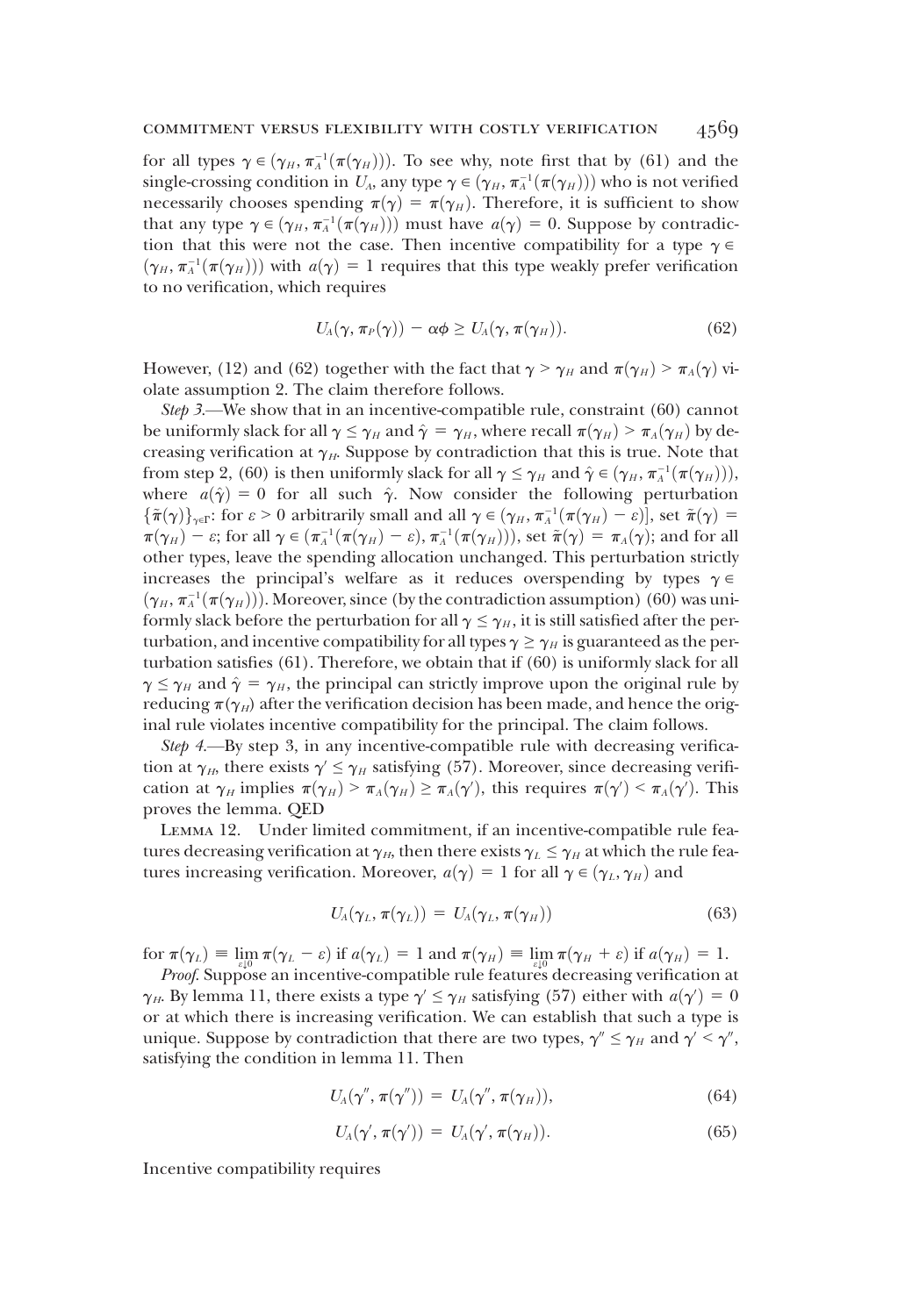for all types $\gamma \in (\gamma_H, \pi_A^{-1}(\pi(\gamma_H)))$. To see why, note first that by (61) and the single-crossing condition in $U_A$, any type $\gamma \in (\gamma_H, \pi_A^{-1}(\pi(\gamma_H)))$ who is not verified necessarily chooses spending $\pi(\gamma) = \pi(\gamma_H)$. Therefore, it is sufficient to show that any type $\gamma \in (\gamma_H, \pi_A^{-1}(\pi(\gamma_H)))$ must have $a(\gamma) = 0$. Suppose by contradiction that this were not the case. Then incentive compatibility for a type $\gamma \in (\gamma_H, \pi_A^{-1}(\pi(\gamma_H)))$ with $a(\gamma) = 1$ requires that this type weakly prefer verification to no verification, which requires

$$U_A(\gamma, \pi_P(\gamma)) - \alpha\phi \geq U_A(\gamma, \pi(\gamma_H)). \tag{62}$$

However, (12) and (62) together with the fact that $\gamma > \gamma_H$ and $\pi(\gamma_H) > \pi_A(\gamma)$ violate assumption 2. The claim therefore follows.

*Step 3.*—We show that in an incentive-compatible rule, constraint (60) cannot be uniformly slack for all $\gamma \leq \gamma_H$ and $\hat{\gamma} = \gamma_H$, where recall $\pi(\gamma_H) > \pi_A(\gamma_H)$ by decreasing verification at $\gamma_H$. Suppose by contradiction that this is true. Note that from step 2, (60) is then uniformly slack for all $\gamma \leq \gamma_H$ and $\hat{\gamma} \in (\gamma_H, \pi_A^{-1}(\pi(\gamma_H)))$, where $a(\hat{\gamma}) = 0$ for all such $\hat{\gamma}$. Now consider the following perturbation $\{\tilde{\pi}(\gamma)\}_{\gamma\in\Gamma}$: for $\varepsilon > 0$ arbitrarily small and all $\gamma \in (\gamma_H, \pi_A^{-1}(\pi(\gamma_H) - \varepsilon)]$, set $\tilde{\pi}(\gamma) = \pi(\gamma_H) - \varepsilon$; for all $\gamma \in (\pi_A^{-1}(\pi(\gamma_H) - \varepsilon), \pi_A^{-1}(\pi(\gamma_H)))$, set $\tilde{\pi}(\gamma) = \pi_A(\gamma)$; and for all other types, leave the spending allocation unchanged. This perturbation strictly increases the principal's welfare as it reduces overspending by types $\gamma \in (\gamma_H, \pi_A^{-1}(\pi(\gamma_H)))$. Moreover, since (by the contradiction assumption) (60) was uniformly slack before the perturbation for all $\gamma \leq \gamma_H$, it is still satisfied after the perturbation, and incentive compatibility for all types $\gamma \geq \gamma_H$ is guaranteed as the perturbation satisfies (61). Therefore, we obtain that if (60) is uniformly slack for all $\gamma \leq \gamma_H$ and $\hat{\gamma} = \gamma_H$, the principal can strictly improve upon the original rule by reducing $\pi(\gamma_H)$ after the verification decision has been made, and hence the original rule violates incentive compatibility for the principal. The claim follows.

*Step 4.*—By step 3, in any incentive-compatible rule with decreasing verification at $\gamma_H$, there exists $\gamma' \leq \gamma_H$ satisfying (57). Moreover, since decreasing verification at $\gamma_H$ implies $\pi(\gamma_H) > \pi_A(\gamma_H) \geq \pi_A(\gamma')$, this requires $\pi(\gamma') < \pi_A(\gamma')$. This proves the lemma. QED

LEMMA 12. Under limited commitment, if an incentive-compatible rule features decreasing verification at $\gamma_H$, then there exists $\gamma_L \leq \gamma_H$ at which the rule features increasing verification. Moreover, $a(\gamma) = 1$ for all $\gamma \in (\gamma_L, \gamma_H)$ and

$$U_A(\gamma_L, \pi(\gamma_L)) = U_A(\gamma_L, \pi(\gamma_H)) \tag{63}$$

for $\pi(\gamma_L) \equiv \lim_{\varepsilon\downarrow 0} \pi(\gamma_L - \varepsilon)$ if $a(\gamma_L) = 1$ and $\pi(\gamma_H) \equiv \lim_{\varepsilon\downarrow 0} \pi(\gamma_H + \varepsilon)$ if $a(\gamma_H) = 1$.

*Proof.* Suppose an incentive-compatible rule features decreasing verification at $\gamma_H$. By lemma 11, there exists a type $\gamma' \leq \gamma_H$ satisfying (57) either with $a(\gamma') = 0$ or at which there is increasing verification. We can establish that such a type is unique. Suppose by contradiction that there are two types, $\gamma'' \leq \gamma_H$ and $\gamma' < \gamma''$, satisfying the condition in lemma 11. Then

$$U_A(\gamma'', \pi(\gamma'')) = U_A(\gamma'', \pi(\gamma_H)), \tag{64}$$

$$U_A(\gamma', \pi(\gamma')) = U_A(\gamma', \pi(\gamma_H)). \tag{65}$$

Incentive compatibility requires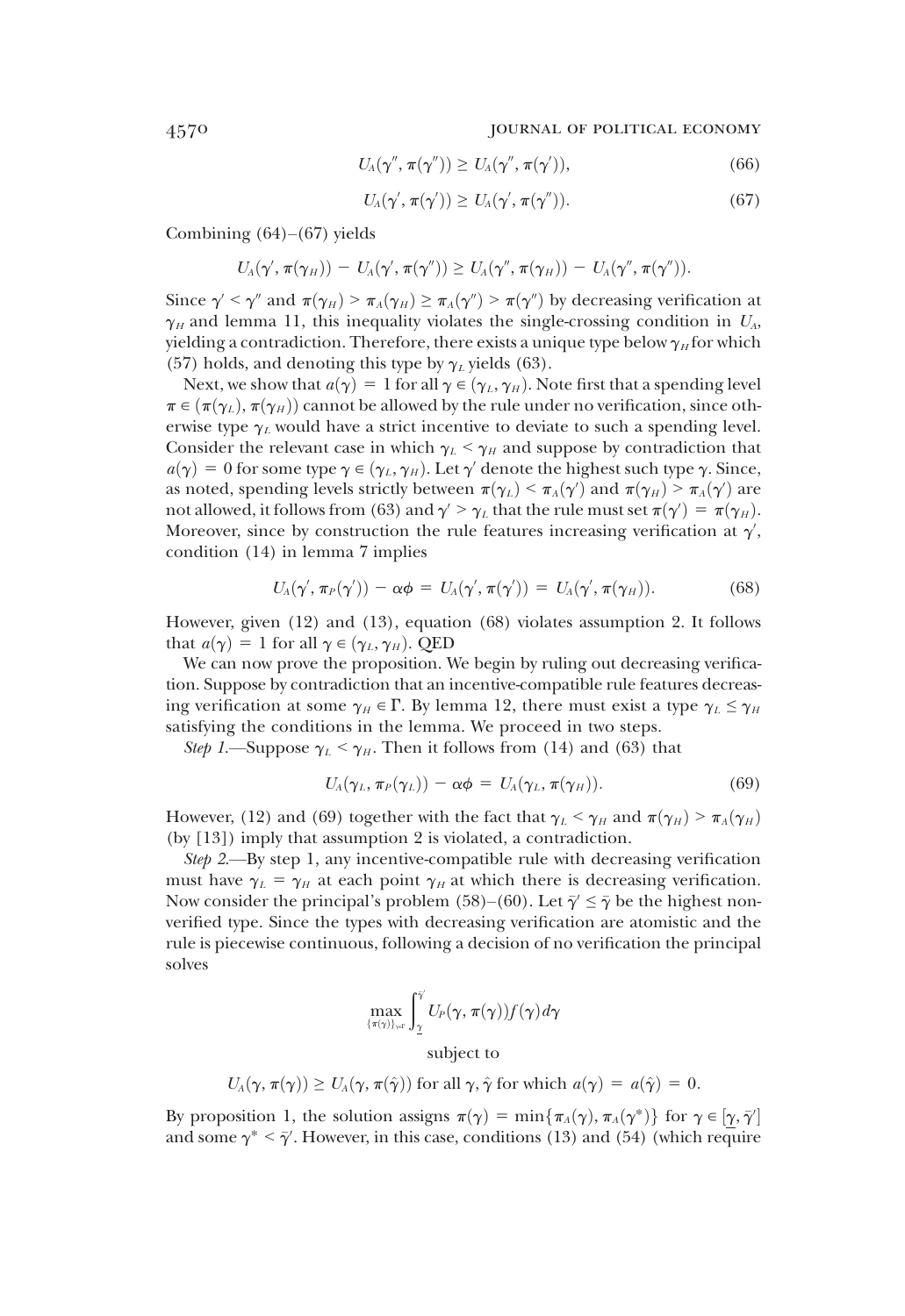$$U_A(\gamma'', \pi(\gamma'')) \geq U_A(\gamma'', \pi(\gamma')), \tag{66}$$

$$U_A(\gamma', \pi(\gamma')) \geq U_A(\gamma', \pi(\gamma'')). \tag{67}$$

Combining (64)–(67) yields

$$U_A(\gamma', \pi(\gamma_H)) - U_A(\gamma', \pi(\gamma'')) \geq U_A(\gamma'', \pi(\gamma_H)) - U_A(\gamma'', \pi(\gamma'')).$$

Since $\gamma' < \gamma''$ and $\pi(\gamma_H) > \pi_A(\gamma_H) \geq \pi_A(\gamma'') > \pi(\gamma'')$ by decreasing verification at $\gamma_H$ and lemma 11, this inequality violates the single-crossing condition in $U_A$, yielding a contradiction. Therefore, there exists a unique type below $\gamma_H$ for which (57) holds, and denoting this type by $\gamma_L$ yields (63).

Next, we show that $a(\gamma) = 1$ for all $\gamma \in (\gamma_L, \gamma_H)$. Note first that a spending level $\pi \in (\pi(\gamma_L), \pi(\gamma_H))$ cannot be allowed by the rule under no verification, since otherwise type $\gamma_L$ would have a strict incentive to deviate to such a spending level. Consider the relevant case in which $\gamma_L < \gamma_H$ and suppose by contradiction that $a(\gamma) = 0$ for some type $\gamma \in (\gamma_L, \gamma_H)$. Let $\gamma'$ denote the highest such type $\gamma$. Since, as noted, spending levels strictly between $\pi(\gamma_L) < \pi_A(\gamma')$ and $\pi(\gamma_H) > \pi_A(\gamma')$ are not allowed, it follows from (63) and $\gamma' > \gamma_L$ that the rule must set $\pi(\gamma') = \pi(\gamma_H)$. Moreover, since by construction the rule features increasing verification at $\gamma'$, condition (14) in lemma 7 implies

$$U_A(\gamma', \pi_P(\gamma')) - \alpha\phi = U_A(\gamma', \pi(\gamma')) = U_A(\gamma', \pi(\gamma_H)). \tag{68}$$

However, given (12) and (13), equation (68) violates assumption 2. It follows that $a(\gamma) = 1$ for all $\gamma \in (\gamma_L, \gamma_H)$. QED

We can now prove the proposition. We begin by ruling out decreasing verification. Suppose by contradiction that an incentive-compatible rule features decreasing verification at some $\gamma_H \in \Gamma$. By lemma 12, there must exist a type $\gamma_L \leq \gamma_H$ satisfying the conditions in the lemma. We proceed in two steps.

*Step 1.*—Suppose $\gamma_L < \gamma_H$. Then it follows from (14) and (63) that

$$U_A(\gamma_L, \pi_P(\gamma_L)) - \alpha\phi = U_A(\gamma_L, \pi(\gamma_H)). \tag{69}$$

However, (12) and (69) together with the fact that $\gamma_L < \gamma_H$ and $\pi(\gamma_H) > \pi_A(\gamma_H)$ (by [13]) imply that assumption 2 is violated, a contradiction.

*Step 2.*—By step 1, any incentive-compatible rule with decreasing verification must have $\gamma_L = \gamma_H$ at each point $\gamma_H$ at which there is decreasing verification. Now consider the principal's problem (58)–(60). Let $\bar{\gamma}' \leq \bar{\gamma}$ be the highest nonverified type. Since the types with decreasing verification are atomistic and the rule is piecewise continuous, following a decision of no verification the principal solves

$$\max_{\{\pi(\gamma)\}_{\gamma\in\Gamma}} \int_{\underline{\gamma}}^{\bar{\gamma}'} U_P(\gamma, \pi(\gamma)) f(\gamma) d\gamma$$

subject to

$$U_A(\gamma, \pi(\gamma)) \geq U_A(\gamma, \pi(\hat{\gamma})) \text{ for all } \gamma, \hat{\gamma} \text{ for which } a(\gamma) = a(\hat{\gamma}) = 0.$$

By proposition 1, the solution assigns $\pi(\gamma) = \min\{\pi_A(\gamma), \pi_A(\gamma^*)\}$ for $\gamma \in [\underline{\gamma}, \bar{\gamma}']$ and some $\gamma^* < \bar{\gamma}'$. However, in this case, conditions (13) and (54) (which require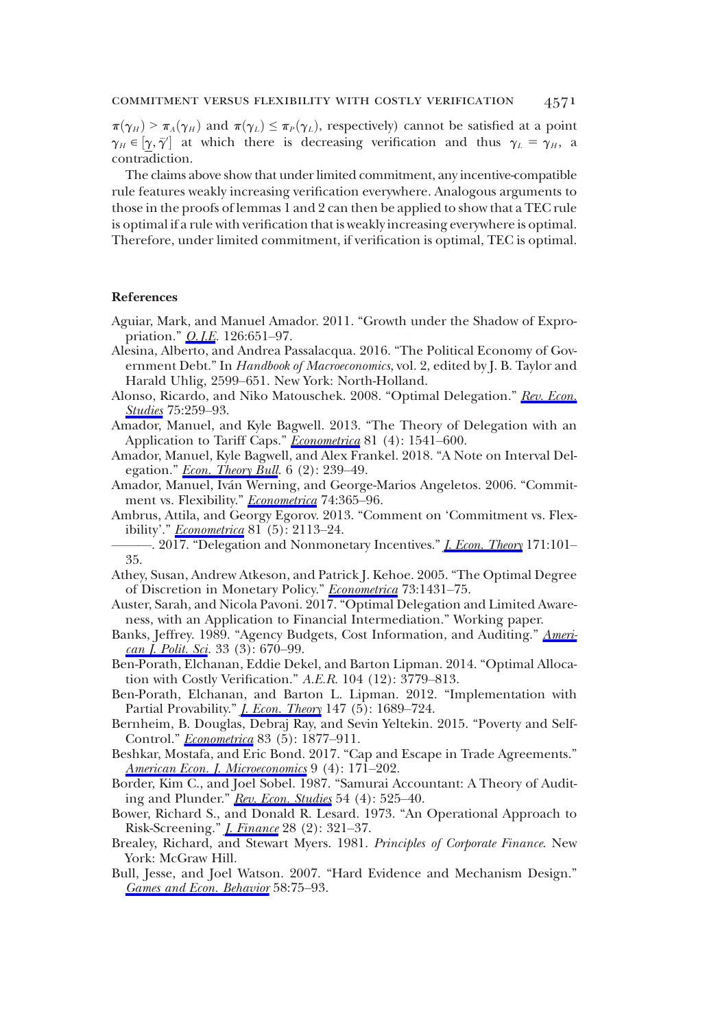$\pi(\gamma_H) > \pi_A(\gamma_H)$ and $\pi(\gamma_L) \leq \pi_P(\gamma_L)$, respectively) cannot be satisfied at a point $\gamma_H \in [\underline{\gamma}, \bar{\gamma}']$ at which there is decreasing verification and thus $\gamma_L = \gamma_H$, a contradiction.

The claims above show that under limited commitment, any incentive-compatible rule features weakly increasing verification everywhere. Analogous arguments to those in the proofs of lemmas 1 and 2 can then be applied to show that a TEC rule is optimal if a rule with verification that is weakly increasing everywhere is optimal. Therefore, under limited commitment, if verification is optimal, TEC is optimal.

## References

Aguiar, Mark, and Manuel Amador. 2011. "Growth under the Shadow of Expropriation." *Q.J.E.* 126:651–97.

Alesina, Alberto, and Andrea Passalacqua. 2016. "The Political Economy of Government Debt." In *Handbook of Macroeconomics*, vol. 2, edited by J. B. Taylor and Harald Uhlig, 2599–651. New York: North-Holland.

Alonso, Ricardo, and Niko Matouschek. 2008. "Optimal Delegation." *Rev. Econ. Studies* 75:259–93.

Amador, Manuel, and Kyle Bagwell. 2013. "The Theory of Delegation with an Application to Tariff Caps." *Econometrica* 81 (4): 1541–600.

Amador, Manuel, Kyle Bagwell, and Alex Frankel. 2018. "A Note on Interval Delegation." *Econ. Theory Bull*. 6 (2): 239–49.

Amador, Manuel, Iván Werning, and George-Marios Angeletos. 2006. "Commitment vs. Flexibility." *Econometrica* 74:365–96.

Ambrus, Attila, and Georgy Egorov. 2013. "Comment on 'Commitment vs. Flexibility'." *Econometrica* 81 (5): 2113–24.

———. 2017. "Delegation and Nonmonetary Incentives." *J. Econ. Theory* 171:101–35.

Athey, Susan, Andrew Atkeson, and Patrick J. Kehoe. 2005. "The Optimal Degree of Discretion in Monetary Policy." *Econometrica* 73:1431–75.

Auster, Sarah, and Nicola Pavoni. 2017. "Optimal Delegation and Limited Awareness, with an Application to Financial Intermediation." Working paper.

Banks, Jeffrey. 1989. "Agency Budgets, Cost Information, and Auditing." *American J. Polit. Sci*. 33 (3): 670–99.

Ben-Porath, Elchanan, Eddie Dekel, and Barton Lipman. 2014. "Optimal Allocation with Costly Verification." *A.E.R.* 104 (12): 3779–813.

Ben-Porath, Elchanan, and Barton L. Lipman. 2012. "Implementation with Partial Provability." *J. Econ. Theory* 147 (5): 1689–724.

Bernheim, B. Douglas, Debraj Ray, and Sevin Yeltekin. 2015. "Poverty and Self-Control." *Econometrica* 83 (5): 1877–911.

Beshkar, Mostafa, and Eric Bond. 2017. "Cap and Escape in Trade Agreements." *American Econ. J. Microeconomics* 9 (4): 171–202.

Border, Kim C., and Joel Sobel. 1987. "Samurai Accountant: A Theory of Auditing and Plunder." *Rev. Econ. Studies* 54 (4): 525–40.

Bower, Richard S., and Donald R. Lesard. 1973. "An Operational Approach to Risk-Screening." *J. Finance* 28 (2): 321–37.

Brealey, Richard, and Stewart Myers. 1981. *Principles of Corporate Finance*. New York: McGraw Hill.

Bull, Jesse, and Joel Watson. 2007. "Hard Evidence and Mechanism Design." *Games and Econ. Behavior* 58:75–93.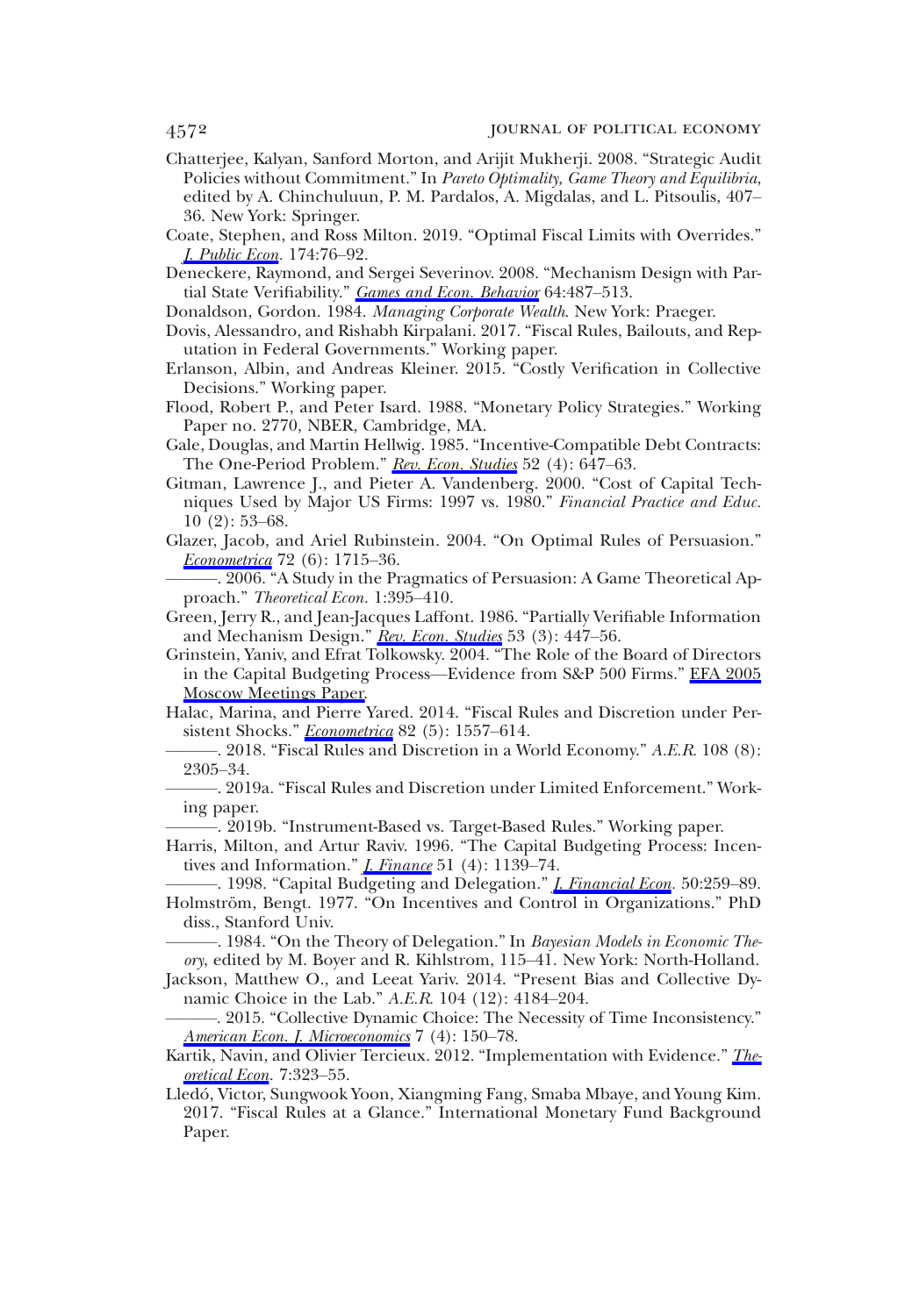Chatterjee, Kalyan, Sanford Morton, and Arijit Mukherji. 2008. "Strategic Audit Policies without Commitment." In *Pareto Optimality, Game Theory and Equilibria*, edited by A. Chinchuluun, P. M. Pardalos, A. Migdalas, and L. Pitsoulis, 407–36. New York: Springer.

Coate, Stephen, and Ross Milton. 2019. "Optimal Fiscal Limits with Overrides." *J. Public Econ*. 174:76–92.

Deneckere, Raymond, and Sergei Severinov. 2008. "Mechanism Design with Partial State Verifiability." *Games and Econ. Behavior* 64:487–513.

Donaldson, Gordon. 1984. *Managing Corporate Wealth*. New York: Praeger.

Dovis, Alessandro, and Rishabh Kirpalani. 2017. "Fiscal Rules, Bailouts, and Reputation in Federal Governments." Working paper.

Erlanson, Albin, and Andreas Kleiner. 2015. "Costly Verification in Collective Decisions." Working paper.

Flood, Robert P., and Peter Isard. 1988. "Monetary Policy Strategies." Working Paper no. 2770, NBER, Cambridge, MA.

Gale, Douglas, and Martin Hellwig. 1985. "Incentive-Compatible Debt Contracts: The One-Period Problem." *Rev. Econ. Studies* 52 (4): 647–63.

Gitman, Lawrence J., and Pieter A. Vandenberg. 2000. "Cost of Capital Techniques Used by Major US Firms: 1997 vs. 1980." *Financial Practice and Educ.* 10 (2): 53–68.

Glazer, Jacob, and Ariel Rubinstein. 2004. "On Optimal Rules of Persuasion." *Econometrica* 72 (6): 1715–36.

———. 2006. "A Study in the Pragmatics of Persuasion: A Game Theoretical Approach." *Theoretical Econ.* 1:395–410.

Green, Jerry R., and Jean-Jacques Laffont. 1986. "Partially Verifiable Information and Mechanism Design." *Rev. Econ. Studies* 53 (3): 447–56.

Grinstein, Yaniv, and Efrat Tolkowsky. 2004. "The Role of the Board of Directors in the Capital Budgeting Process—Evidence from S&P 500 Firms." EFA 2005 Moscow Meetings Paper.

Halac, Marina, and Pierre Yared. 2014. "Fiscal Rules and Discretion under Persistent Shocks." *Econometrica* 82 (5): 1557–614.

———. 2018. "Fiscal Rules and Discretion in a World Economy." *A.E.R.* 108 (8): 2305–34.

———. 2019a. "Fiscal Rules and Discretion under Limited Enforcement." Working paper.

———. 2019b. "Instrument-Based vs. Target-Based Rules." Working paper.

Harris, Milton, and Artur Raviv. 1996. "The Capital Budgeting Process: Incentives and Information." *J. Finance* 51 (4): 1139–74.

———. 1998. "Capital Budgeting and Delegation." *J. Financial Econ.* 50:259–89.

Holmström, Bengt. 1977. "On Incentives and Control in Organizations." PhD diss., Stanford Univ.

———. 1984. "On the Theory of Delegation." In *Bayesian Models in Economic Theory*, edited by M. Boyer and R. Kihlstrom, 115–41. New York: North-Holland.

Jackson, Matthew O., and Leeat Yariv. 2014. "Present Bias and Collective Dynamic Choice in the Lab." *A.E.R.* 104 (12): 4184–204.

———. 2015. "Collective Dynamic Choice: The Necessity of Time Inconsistency." *American Econ. J. Microeconomics* 7 (4): 150–78.

Kartik, Navin, and Olivier Tercieux. 2012. "Implementation with Evidence." *Theoretical Econ.* 7:323–55.

Ledó, Victor, Sungwook Yoon, Xiangming Fang, Smaba Mbaye, and Young Kim. 2017. "Fiscal Rules at a Glance." International Monetary Fund Background Paper.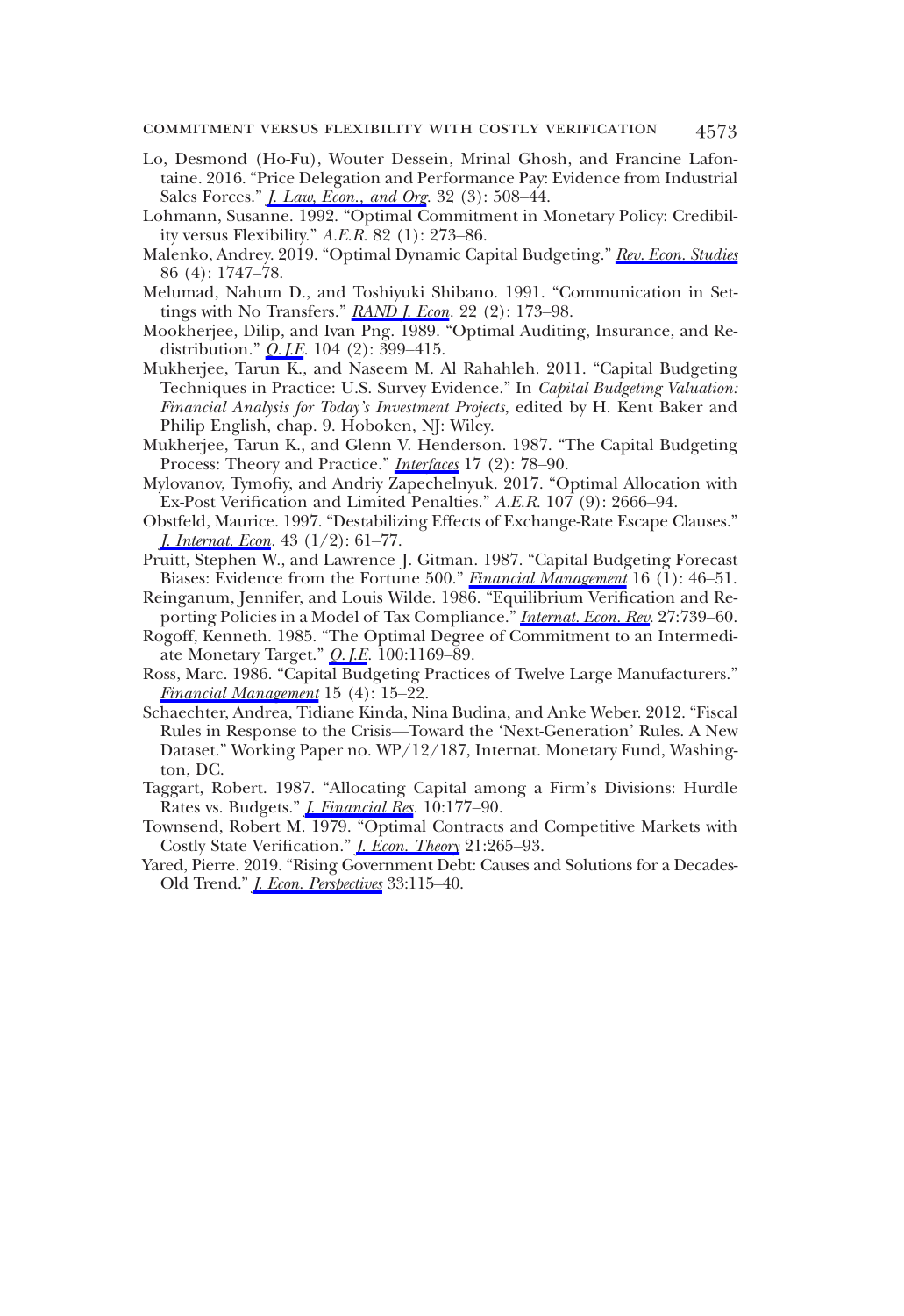Lo, Desmond (Ho-Fu), Wouter Dessein, Mrinal Ghosh, and Francine Lafontaine. 2016. "Price Delegation and Performance Pay: Evidence from Industrial Sales Forces." *J. Law, Econ., and Org.* 32 (3): 508–44.

Lohmann, Susanne. 1992. "Optimal Commitment in Monetary Policy: Credibility versus Flexibility." *A.E.R.* 82 (1): 273–86.

Malenko, Andrey. 2019. "Optimal Dynamic Capital Budgeting." *Rev. Econ. Studies* 86 (4): 1747–78.

Melumad, Nahum D., and Toshiyuki Shibano. 1991. "Communication in Settings with No Transfers." *RAND J. Econ.* 22 (2): 173–98.

Mookherjee, Dilip, and Ivan Png. 1989. "Optimal Auditing, Insurance, and Redistribution." *Q.J.E.* 104 (2): 399–415.

Mukherjee, Tarun K., and Naseem M. Al Rahahleh. 2011. "Capital Budgeting Techniques in Practice: U.S. Survey Evidence." In *Capital Budgeting Valuation: Financial Analysis for Today's Investment Projects*, edited by H. Kent Baker and Philip English, chap. 9. Hoboken, NJ: Wiley.

Mukherjee, Tarun K., and Glenn V. Henderson. 1987. "The Capital Budgeting Process: Theory and Practice." *Interfaces* 17 (2): 78–90.

Mylovanov, Tymofiy, and Andriy Zapechelnyuk. 2017. "Optimal Allocation with Ex-Post Verification and Limited Penalties." *A.E.R.* 107 (9): 2666–94.

Obstfeld, Maurice. 1997. "Destabilizing Effects of Exchange-Rate Escape Clauses." *J. Internat. Econ.* 43 (1/2): 61–77.

Pruitt, Stephen W., and Lawrence J. Gitman. 1987. "Capital Budgeting Forecast Biases: Evidence from the Fortune 500." *Financial Management* 16 (1): 46–51.

Reinganum, Jennifer, and Louis Wilde. 1986. "Equilibrium Verification and Reporting Policies in a Model of Tax Compliance." *Internat. Econ. Rev.* 27:739–60.

Rogoff, Kenneth. 1985. "The Optimal Degree of Commitment to an Intermediate Monetary Target." *Q.J.E.* 100:1169–89.

Ross, Marc. 1986. "Capital Budgeting Practices of Twelve Large Manufacturers." *Financial Management* 15 (4): 15–22.

Schaechter, Andrea, Tidiane Kinda, Nina Budina, and Anke Weber. 2012. "Fiscal Rules in Response to the Crisis—Toward the 'Next-Generation' Rules. A New Dataset." Working Paper no. WP/12/187, Internat. Monetary Fund, Washington, DC.

Taggart, Robert. 1987. "Allocating Capital among a Firm's Divisions: Hurdle Rates vs. Budgets." *J. Financial Res.* 10:177–90.

Townsend, Robert M. 1979. "Optimal Contracts and Competitive Markets with Costly State Verification." *J. Econ. Theory* 21:265–93.

Yared, Pierre. 2019. "Rising Government Debt: Causes and Solutions for a Decades-Old Trend." *J. Econ. Perspectives* 33:115–40.